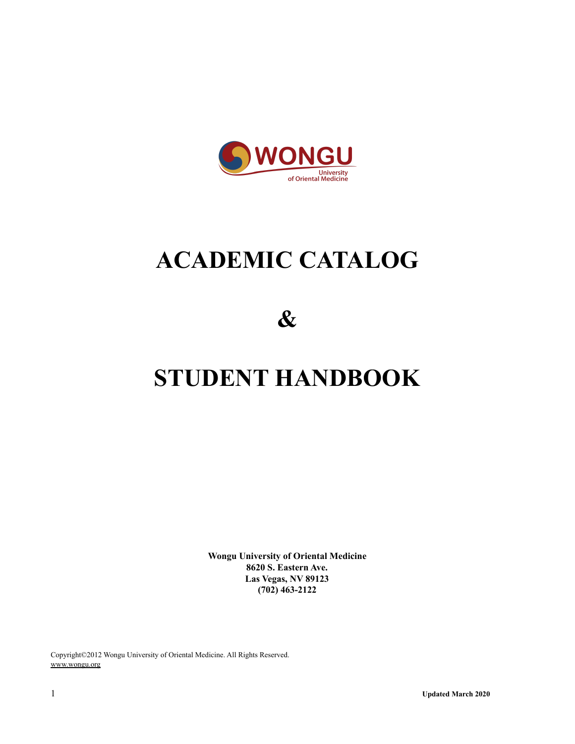# ACADEMIC CATALOG

# &

# STUDENT HANDBOOK

**Wongu University of Oriental Medicine**
**8620 S. Eastern Ave.**
**Las Vegas, NV 89123**
**(702) 463-2122**

Copyright©2012 Wongu University of Oriental Medicine. All Rights Reserved.
www.wongu.org

**Updated March 2020**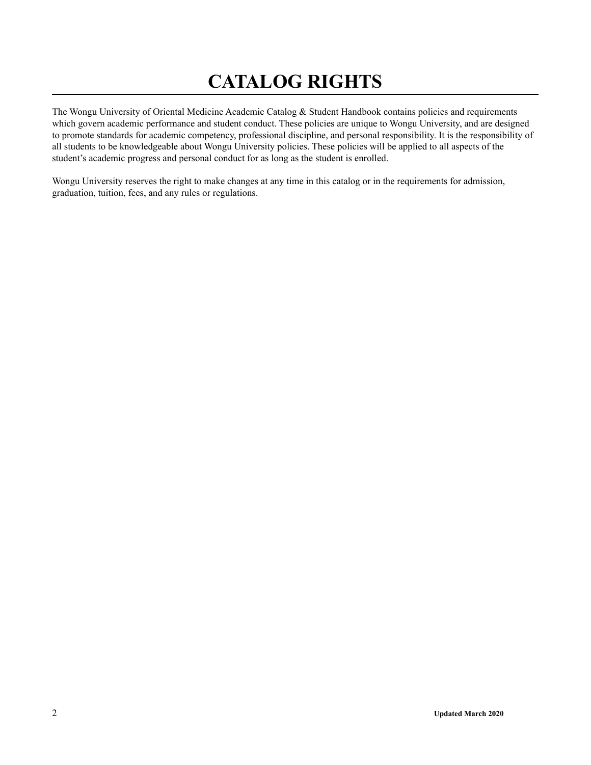# CATALOG RIGHTS

The Wongu University of Oriental Medicine Academic Catalog & Student Handbook contains policies and requirements which govern academic performance and student conduct. These policies are unique to Wongu University, and are designed to promote standards for academic competency, professional discipline, and personal responsibility. It is the responsibility of all students to be knowledgeable about Wongu University policies. These policies will be applied to all aspects of the student's academic progress and personal conduct for as long as the student is enrolled.

Wongu University reserves the right to make changes at any time in this catalog or in the requirements for admission, graduation, tuition, fees, and any rules or regulations.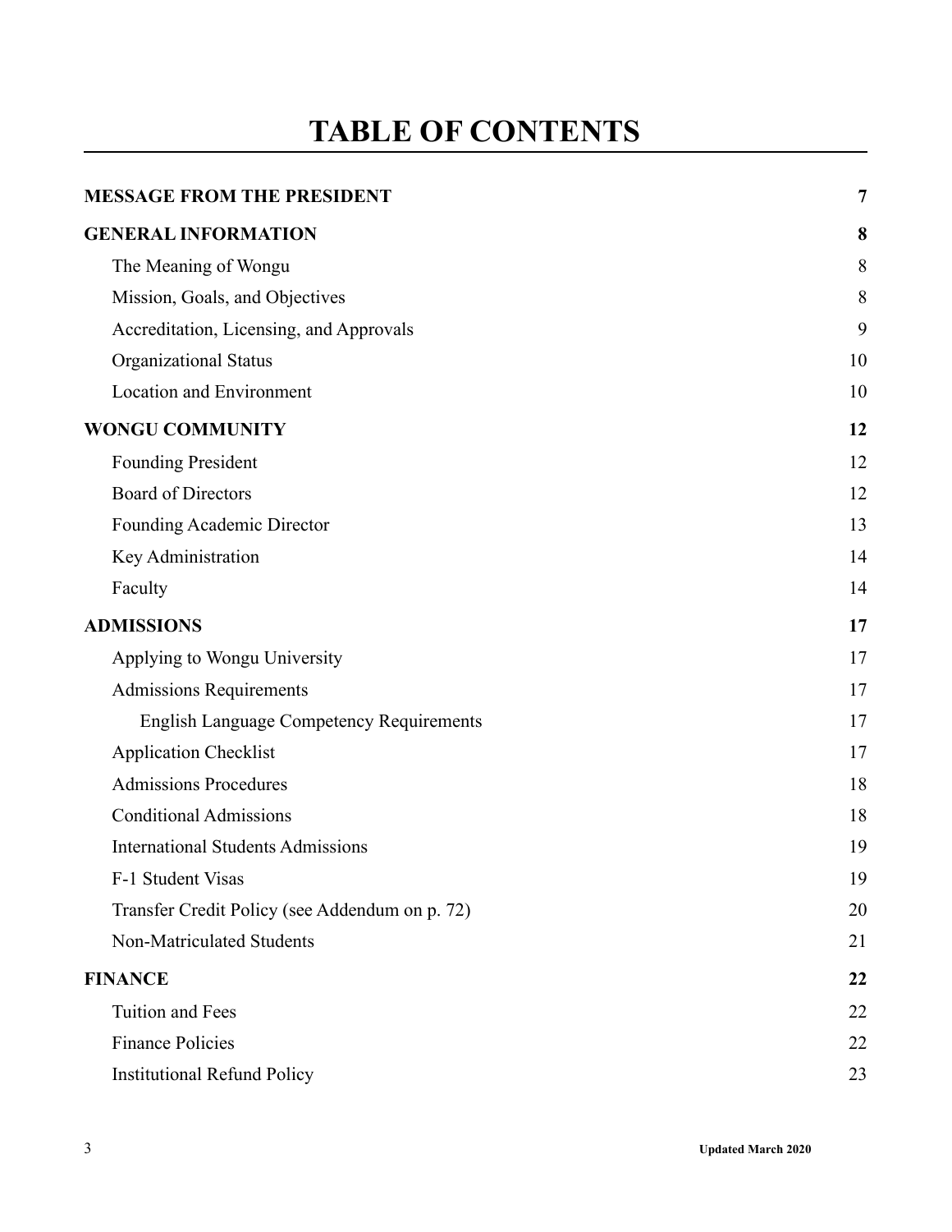# TABLE OF CONTENTS

| | |
|---|---|
| **MESSAGE FROM THE PRESIDENT** | **7** |
| **GENERAL INFORMATION** | **8** |
| The Meaning of Wongu | 8 |
| Mission, Goals, and Objectives | 8 |
| Accreditation, Licensing, and Approvals | 9 |
| Organizational Status | 10 |
| Location and Environment | 10 |
| **WONGU COMMUNITY** | **12** |
| Founding President | 12 |
| Board of Directors | 12 |
| Founding Academic Director | 13 |
| Key Administration | 14 |
| Faculty | 14 |
| **ADMISSIONS** | **17** |
| Applying to Wongu University | 17 |
| Admissions Requirements | 17 |
| English Language Competency Requirements | 17 |
| Application Checklist | 17 |
| Admissions Procedures | 18 |
| Conditional Admissions | 18 |
| International Students Admissions | 19 |
| F-1 Student Visas | 19 |
| Transfer Credit Policy (see Addendum on p. 72) | 20 |
| Non-Matriculated Students | 21 |
| **FINANCE** | **22** |
| Tuition and Fees | 22 |
| Finance Policies | 22 |
| Institutional Refund Policy | 23 |

Updated March 2020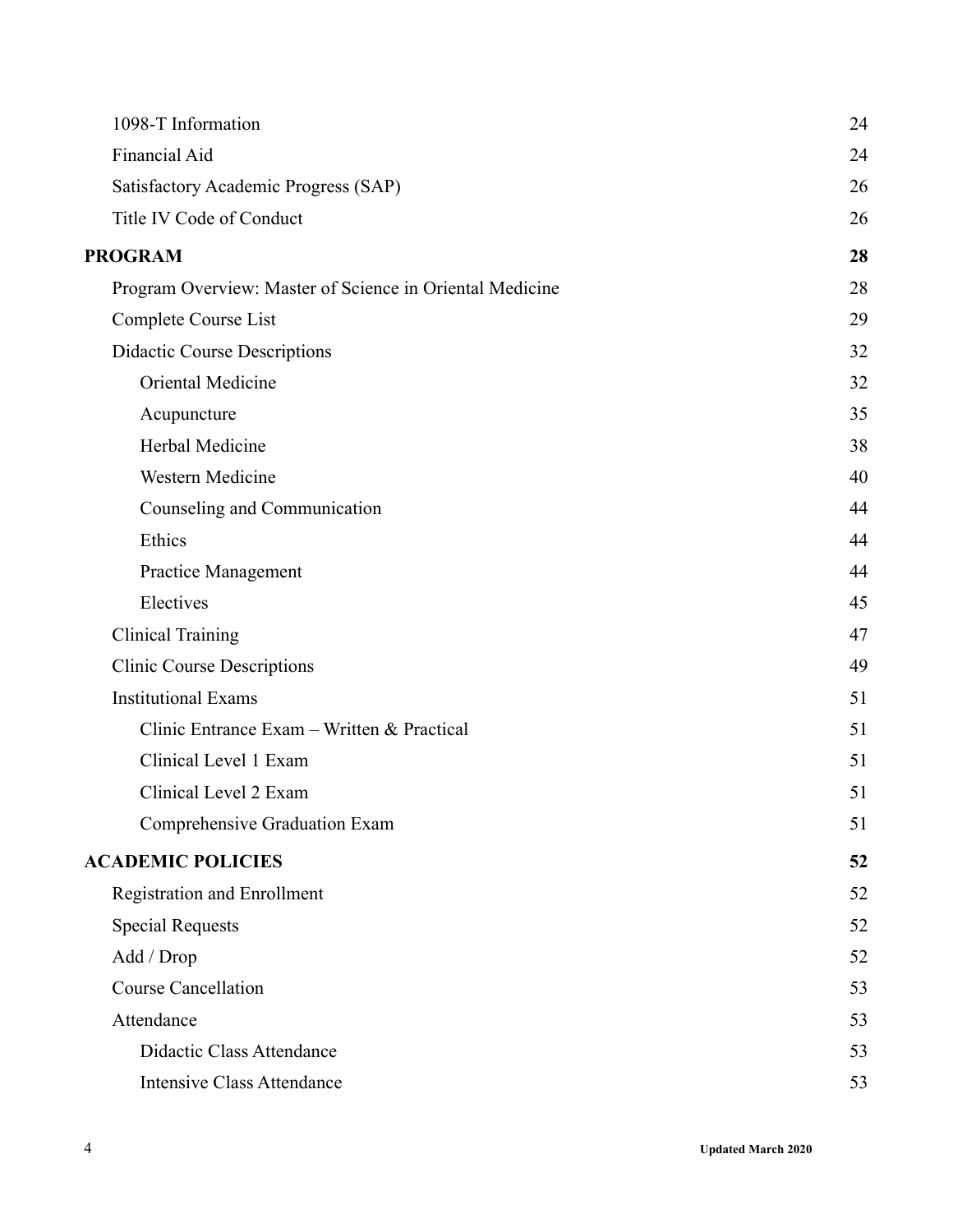| | |
|---|---|
| 1098-T Information | 24 |
| Financial Aid | 24 |
| Satisfactory Academic Progress (SAP) | 26 |
| Title IV Code of Conduct | 26 |
| **PROGRAM** | **28** |
| Program Overview: Master of Science in Oriental Medicine | 28 |
| Complete Course List | 29 |
| Didactic Course Descriptions | 32 |
| Oriental Medicine | 32 |
| Acupuncture | 35 |
| Herbal Medicine | 38 |
| Western Medicine | 40 |
| Counseling and Communication | 44 |
| Ethics | 44 |
| Practice Management | 44 |
| Electives | 45 |
| Clinical Training | 47 |
| Clinic Course Descriptions | 49 |
| Institutional Exams | 51 |
| Clinic Entrance Exam – Written & Practical | 51 |
| Clinical Level 1 Exam | 51 |
| Clinical Level 2 Exam | 51 |
| Comprehensive Graduation Exam | 51 |
| **ACADEMIC POLICIES** | **52** |
| Registration and Enrollment | 52 |
| Special Requests | 52 |
| Add / Drop | 52 |
| Course Cancellation | 53 |
| Attendance | 53 |
| Didactic Class Attendance | 53 |
| Intensive Class Attendance | 53 |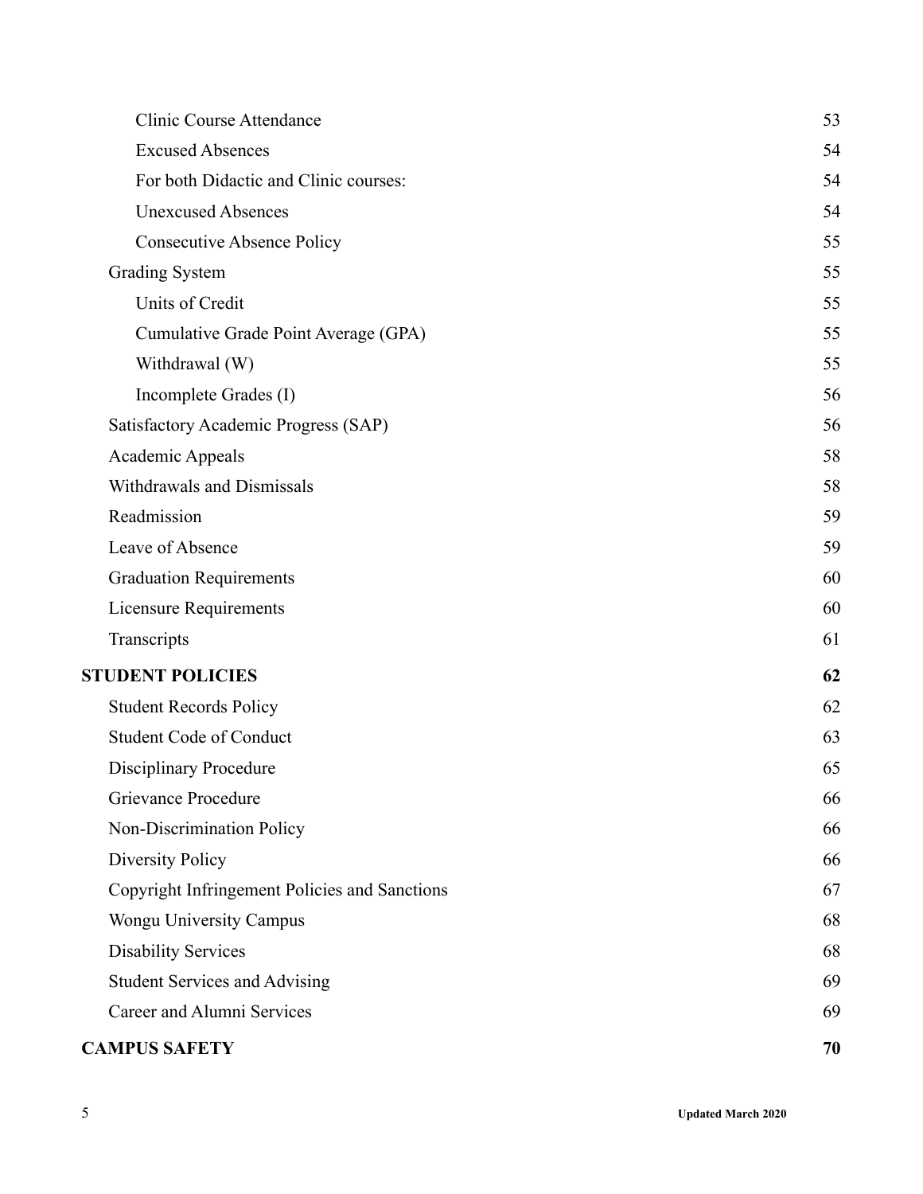| | |
|---|---|
| Clinic Course Attendance | 53 |
| Excused Absences | 54 |
| For both Didactic and Clinic courses: | 54 |
| Unexcused Absences | 54 |
| Consecutive Absence Policy | 55 |
| Grading System | 55 |
| Units of Credit | 55 |
| Cumulative Grade Point Average (GPA) | 55 |
| Withdrawal (W) | 55 |
| Incomplete Grades (I) | 56 |
| Satisfactory Academic Progress (SAP) | 56 |
| Academic Appeals | 58 |
| Withdrawals and Dismissals | 58 |
| Readmission | 59 |
| Leave of Absence | 59 |
| Graduation Requirements | 60 |
| Licensure Requirements | 60 |
| Transcripts | 61 |
| **STUDENT POLICIES** | **62** |
| Student Records Policy | 62 |
| Student Code of Conduct | 63 |
| Disciplinary Procedure | 65 |
| Grievance Procedure | 66 |
| Non-Discrimination Policy | 66 |
| Diversity Policy | 66 |
| Copyright Infringement Policies and Sanctions | 67 |
| Wongu University Campus | 68 |
| Disability Services | 68 |
| Student Services and Advising | 69 |
| Career and Alumni Services | 69 |
| **CAMPUS SAFETY** | **70** |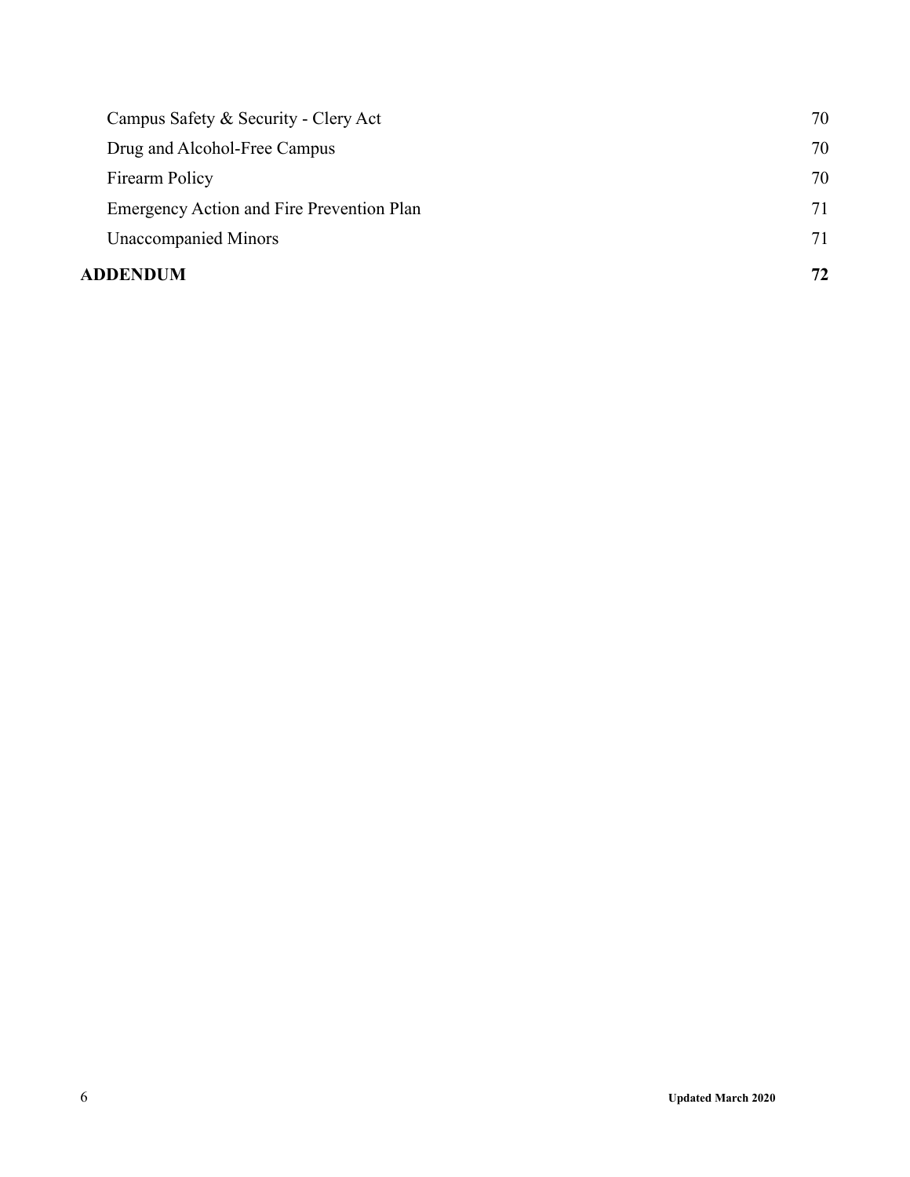| | |
|---|---|
| Campus Safety & Security - Clery Act | 70 |
| Drug and Alcohol-Free Campus | 70 |
| Firearm Policy | 70 |
| Emergency Action and Fire Prevention Plan | 71 |
| Unaccompanied Minors | 71 |
| **ADDENDUM** | **72** |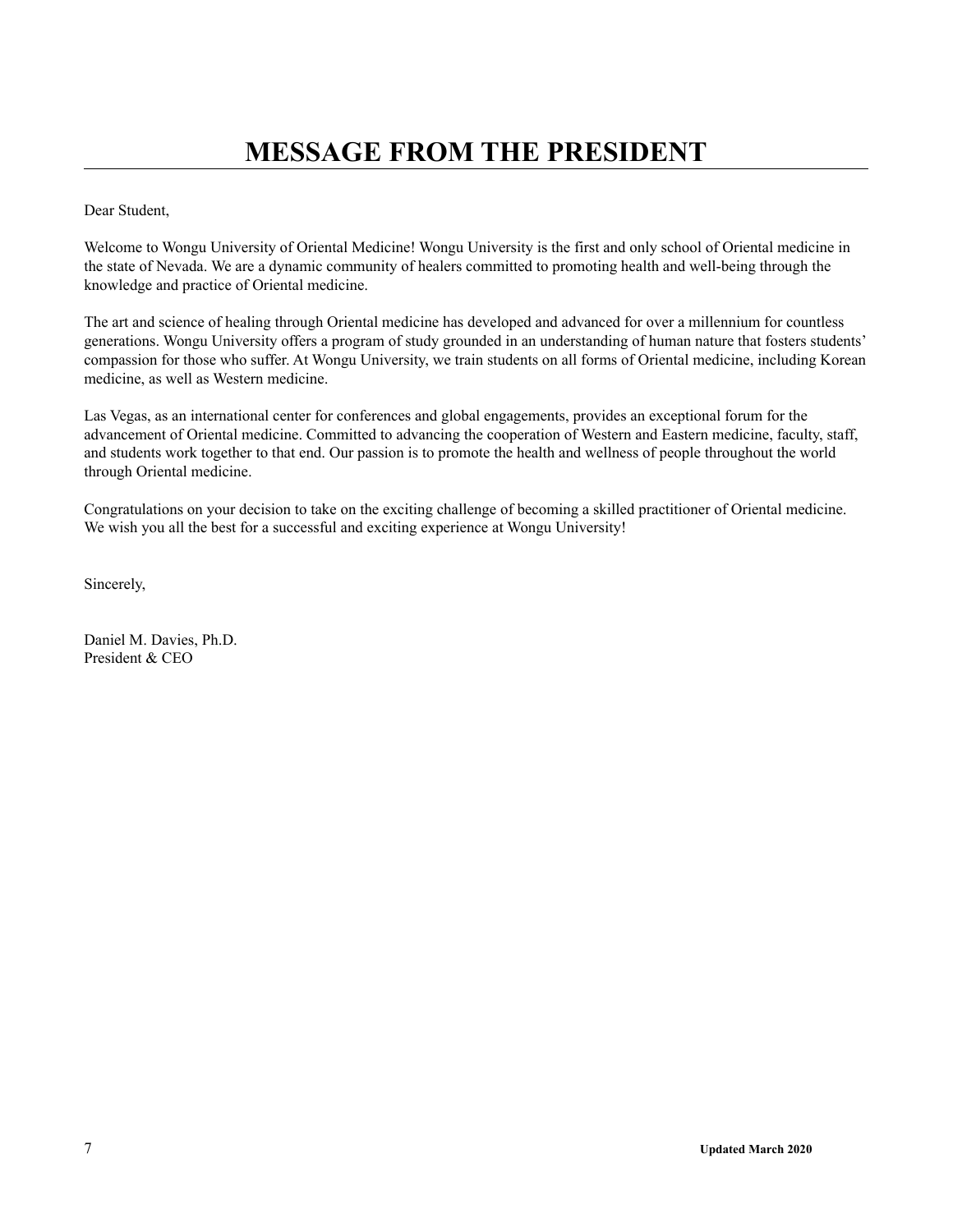# MESSAGE FROM THE PRESIDENT

Dear Student,

Welcome to Wongu University of Oriental Medicine! Wongu University is the first and only school of Oriental medicine in the state of Nevada. We are a dynamic community of healers committed to promoting health and well-being through the knowledge and practice of Oriental medicine.

The art and science of healing through Oriental medicine has developed and advanced for over a millennium for countless generations. Wongu University offers a program of study grounded in an understanding of human nature that fosters students' compassion for those who suffer. At Wongu University, we train students on all forms of Oriental medicine, including Korean medicine, as well as Western medicine.

Las Vegas, as an international center for conferences and global engagements, provides an exceptional forum for the advancement of Oriental medicine. Committed to advancing the cooperation of Western and Eastern medicine, faculty, staff, and students work together to that end. Our passion is to promote the health and wellness of people throughout the world through Oriental medicine.

Congratulations on your decision to take on the exciting challenge of becoming a skilled practitioner of Oriental medicine. We wish you all the best for a successful and exciting experience at Wongu University!

Sincerely,

Daniel M. Davies, Ph.D.
President & CEO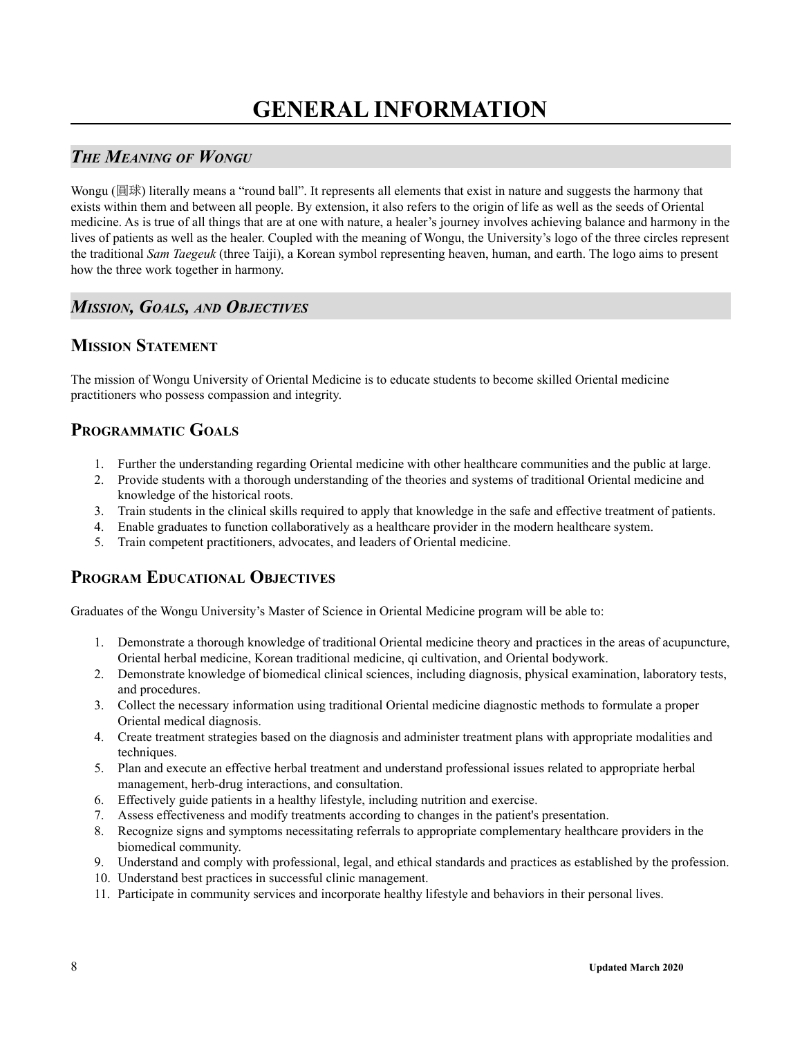# GENERAL INFORMATION

## *The Meaning of Wongu*

Wongu (圓球) literally means a "round ball". It represents all elements that exist in nature and suggests the harmony that exists within them and between all people. By extension, it also refers to the origin of life as well as the seeds of Oriental medicine. As is true of all things that are at one with nature, a healer's journey involves achieving balance and harmony in the lives of patients as well as the healer. Coupled with the meaning of Wongu, the University's logo of the three circles represent the traditional *Sam Taegeuk* (three Taiji), a Korean symbol representing heaven, human, and earth. The logo aims to present how the three work together in harmony.

## *Mission, Goals, and Objectives*

### Mission Statement

The mission of Wongu University of Oriental Medicine is to educate students to become skilled Oriental medicine practitioners who possess compassion and integrity.

### Programmatic Goals

1. Further the understanding regarding Oriental medicine with other healthcare communities and the public at large.
2. Provide students with a thorough understanding of the theories and systems of traditional Oriental medicine and knowledge of the historical roots.
3. Train students in the clinical skills required to apply that knowledge in the safe and effective treatment of patients.
4. Enable graduates to function collaboratively as a healthcare provider in the modern healthcare system.
5. Train competent practitioners, advocates, and leaders of Oriental medicine.

### Program Educational Objectives

Graduates of the Wongu University's Master of Science in Oriental Medicine program will be able to:

1. Demonstrate a thorough knowledge of traditional Oriental medicine theory and practices in the areas of acupuncture, Oriental herbal medicine, Korean traditional medicine, qi cultivation, and Oriental bodywork.
2. Demonstrate knowledge of biomedical clinical sciences, including diagnosis, physical examination, laboratory tests, and procedures.
3. Collect the necessary information using traditional Oriental medicine diagnostic methods to formulate a proper Oriental medical diagnosis.
4. Create treatment strategies based on the diagnosis and administer treatment plans with appropriate modalities and techniques.
5. Plan and execute an effective herbal treatment and understand professional issues related to appropriate herbal management, herb-drug interactions, and consultation.
6. Effectively guide patients in a healthy lifestyle, including nutrition and exercise.
7. Assess effectiveness and modify treatments according to changes in the patient's presentation.
8. Recognize signs and symptoms necessitating referrals to appropriate complementary healthcare providers in the biomedical community.
9. Understand and comply with professional, legal, and ethical standards and practices as established by the profession.
10. Understand best practices in successful clinic management.
11. Participate in community services and incorporate healthy lifestyle and behaviors in their personal lives.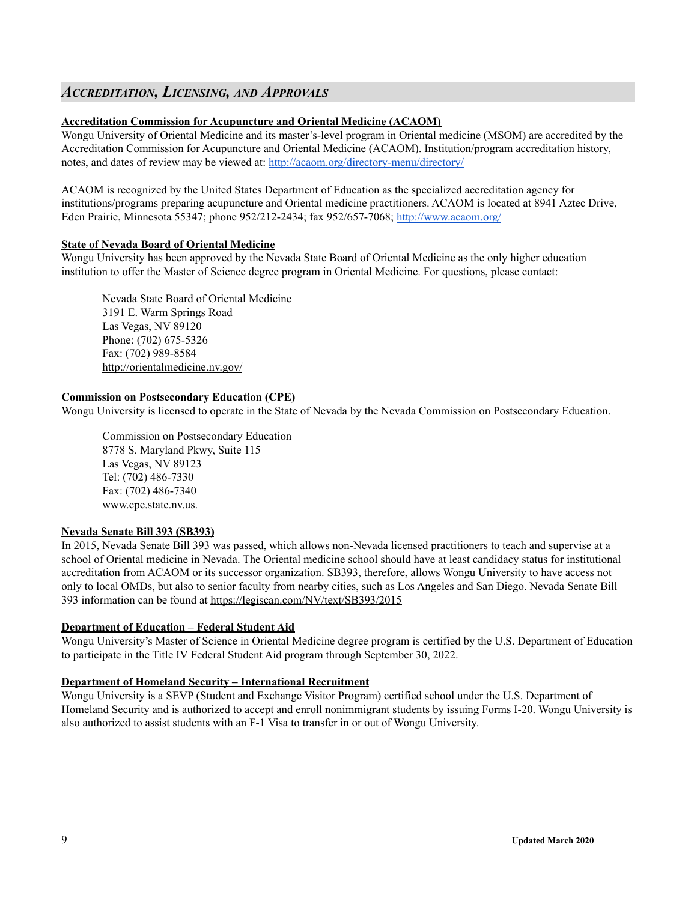## *Accreditation, Licensing, and Approvals*

**Accreditation Commission for Acupuncture and Oriental Medicine (ACAOM)**

Wongu University of Oriental Medicine and its master's-level program in Oriental medicine (MSOM) are accredited by the Accreditation Commission for Acupuncture and Oriental Medicine (ACAOM). Institution/program accreditation history, notes, and dates of review may be viewed at: http://acaom.org/directory-menu/directory/

ACAOM is recognized by the United States Department of Education as the specialized accreditation agency for institutions/programs preparing acupuncture and Oriental medicine practitioners. ACAOM is located at 8941 Aztec Drive, Eden Prairie, Minnesota 55347; phone 952/212-2434; fax 952/657-7068; http://www.acaom.org/

**State of Nevada Board of Oriental Medicine**

Wongu University has been approved by the Nevada State Board of Oriental Medicine as the only higher education institution to offer the Master of Science degree program in Oriental Medicine. For questions, please contact:

Nevada State Board of Oriental Medicine
3191 E. Warm Springs Road
Las Vegas, NV 89120
Phone: (702) 675-5326
Fax: (702) 989-8584
http://orientalmedicine.nv.gov/

**Commission on Postsecondary Education (CPE)**

Wongu University is licensed to operate in the State of Nevada by the Nevada Commission on Postsecondary Education.

Commission on Postsecondary Education
8778 S. Maryland Pkwy, Suite 115
Las Vegas, NV 89123
Tel: (702) 486-7330
Fax: (702) 486-7340
www.cpe.state.nv.us.

**Nevada Senate Bill 393 (SB393)**

In 2015, Nevada Senate Bill 393 was passed, which allows non-Nevada licensed practitioners to teach and supervise at a school of Oriental medicine in Nevada. The Oriental medicine school should have at least candidacy status for institutional accreditation from ACAOM or its successor organization. SB393, therefore, allows Wongu University to have access not only to local OMDs, but also to senior faculty from nearby cities, such as Los Angeles and San Diego. Nevada Senate Bill 393 information can be found at https://legiscan.com/NV/text/SB393/2015

**Department of Education – Federal Student Aid**

Wongu University's Master of Science in Oriental Medicine degree program is certified by the U.S. Department of Education to participate in the Title IV Federal Student Aid program through September 30, 2022.

**Department of Homeland Security – International Recruitment**

Wongu University is a SEVP (Student and Exchange Visitor Program) certified school under the U.S. Department of Homeland Security and is authorized to accept and enroll nonimmigrant students by issuing Forms I-20. Wongu University is also authorized to assist students with an F-1 Visa to transfer in or out of Wongu University.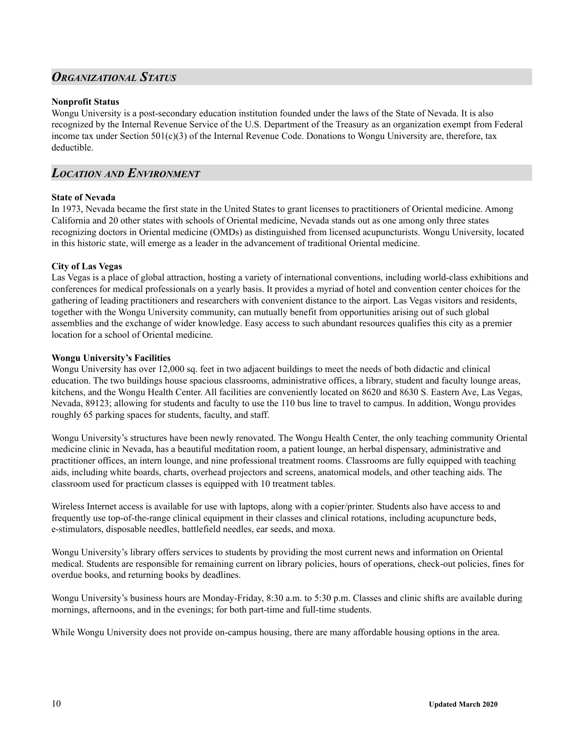## *Organizational Status*

**Nonprofit Status**

Wongu University is a post-secondary education institution founded under the laws of the State of Nevada. It is also recognized by the Internal Revenue Service of the U.S. Department of the Treasury as an organization exempt from Federal income tax under Section 501(c)(3) of the Internal Revenue Code. Donations to Wongu University are, therefore, tax deductible.

## *Location and Environment*

**State of Nevada**

In 1973, Nevada became the first state in the United States to grant licenses to practitioners of Oriental medicine. Among California and 20 other states with schools of Oriental medicine, Nevada stands out as one among only three states recognizing doctors in Oriental medicine (OMDs) as distinguished from licensed acupuncturists. Wongu University, located in this historic state, will emerge as a leader in the advancement of traditional Oriental medicine.

**City of Las Vegas**

Las Vegas is a place of global attraction, hosting a variety of international conventions, including world-class exhibitions and conferences for medical professionals on a yearly basis. It provides a myriad of hotel and convention center choices for the gathering of leading practitioners and researchers with convenient distance to the airport. Las Vegas visitors and residents, together with the Wongu University community, can mutually benefit from opportunities arising out of such global assemblies and the exchange of wider knowledge. Easy access to such abundant resources qualifies this city as a premier location for a school of Oriental medicine.

**Wongu University's Facilities**

Wongu University has over 12,000 sq. feet in two adjacent buildings to meet the needs of both didactic and clinical education. The two buildings house spacious classrooms, administrative offices, a library, student and faculty lounge areas, kitchens, and the Wongu Health Center. All facilities are conveniently located on 8620 and 8630 S. Eastern Ave, Las Vegas, Nevada, 89123; allowing for students and faculty to use the 110 bus line to travel to campus. In addition, Wongu provides roughly 65 parking spaces for students, faculty, and staff.

Wongu University's structures have been newly renovated. The Wongu Health Center, the only teaching community Oriental medicine clinic in Nevada, has a beautiful meditation room, a patient lounge, an herbal dispensary, administrative and practitioner offices, an intern lounge, and nine professional treatment rooms. Classrooms are fully equipped with teaching aids, including white boards, charts, overhead projectors and screens, anatomical models, and other teaching aids. The classroom used for practicum classes is equipped with 10 treatment tables.

Wireless Internet access is available for use with laptops, along with a copier/printer. Students also have access to and frequently use top-of-the-range clinical equipment in their classes and clinical rotations, including acupuncture beds, e-stimulators, disposable needles, battlefield needles, ear seeds, and moxa.

Wongu University's library offers services to students by providing the most current news and information on Oriental medical. Students are responsible for remaining current on library policies, hours of operations, check-out policies, fines for overdue books, and returning books by deadlines.

Wongu University's business hours are Monday-Friday, 8:30 a.m. to 5:30 p.m. Classes and clinic shifts are available during mornings, afternoons, and in the evenings; for both part-time and full-time students.

While Wongu University does not provide on-campus housing, there are many affordable housing options in the area.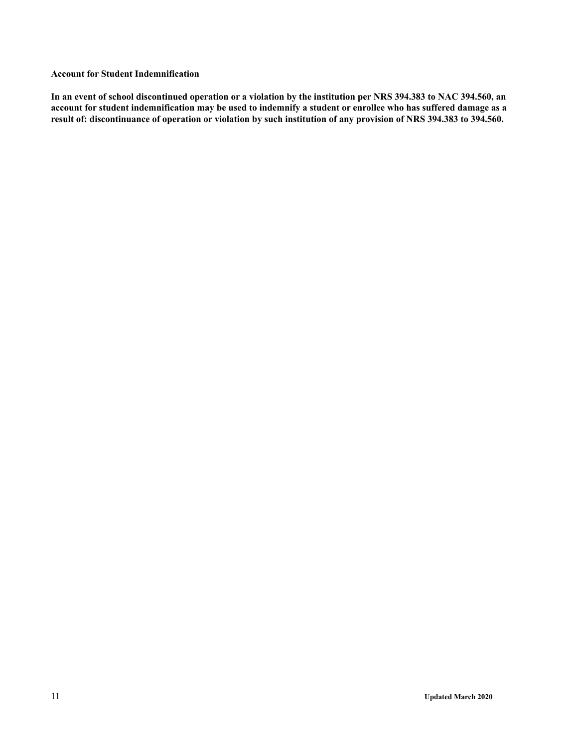**Account for Student Indemnification**

**In an event of school discontinued operation or a violation by the institution per NRS 394.383 to NAC 394.560, an account for student indemnification may be used to indemnify a student or enrollee who has suffered damage as a result of: discontinuance of operation or violation by such institution of any provision of NRS 394.383 to 394.560.**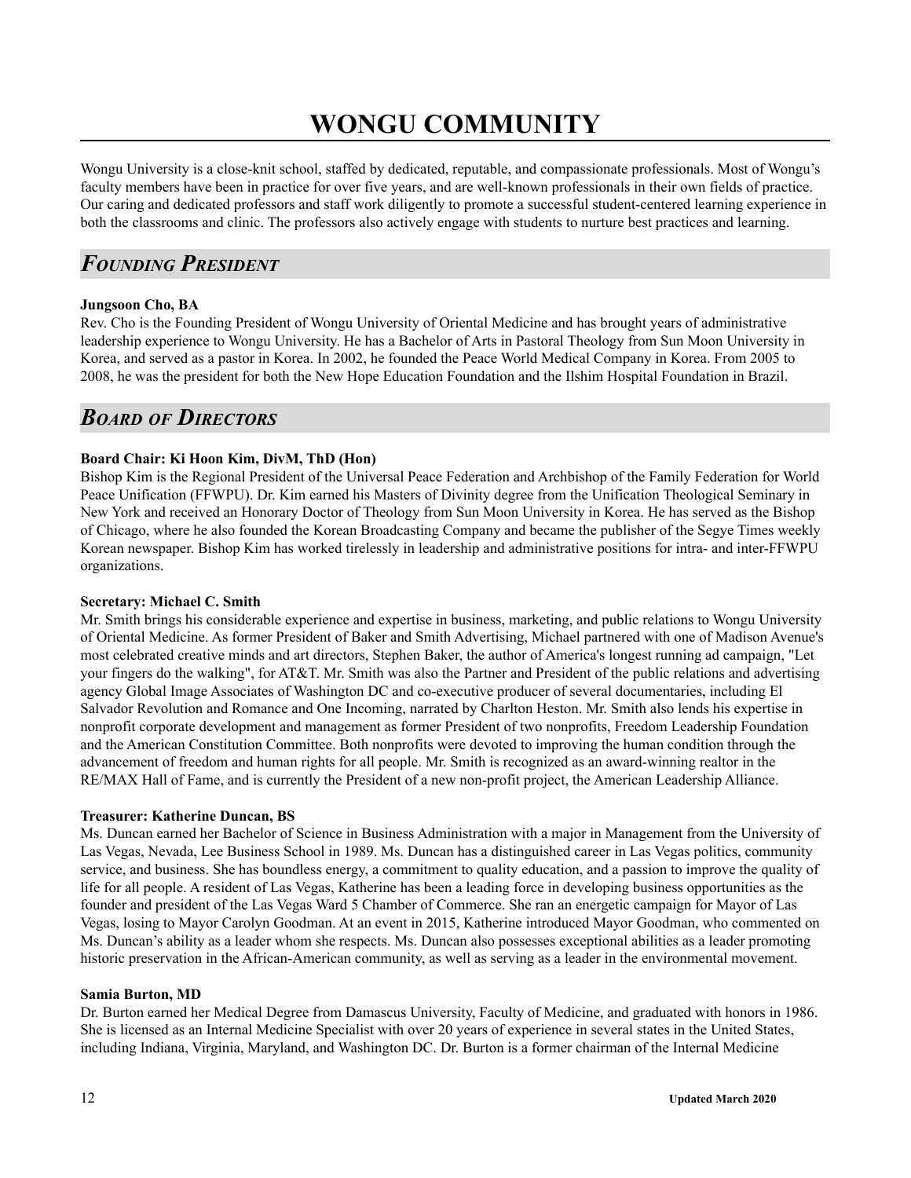# WONGU COMMUNITY

Wongu University is a close-knit school, staffed by dedicated, reputable, and compassionate professionals. Most of Wongu's faculty members have been in practice for over five years, and are well-known professionals in their own fields of practice. Our caring and dedicated professors and staff work diligently to promote a successful student-centered learning experience in both the classrooms and clinic. The professors also actively engage with students to nurture best practices and learning.

## *Founding President*

**Jungsoon Cho, BA**

Rev. Cho is the Founding President of Wongu University of Oriental Medicine and has brought years of administrative leadership experience to Wongu University. He has a Bachelor of Arts in Pastoral Theology from Sun Moon University in Korea, and served as a pastor in Korea. In 2002, he founded the Peace World Medical Company in Korea. From 2005 to 2008, he was the president for both the New Hope Education Foundation and the Ilshim Hospital Foundation in Brazil.

## *Board of Directors*

**Board Chair: Ki Hoon Kim, DivM, ThD (Hon)**

Bishop Kim is the Regional President of the Universal Peace Federation and Archbishop of the Family Federation for World Peace Unification (FFWPU). Dr. Kim earned his Masters of Divinity degree from the Unification Theological Seminary in New York and received an Honorary Doctor of Theology from Sun Moon University in Korea. He has served as the Bishop of Chicago, where he also founded the Korean Broadcasting Company and became the publisher of the Segye Times weekly Korean newspaper. Bishop Kim has worked tirelessly in leadership and administrative positions for intra- and inter-FFWPU organizations.

**Secretary: Michael C. Smith**

Mr. Smith brings his considerable experience and expertise in business, marketing, and public relations to Wongu University of Oriental Medicine. As former President of Baker and Smith Advertising, Michael partnered with one of Madison Avenue's most celebrated creative minds and art directors, Stephen Baker, the author of America's longest running ad campaign, "Let your fingers do the walking", for AT&T. Mr. Smith was also the Partner and President of the public relations and advertising agency Global Image Associates of Washington DC and co-executive producer of several documentaries, including El Salvador Revolution and Romance and One Incoming, narrated by Charlton Heston. Mr. Smith also lends his expertise in nonprofit corporate development and management as former President of two nonprofits, Freedom Leadership Foundation and the American Constitution Committee. Both nonprofits were devoted to improving the human condition through the advancement of freedom and human rights for all people. Mr. Smith is recognized as an award-winning realtor in the RE/MAX Hall of Fame, and is currently the President of a new non-profit project, the American Leadership Alliance.

**Treasurer: Katherine Duncan, BS**

Ms. Duncan earned her Bachelor of Science in Business Administration with a major in Management from the University of Las Vegas, Nevada, Lee Business School in 1989. Ms. Duncan has a distinguished career in Las Vegas politics, community service, and business. She has boundless energy, a commitment to quality education, and a passion to improve the quality of life for all people. A resident of Las Vegas, Katherine has been a leading force in developing business opportunities as the founder and president of the Las Vegas Ward 5 Chamber of Commerce. She ran an energetic campaign for Mayor of Las Vegas, losing to Mayor Carolyn Goodman. At an event in 2015, Katherine introduced Mayor Goodman, who commented on Ms. Duncan's ability as a leader whom she respects. Ms. Duncan also possesses exceptional abilities as a leader promoting historic preservation in the African-American community, as well as serving as a leader in the environmental movement.

**Samia Burton, MD**

Dr. Burton earned her Medical Degree from Damascus University, Faculty of Medicine, and graduated with honors in 1986. She is licensed as an Internal Medicine Specialist with over 20 years of experience in several states in the United States, including Indiana, Virginia, Maryland, and Washington DC. Dr. Burton is a former chairman of the Internal Medicine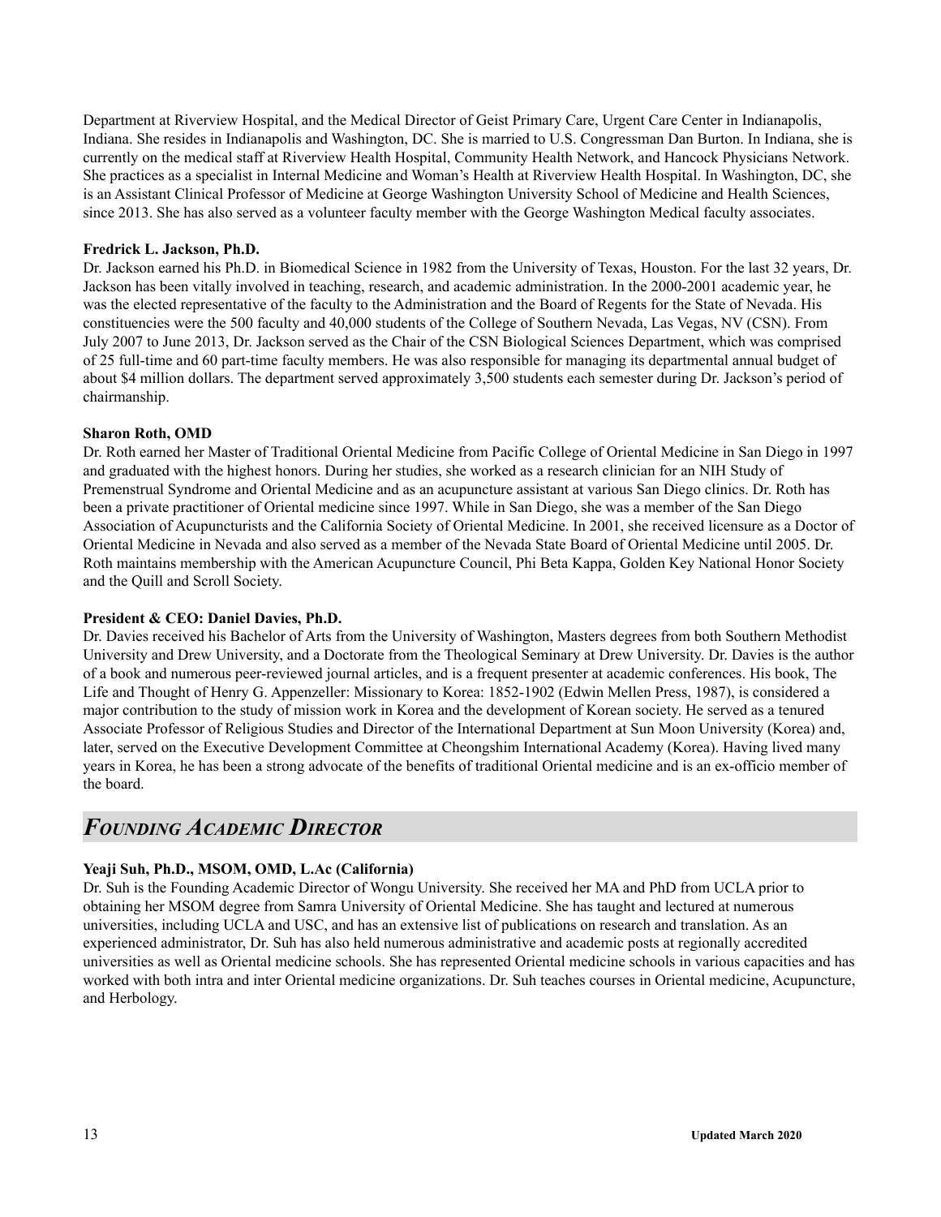Department at Riverview Hospital, and the Medical Director of Geist Primary Care, Urgent Care Center in Indianapolis, Indiana. She resides in Indianapolis and Washington, DC. She is married to U.S. Congressman Dan Burton. In Indiana, she is currently on the medical staff at Riverview Health Hospital, Community Health Network, and Hancock Physicians Network. She practices as a specialist in Internal Medicine and Woman's Health at Riverview Health Hospital. In Washington, DC, she is an Assistant Clinical Professor of Medicine at George Washington University School of Medicine and Health Sciences, since 2013. She has also served as a volunteer faculty member with the George Washington Medical faculty associates.

**Fredrick L. Jackson, Ph.D.**

Dr. Jackson earned his Ph.D. in Biomedical Science in 1982 from the University of Texas, Houston. For the last 32 years, Dr. Jackson has been vitally involved in teaching, research, and academic administration. In the 2000-2001 academic year, he was the elected representative of the faculty to the Administration and the Board of Regents for the State of Nevada. His constituencies were the 500 faculty and 40,000 students of the College of Southern Nevada, Las Vegas, NV (CSN). From July 2007 to June 2013, Dr. Jackson served as the Chair of the CSN Biological Sciences Department, which was comprised of 25 full-time and 60 part-time faculty members. He was also responsible for managing its departmental annual budget of about $4 million dollars. The department served approximately 3,500 students each semester during Dr. Jackson's period of chairmanship.

**Sharon Roth, OMD**

Dr. Roth earned her Master of Traditional Oriental Medicine from Pacific College of Oriental Medicine in San Diego in 1997 and graduated with the highest honors. During her studies, she worked as a research clinician for an NIH Study of Premenstrual Syndrome and Oriental Medicine and as an acupuncture assistant at various San Diego clinics. Dr. Roth has been a private practitioner of Oriental medicine since 1997. While in San Diego, she was a member of the San Diego Association of Acupuncturists and the California Society of Oriental Medicine. In 2001, she received licensure as a Doctor of Oriental Medicine in Nevada and also served as a member of the Nevada State Board of Oriental Medicine until 2005. Dr. Roth maintains membership with the American Acupuncture Council, Phi Beta Kappa, Golden Key National Honor Society and the Quill and Scroll Society.

**President & CEO: Daniel Davies, Ph.D.**

Dr. Davies received his Bachelor of Arts from the University of Washington, Masters degrees from both Southern Methodist University and Drew University, and a Doctorate from the Theological Seminary at Drew University. Dr. Davies is the author of a book and numerous peer-reviewed journal articles, and is a frequent presenter at academic conferences. His book, The Life and Thought of Henry G. Appenzeller: Missionary to Korea: 1852-1902 (Edwin Mellen Press, 1987), is considered a major contribution to the study of mission work in Korea and the development of Korean society. He served as a tenured Associate Professor of Religious Studies and Director of the International Department at Sun Moon University (Korea) and, later, served on the Executive Development Committee at Cheongshim International Academy (Korea). Having lived many years in Korea, he has been a strong advocate of the benefits of traditional Oriental medicine and is an ex-officio member of the board.

## *Founding Academic Director*

**Yeaji Suh, Ph.D., MSOM, OMD, L.Ac (California)**

Dr. Suh is the Founding Academic Director of Wongu University. She received her MA and PhD from UCLA prior to obtaining her MSOM degree from Samra University of Oriental Medicine. She has taught and lectured at numerous universities, including UCLA and USC, and has an extensive list of publications on research and translation. As an experienced administrator, Dr. Suh has also held numerous administrative and academic posts at regionally accredited universities as well as Oriental medicine schools. She has represented Oriental medicine schools in various capacities and has worked with both intra and inter Oriental medicine organizations. Dr. Suh teaches courses in Oriental medicine, Acupuncture, and Herbology.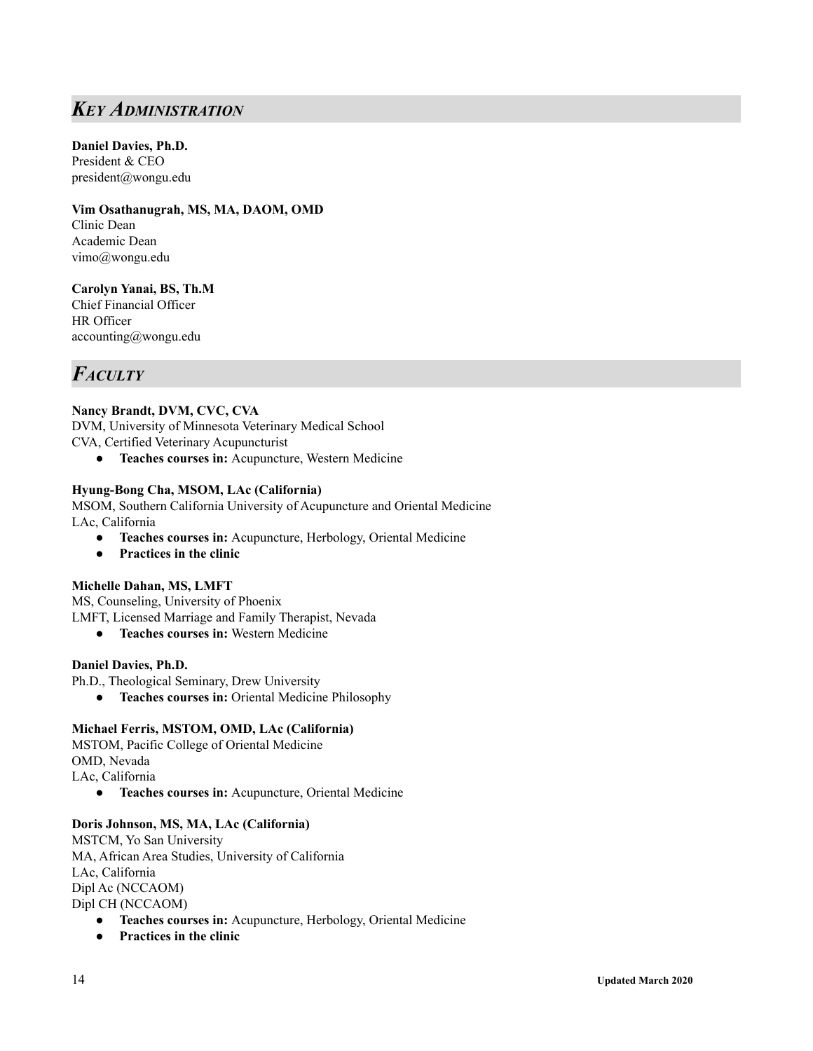## *Key Administration*

**Daniel Davies, Ph.D.**
President & CEO
president@wongu.edu

**Vim Osathanugrah, MS, MA, DAOM, OMD**
Clinic Dean
Academic Dean
vimo@wongu.edu

**Carolyn Yanai, BS, Th.M**
Chief Financial Officer
HR Officer
accounting@wongu.edu

## *Faculty*

**Nancy Brandt, DVM, CVC, CVA**
DVM, University of Minnesota Veterinary Medical School
CVA, Certified Veterinary Acupuncturist

- **Teaches courses in:** Acupuncture, Western Medicine

**Hyung-Bong Cha, MSOM, LAc (California)**
MSOM, Southern California University of Acupuncture and Oriental Medicine
LAc, California

- **Teaches courses in:** Acupuncture, Herbology, Oriental Medicine
- **Practices in the clinic**

**Michelle Dahan, MS, LMFT**
MS, Counseling, University of Phoenix
LMFT, Licensed Marriage and Family Therapist, Nevada

- **Teaches courses in:** Western Medicine

**Daniel Davies, Ph.D.**
Ph.D., Theological Seminary, Drew University

- **Teaches courses in:** Oriental Medicine Philosophy

**Michael Ferris, MSTOM, OMD, LAc (California)**
MSTOM, Pacific College of Oriental Medicine
OMD, Nevada
LAc, California

- **Teaches courses in:** Acupuncture, Oriental Medicine

**Doris Johnson, MS, MA, LAc (California)**
MSTCM, Yo San University
MA, African Area Studies, University of California
LAc, California
Dipl Ac (NCCAOM)
Dipl CH (NCCAOM)

- **Teaches courses in:** Acupuncture, Herbology, Oriental Medicine
- **Practices in the clinic**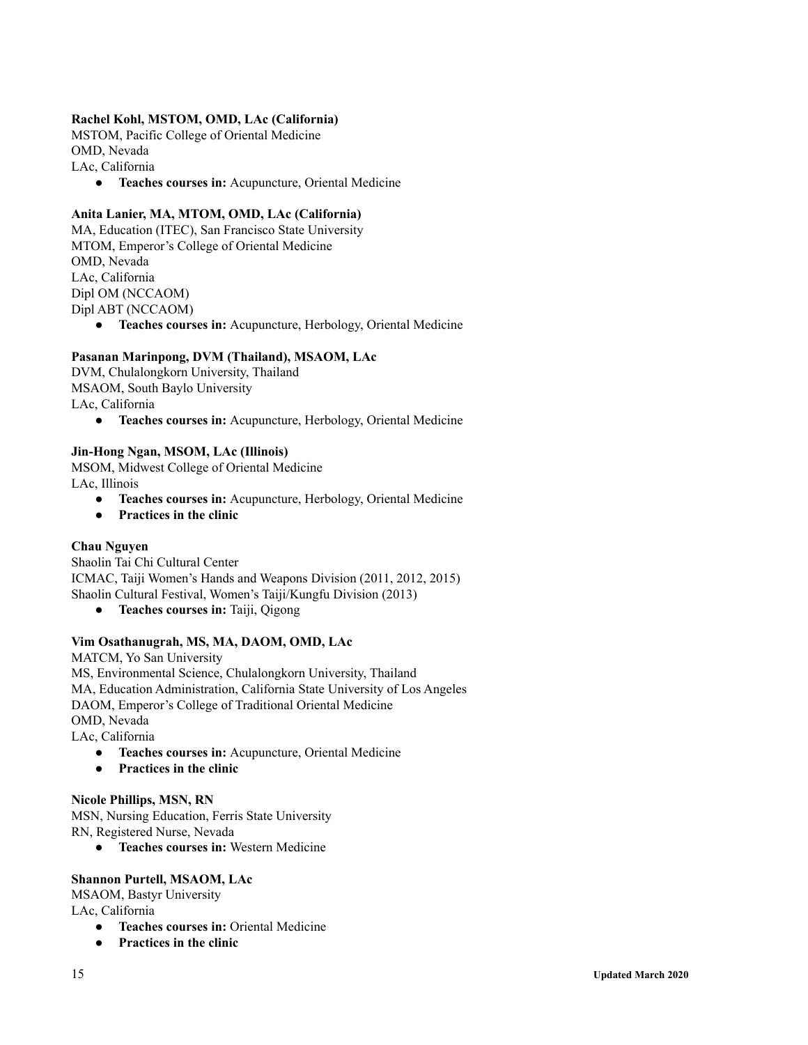**Rachel Kohl, MSTOM, OMD, LAc (California)**
MSTOM, Pacific College of Oriental Medicine
OMD, Nevada
LAc, California

- **Teaches courses in:** Acupuncture, Oriental Medicine

**Anita Lanier, MA, MTOM, OMD, LAc (California)**
MA, Education (ITEC), San Francisco State University
MTOM, Emperor's College of Oriental Medicine
OMD, Nevada
LAc, California
Dipl OM (NCCAOM)
Dipl ABT (NCCAOM)

- **Teaches courses in:** Acupuncture, Herbology, Oriental Medicine

**Pasanan Marinpong, DVM (Thailand), MSAOM, LAc**
DVM, Chulalongkorn University, Thailand
MSAOM, South Baylo University
LAc, California

- **Teaches courses in:** Acupuncture, Herbology, Oriental Medicine

**Jin-Hong Ngan, MSOM, LAc (Illinois)**
MSOM, Midwest College of Oriental Medicine
LAc, Illinois

- **Teaches courses in:** Acupuncture, Herbology, Oriental Medicine
- **Practices in the clinic**

**Chau Nguyen**
Shaolin Tai Chi Cultural Center
ICMAC, Taiji Women's Hands and Weapons Division (2011, 2012, 2015)
Shaolin Cultural Festival, Women's Taiji/Kungfu Division (2013)

- **Teaches courses in:** Taiji, Qigong

**Vim Osathanugrah, MS, MA, DAOM, OMD, LAc**
MATCM, Yo San University
MS, Environmental Science, Chulalongkorn University, Thailand
MA, Education Administration, California State University of Los Angeles
DAOM, Emperor's College of Traditional Oriental Medicine
OMD, Nevada
LAc, California

- **Teaches courses in:** Acupuncture, Oriental Medicine
- **Practices in the clinic**

**Nicole Phillips, MSN, RN**
MSN, Nursing Education, Ferris State University
RN, Registered Nurse, Nevada

- **Teaches courses in:** Western Medicine

**Shannon Purtell, MSAOM, LAc**
MSAOM, Bastyr University
LAc, California

- **Teaches courses in:** Oriental Medicine
- **Practices in the clinic**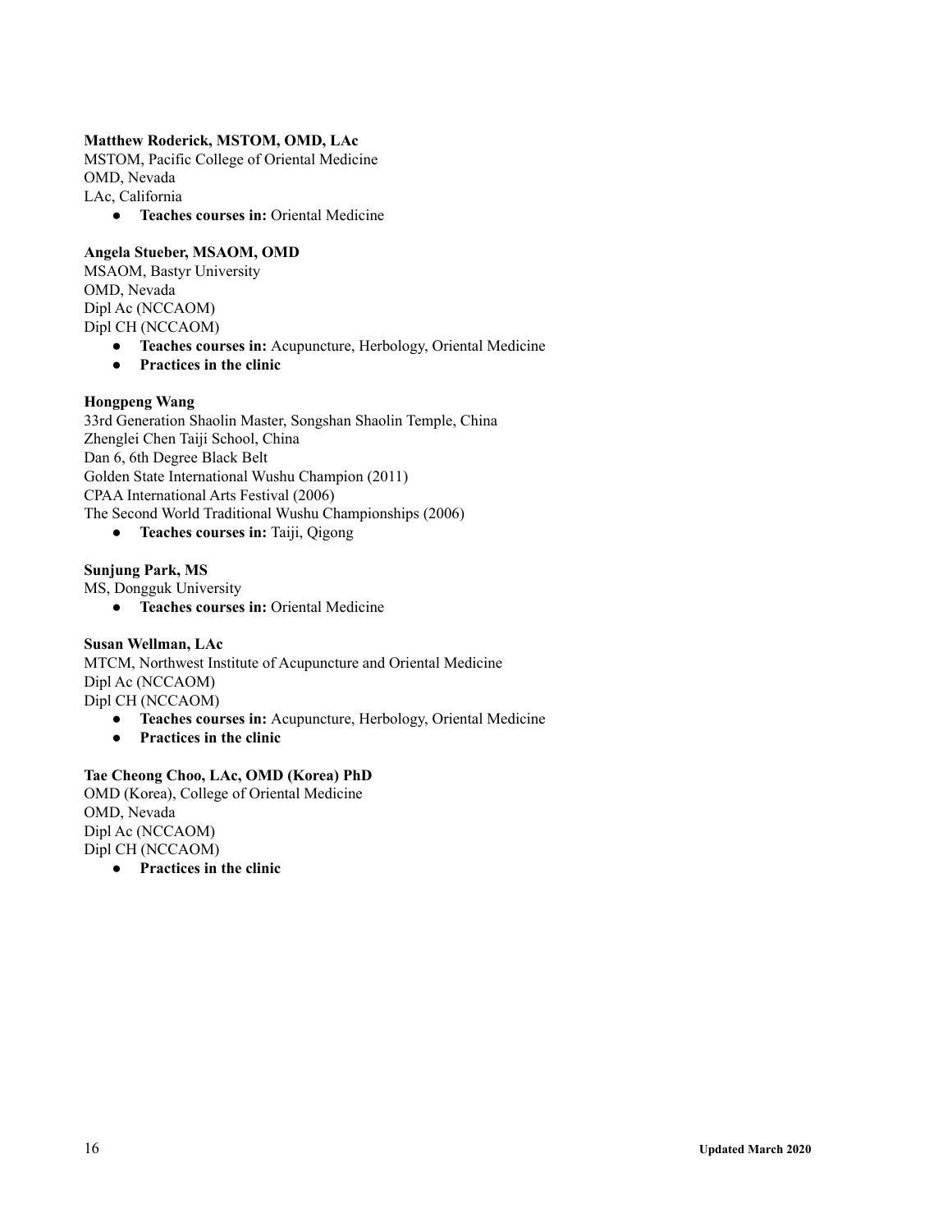**Matthew Roderick, MSTOM, OMD, LAc**
MSTOM, Pacific College of Oriental Medicine
OMD, Nevada
LAc, California

- **Teaches courses in:** Oriental Medicine

**Angela Stueber, MSAOM, OMD**
MSAOM, Bastyr University
OMD, Nevada
Dipl Ac (NCCAOM)
Dipl CH (NCCAOM)

- **Teaches courses in:** Acupuncture, Herbology, Oriental Medicine
- **Practices in the clinic**

**Hongpeng Wang**
33rd Generation Shaolin Master, Songshan Shaolin Temple, China
Zhenglei Chen Taiji School, China
Dan 6, 6th Degree Black Belt
Golden State International Wushu Champion (2011)
CPAA International Arts Festival (2006)
The Second World Traditional Wushu Championships (2006)

- **Teaches courses in:** Taiji, Qigong

**Sunjung Park, MS**
MS, Dongguk University

- **Teaches courses in:** Oriental Medicine

**Susan Wellman, LAc**
MTCM, Northwest Institute of Acupuncture and Oriental Medicine
Dipl Ac (NCCAOM)
Dipl CH (NCCAOM)

- **Teaches courses in:** Acupuncture, Herbology, Oriental Medicine
- **Practices in the clinic**

**Tae Cheong Choo, LAc, OMD (Korea) PhD**
OMD (Korea), College of Oriental Medicine
OMD, Nevada
Dipl Ac (NCCAOM)
Dipl CH (NCCAOM)

- **Practices in the clinic**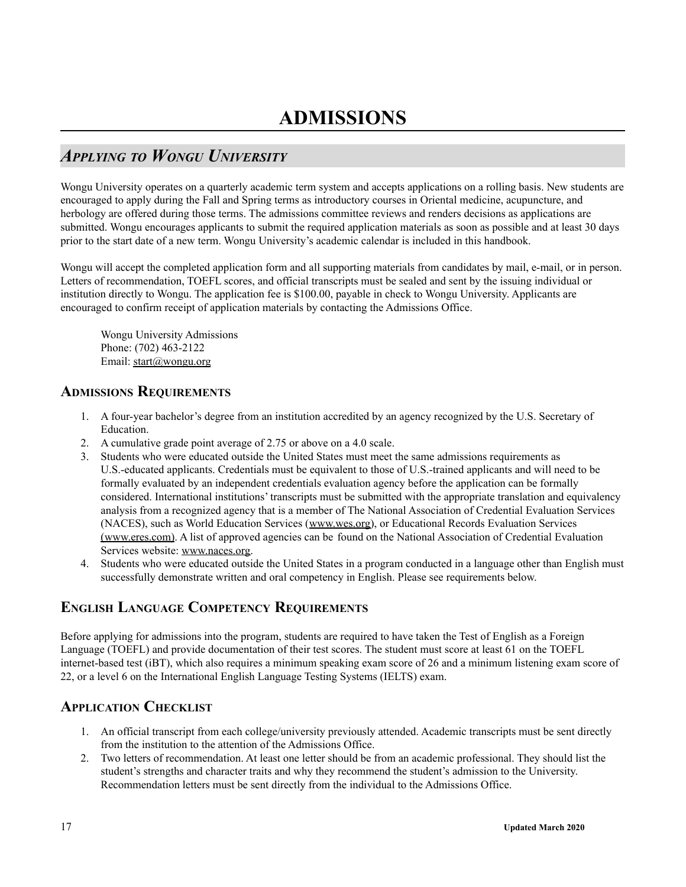# ADMISSIONS

## *Applying to Wongu University*

Wongu University operates on a quarterly academic term system and accepts applications on a rolling basis. New students are encouraged to apply during the Fall and Spring terms as introductory courses in Oriental medicine, acupuncture, and herbology are offered during those terms. The admissions committee reviews and renders decisions as applications are submitted. Wongu encourages applicants to submit the required application materials as soon as possible and at least 30 days prior to the start date of a new term. Wongu University's academic calendar is included in this handbook.

Wongu will accept the completed application form and all supporting materials from candidates by mail, e-mail, or in person. Letters of recommendation, TOEFL scores, and official transcripts must be sealed and sent by the issuing individual or institution directly to Wongu. The application fee is $100.00, payable in check to Wongu University. Applicants are encouraged to confirm receipt of application materials by contacting the Admissions Office.

> Wongu University Admissions
> Phone: (702) 463-2122
> Email: start@wongu.org

### Admissions Requirements

1. A four-year bachelor's degree from an institution accredited by an agency recognized by the U.S. Secretary of Education.
2. A cumulative grade point average of 2.75 or above on a 4.0 scale.
3. Students who were educated outside the United States must meet the same admissions requirements as U.S.-educated applicants. Credentials must be equivalent to those of U.S.-trained applicants and will need to be formally evaluated by an independent credentials evaluation agency before the application can be formally considered. International institutions' transcripts must be submitted with the appropriate translation and equivalency analysis from a recognized agency that is a member of The National Association of Credential Evaluation Services (NACES), such as World Education Services (www.wes.org), or Educational Records Evaluation Services (www.eres.com). A list of approved agencies can be found on the National Association of Credential Evaluation Services website: www.naces.org.
4. Students who were educated outside the United States in a program conducted in a language other than English must successfully demonstrate written and oral competency in English. Please see requirements below.

### English Language Competency Requirements

Before applying for admissions into the program, students are required to have taken the Test of English as a Foreign Language (TOEFL) and provide documentation of their test scores. The student must score at least 61 on the TOEFL internet-based test (iBT), which also requires a minimum speaking exam score of 26 and a minimum listening exam score of 22, or a level 6 on the International English Language Testing Systems (IELTS) exam.

### Application Checklist

1. An official transcript from each college/university previously attended. Academic transcripts must be sent directly from the institution to the attention of the Admissions Office.
2. Two letters of recommendation. At least one letter should be from an academic professional. They should list the student's strengths and character traits and why they recommend the student's admission to the University. Recommendation letters must be sent directly from the individual to the Admissions Office.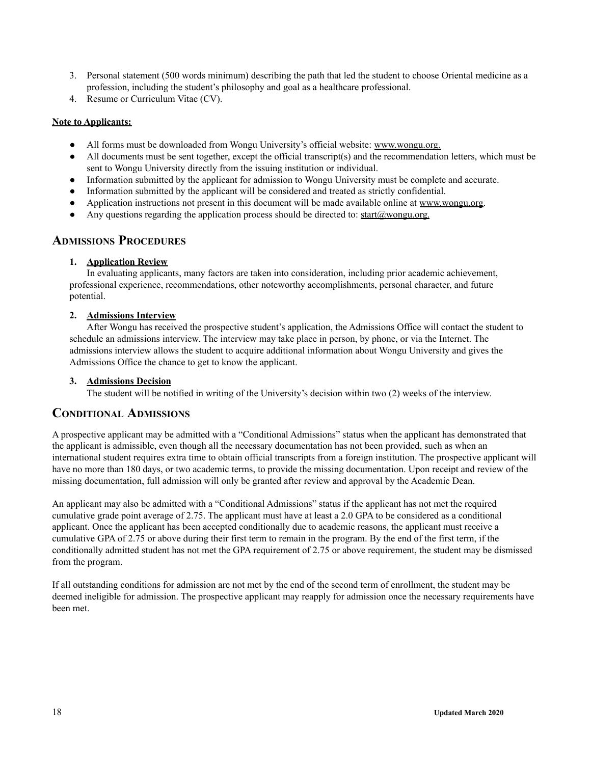3. Personal statement (500 words minimum) describing the path that led the student to choose Oriental medicine as a profession, including the student's philosophy and goal as a healthcare professional.
4. Resume or Curriculum Vitae (CV).

**Note to Applicants:**

- All forms must be downloaded from Wongu University's official website: www.wongu.org.
- All documents must be sent together, except the official transcript(s) and the recommendation letters, which must be sent to Wongu University directly from the issuing institution or individual.
- Information submitted by the applicant for admission to Wongu University must be complete and accurate.
- Information submitted by the applicant will be considered and treated as strictly confidential.
- Application instructions not present in this document will be made available online at www.wongu.org.
- Any questions regarding the application process should be directed to: start@wongu.org.

## Admissions Procedures

1. **Application Review**

   In evaluating applicants, many factors are taken into consideration, including prior academic achievement, professional experience, recommendations, other noteworthy accomplishments, personal character, and future potential.

2. **Admissions Interview**

   After Wongu has received the prospective student's application, the Admissions Office will contact the student to schedule an admissions interview. The interview may take place in person, by phone, or via the Internet. The admissions interview allows the student to acquire additional information about Wongu University and gives the Admissions Office the chance to get to know the applicant.

3. **Admissions Decision**

   The student will be notified in writing of the University's decision within two (2) weeks of the interview.

## Conditional Admissions

A prospective applicant may be admitted with a "Conditional Admissions" status when the applicant has demonstrated that the applicant is admissible, even though all the necessary documentation has not been provided, such as when an international student requires extra time to obtain official transcripts from a foreign institution. The prospective applicant will have no more than 180 days, or two academic terms, to provide the missing documentation. Upon receipt and review of the missing documentation, full admission will only be granted after review and approval by the Academic Dean.

An applicant may also be admitted with a "Conditional Admissions" status if the applicant has not met the required cumulative grade point average of 2.75. The applicant must have at least a 2.0 GPA to be considered as a conditional applicant. Once the applicant has been accepted conditionally due to academic reasons, the applicant must receive a cumulative GPA of 2.75 or above during their first term to remain in the program. By the end of the first term, if the conditionally admitted student has not met the GPA requirement of 2.75 or above requirement, the student may be dismissed from the program.

If all outstanding conditions for admission are not met by the end of the second term of enrollment, the student may be deemed ineligible for admission. The prospective applicant may reapply for admission once the necessary requirements have been met.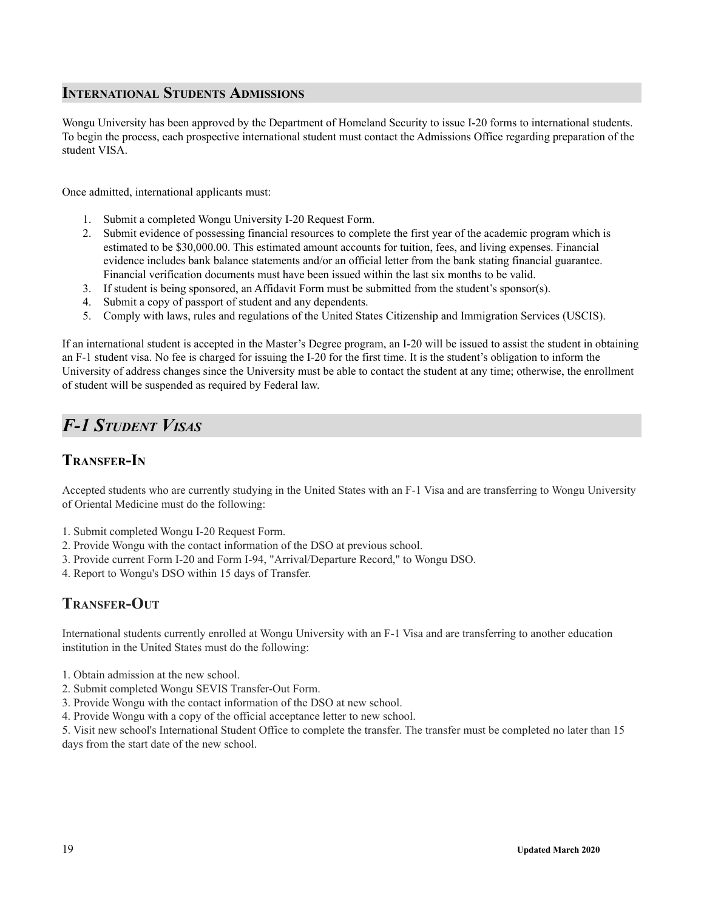## International Students Admissions

Wongu University has been approved by the Department of Homeland Security to issue I-20 forms to international students. To begin the process, each prospective international student must contact the Admissions Office regarding preparation of the student VISA.

Once admitted, international applicants must:

1. Submit a completed Wongu University I-20 Request Form.
2. Submit evidence of possessing financial resources to complete the first year of the academic program which is estimated to be $30,000.00. This estimated amount accounts for tuition, fees, and living expenses. Financial evidence includes bank balance statements and/or an official letter from the bank stating financial guarantee. Financial verification documents must have been issued within the last six months to be valid.
3. If student is being sponsored, an Affidavit Form must be submitted from the student's sponsor(s).
4. Submit a copy of passport of student and any dependents.
5. Comply with laws, rules and regulations of the United States Citizenship and Immigration Services (USCIS).

If an international student is accepted in the Master's Degree program, an I-20 will be issued to assist the student in obtaining an F-1 student visa. No fee is charged for issuing the I-20 for the first time. It is the student's obligation to inform the University of address changes since the University must be able to contact the student at any time; otherwise, the enrollment of student will be suspended as required by Federal law.

## *F-1 Student Visas*

### Transfer-In

Accepted students who are currently studying in the United States with an F-1 Visa and are transferring to Wongu University of Oriental Medicine must do the following:

1. Submit completed Wongu I-20 Request Form.
2. Provide Wongu with the contact information of the DSO at previous school.
3. Provide current Form I-20 and Form I-94, "Arrival/Departure Record," to Wongu DSO.
4. Report to Wongu's DSO within 15 days of Transfer.

### Transfer-Out

International students currently enrolled at Wongu University with an F-1 Visa and are transferring to another education institution in the United States must do the following:

1. Obtain admission at the new school.
2. Submit completed Wongu SEVIS Transfer-Out Form.
3. Provide Wongu with the contact information of the DSO at new school.
4. Provide Wongu with a copy of the official acceptance letter to new school.
5. Visit new school's International Student Office to complete the transfer. The transfer must be completed no later than 15 days from the start date of the new school.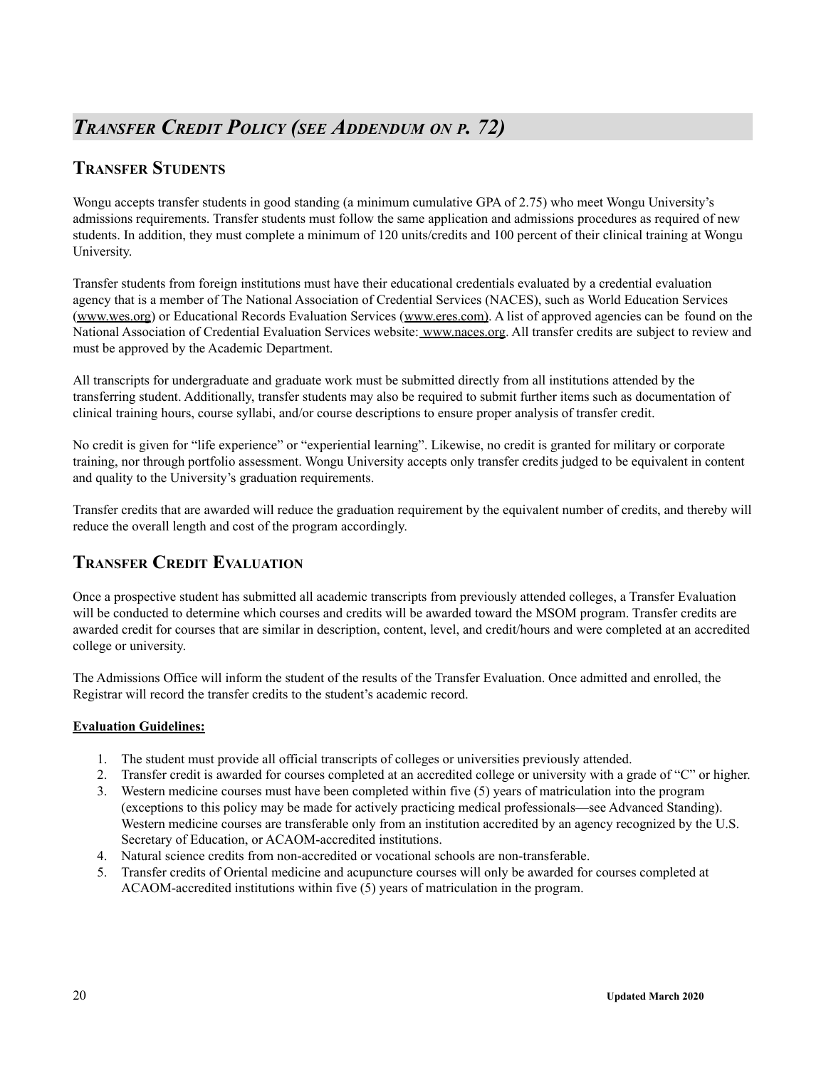# *Transfer Credit Policy (see Addendum on p. 72)*

## Transfer Students

Wongu accepts transfer students in good standing (a minimum cumulative GPA of 2.75) who meet Wongu University's admissions requirements. Transfer students must follow the same application and admissions procedures as required of new students. In addition, they must complete a minimum of 120 units/credits and 100 percent of their clinical training at Wongu University.

Transfer students from foreign institutions must have their educational credentials evaluated by a credential evaluation agency that is a member of The National Association of Credential Services (NACES), such as World Education Services (www.wes.org) or Educational Records Evaluation Services (www.eres.com). A list of approved agencies can be found on the National Association of Credential Evaluation Services website: www.naces.org. All transfer credits are subject to review and must be approved by the Academic Department.

All transcripts for undergraduate and graduate work must be submitted directly from all institutions attended by the transferring student. Additionally, transfer students may also be required to submit further items such as documentation of clinical training hours, course syllabi, and/or course descriptions to ensure proper analysis of transfer credit.

No credit is given for "life experience" or "experiential learning". Likewise, no credit is granted for military or corporate training, nor through portfolio assessment. Wongu University accepts only transfer credits judged to be equivalent in content and quality to the University's graduation requirements.

Transfer credits that are awarded will reduce the graduation requirement by the equivalent number of credits, and thereby will reduce the overall length and cost of the program accordingly.

## Transfer Credit Evaluation

Once a prospective student has submitted all academic transcripts from previously attended colleges, a Transfer Evaluation will be conducted to determine which courses and credits will be awarded toward the MSOM program. Transfer credits are awarded credit for courses that are similar in description, content, level, and credit/hours and were completed at an accredited college or university.

The Admissions Office will inform the student of the results of the Transfer Evaluation. Once admitted and enrolled, the Registrar will record the transfer credits to the student's academic record.

**Evaluation Guidelines:**

1. The student must provide all official transcripts of colleges or universities previously attended.
2. Transfer credit is awarded for courses completed at an accredited college or university with a grade of "C" or higher.
3. Western medicine courses must have been completed within five (5) years of matriculation into the program (exceptions to this policy may be made for actively practicing medical professionals—see Advanced Standing). Western medicine courses are transferable only from an institution accredited by an agency recognized by the U.S. Secretary of Education, or ACAOM-accredited institutions.
4. Natural science credits from non-accredited or vocational schools are non-transferable.
5. Transfer credits of Oriental medicine and acupuncture courses will only be awarded for courses completed at ACAOM-accredited institutions within five (5) years of matriculation in the program.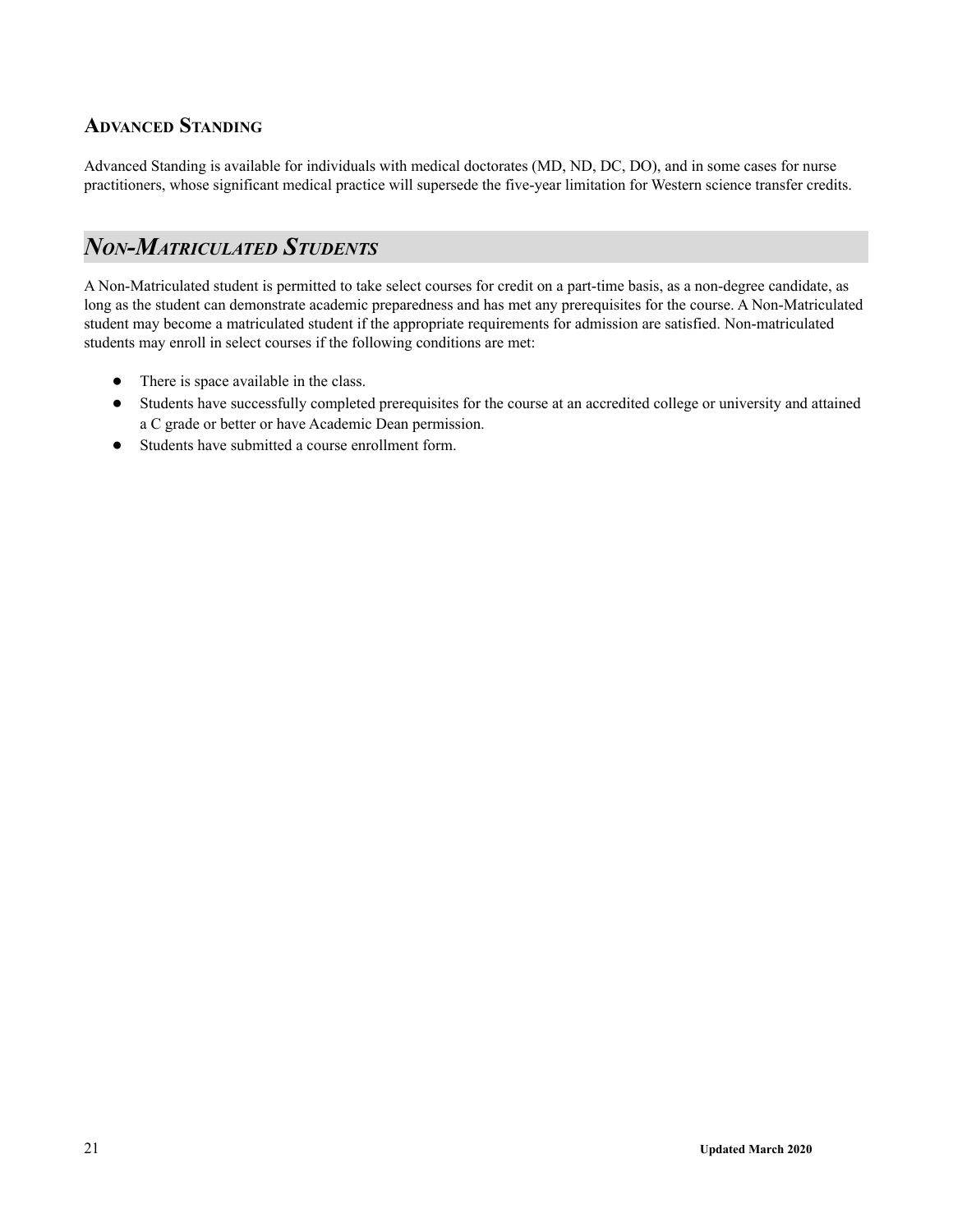### Advanced Standing

Advanced Standing is available for individuals with medical doctorates (MD, ND, DC, DO), and in some cases for nurse practitioners, whose significant medical practice will supersede the five-year limitation for Western science transfer credits.

## *Non-Matriculated Students*

A Non-Matriculated student is permitted to take select courses for credit on a part-time basis, as a non-degree candidate, as long as the student can demonstrate academic preparedness and has met any prerequisites for the course. A Non-Matriculated student may become a matriculated student if the appropriate requirements for admission are satisfied. Non-matriculated students may enroll in select courses if the following conditions are met:

- There is space available in the class.
- Students have successfully completed prerequisites for the course at an accredited college or university and attained a C grade or better or have Academic Dean permission.
- Students have submitted a course enrollment form.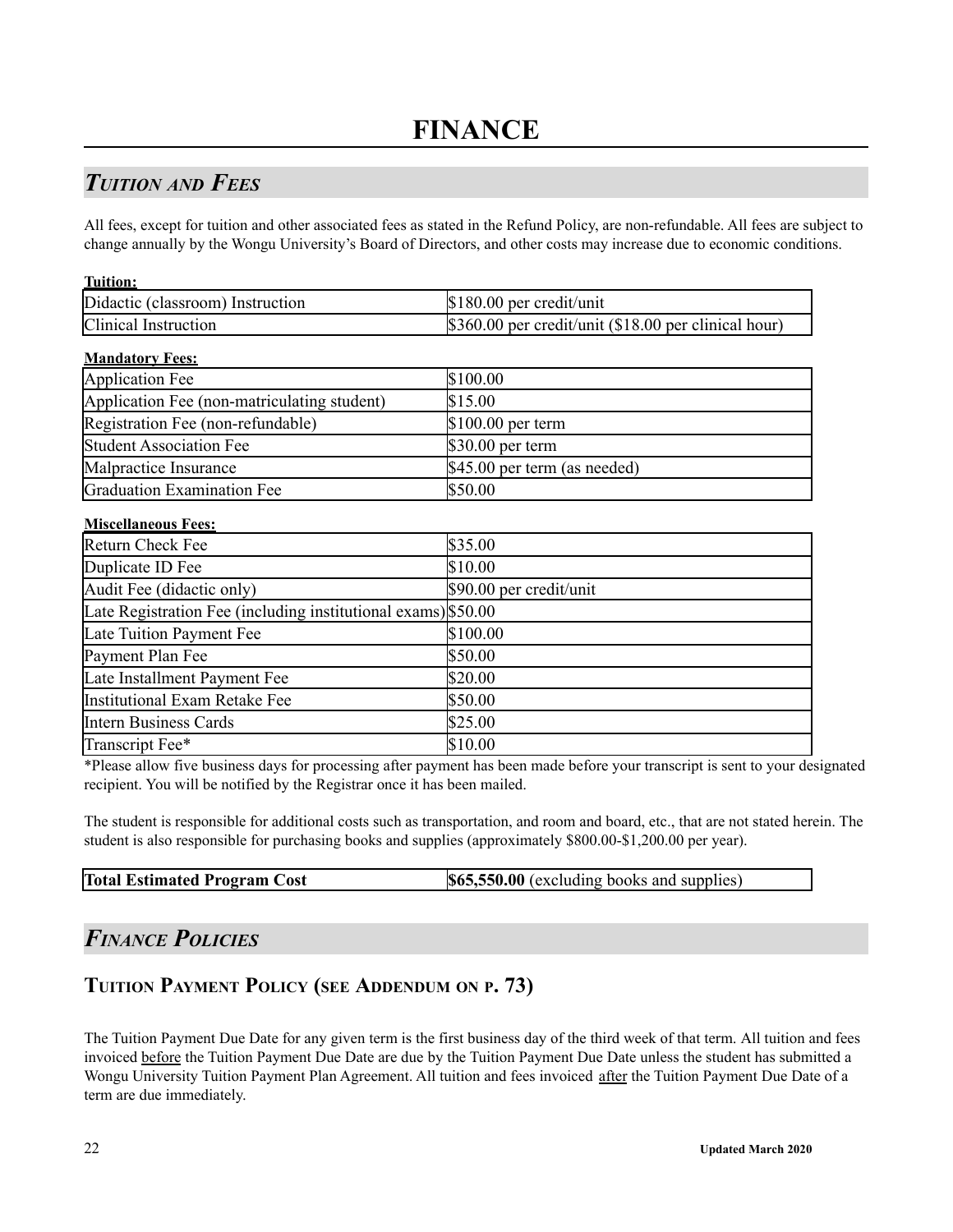# FINANCE

## *Tuition and Fees*

All fees, except for tuition and other associated fees as stated in the Refund Policy, are non-refundable. All fees are subject to change annually by the Wongu University's Board of Directors, and other costs may increase due to economic conditions.

**Tuition:**

| | |
|---|---|
| Didactic (classroom) Instruction | $180.00 per credit/unit |
| Clinical Instruction | $360.00 per credit/unit ($18.00 per clinical hour) |

**Mandatory Fees:**

| | |
|---|---|
| Application Fee | $100.00 |
| Application Fee (non-matriculating student) | $15.00 |
| Registration Fee (non-refundable) | $100.00 per term |
| Student Association Fee | $30.00 per term |
| Malpractice Insurance | $45.00 per term (as needed) |
| Graduation Examination Fee | $50.00 |

**Miscellaneous Fees:**

| | |
|---|---|
| Return Check Fee | $35.00 |
| Duplicate ID Fee | $10.00 |
| Audit Fee (didactic only) | $90.00 per credit/unit |
| Late Registration Fee (including institutional exams) | $50.00 |
| Late Tuition Payment Fee | $100.00 |
| Payment Plan Fee | $50.00 |
| Late Installment Payment Fee | $20.00 |
| Institutional Exam Retake Fee | $50.00 |
| Intern Business Cards | $25.00 |
| Transcript Fee* | $10.00 |

*Please allow five business days for processing after payment has been made before your transcript is sent to your designated recipient. You will be notified by the Registrar once it has been mailed.

The student is responsible for additional costs such as transportation, and room and board, etc., that are not stated herein. The student is also responsible for purchasing books and supplies (approximately $800.00-$1,200.00 per year).

| | |
|---|---|
| **Total Estimated Program Cost** | **$65,550.00** (excluding books and supplies) |

## *Finance Policies*

### Tuition Payment Policy (see Addendum on p. 73)

The Tuition Payment Due Date for any given term is the first business day of the third week of that term. All tuition and fees invoiced before the Tuition Payment Due Date are due by the Tuition Payment Due Date unless the student has submitted a Wongu University Tuition Payment Plan Agreement. All tuition and fees invoiced after the Tuition Payment Due Date of a term are due immediately.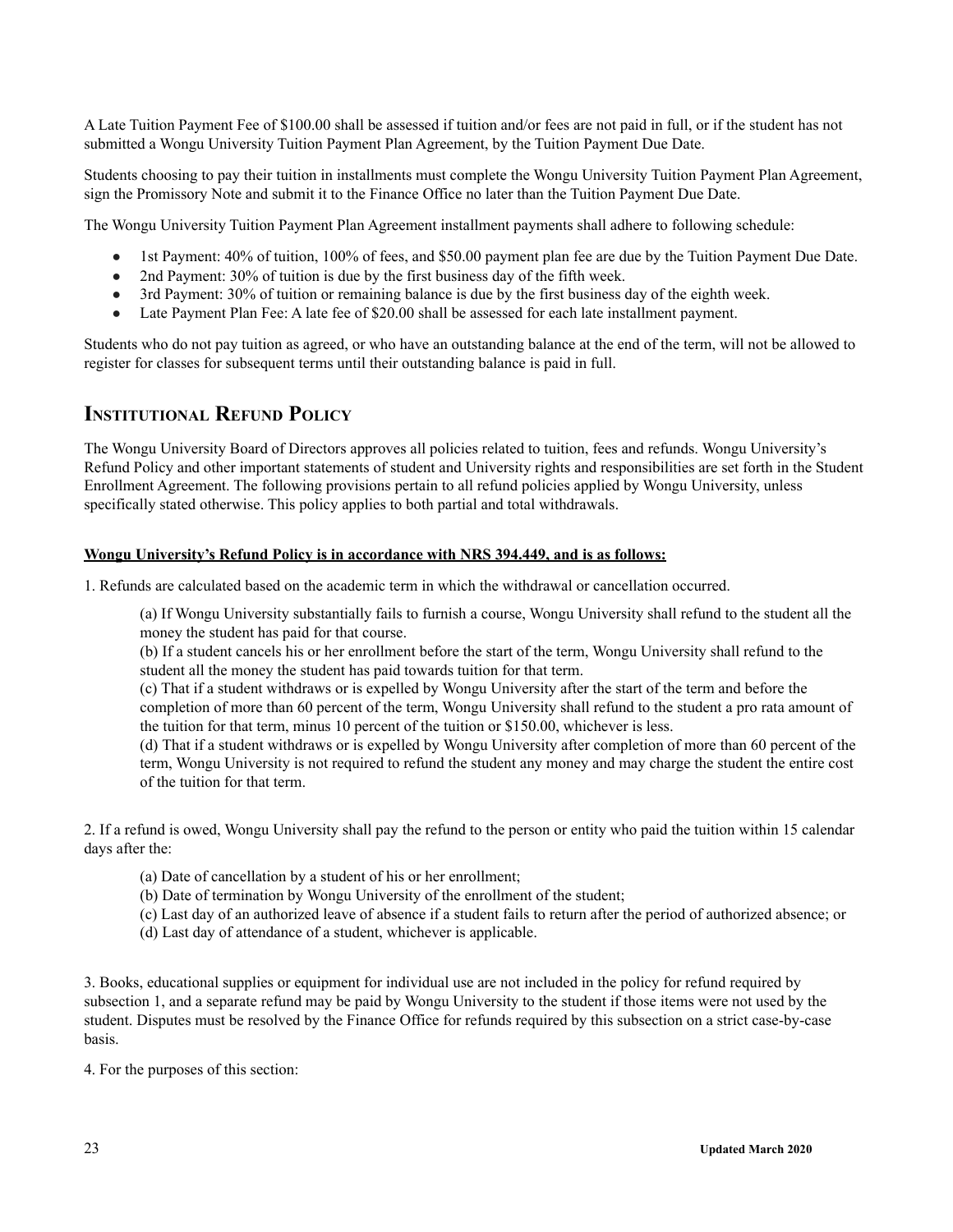A Late Tuition Payment Fee of $100.00 shall be assessed if tuition and/or fees are not paid in full, or if the student has not submitted a Wongu University Tuition Payment Plan Agreement, by the Tuition Payment Due Date.

Students choosing to pay their tuition in installments must complete the Wongu University Tuition Payment Plan Agreement, sign the Promissory Note and submit it to the Finance Office no later than the Tuition Payment Due Date.

The Wongu University Tuition Payment Plan Agreement installment payments shall adhere to following schedule:

- 1st Payment: 40% of tuition, 100% of fees, and $50.00 payment plan fee are due by the Tuition Payment Due Date.
- 2nd Payment: 30% of tuition is due by the first business day of the fifth week.
- 3rd Payment: 30% of tuition or remaining balance is due by the first business day of the eighth week.
- Late Payment Plan Fee: A late fee of $20.00 shall be assessed for each late installment payment.

Students who do not pay tuition as agreed, or who have an outstanding balance at the end of the term, will not be allowed to register for classes for subsequent terms until their outstanding balance is paid in full.

## Institutional Refund Policy

The Wongu University Board of Directors approves all policies related to tuition, fees and refunds. Wongu University's Refund Policy and other important statements of student and University rights and responsibilities are set forth in the Student Enrollment Agreement. The following provisions pertain to all refund policies applied by Wongu University, unless specifically stated otherwise. This policy applies to both partial and total withdrawals.

**Wongu University's Refund Policy is in accordance with NRS 394.449, and is as follows:**

1. Refunds are calculated based on the academic term in which the withdrawal or cancellation occurred.

   (a) If Wongu University substantially fails to furnish a course, Wongu University shall refund to the student all the money the student has paid for that course.
   (b) If a student cancels his or her enrollment before the start of the term, Wongu University shall refund to the student all the money the student has paid towards tuition for that term.
   (c) That if a student withdraws or is expelled by Wongu University after the start of the term and before the completion of more than 60 percent of the term, Wongu University shall refund to the student a pro rata amount of the tuition for that term, minus 10 percent of the tuition or $150.00, whichever is less.
   (d) That if a student withdraws or is expelled by Wongu University after completion of more than 60 percent of the term, Wongu University is not required to refund the student any money and may charge the student the entire cost of the tuition for that term.

2. If a refund is owed, Wongu University shall pay the refund to the person or entity who paid the tuition within 15 calendar days after the:

   (a) Date of cancellation by a student of his or her enrollment;
   (b) Date of termination by Wongu University of the enrollment of the student;
   (c) Last day of an authorized leave of absence if a student fails to return after the period of authorized absence; or
   (d) Last day of attendance of a student, whichever is applicable.

3. Books, educational supplies or equipment for individual use are not included in the policy for refund required by subsection 1, and a separate refund may be paid by Wongu University to the student if those items were not used by the student. Disputes must be resolved by the Finance Office for refunds required by this subsection on a strict case-by-case basis.

4. For the purposes of this section: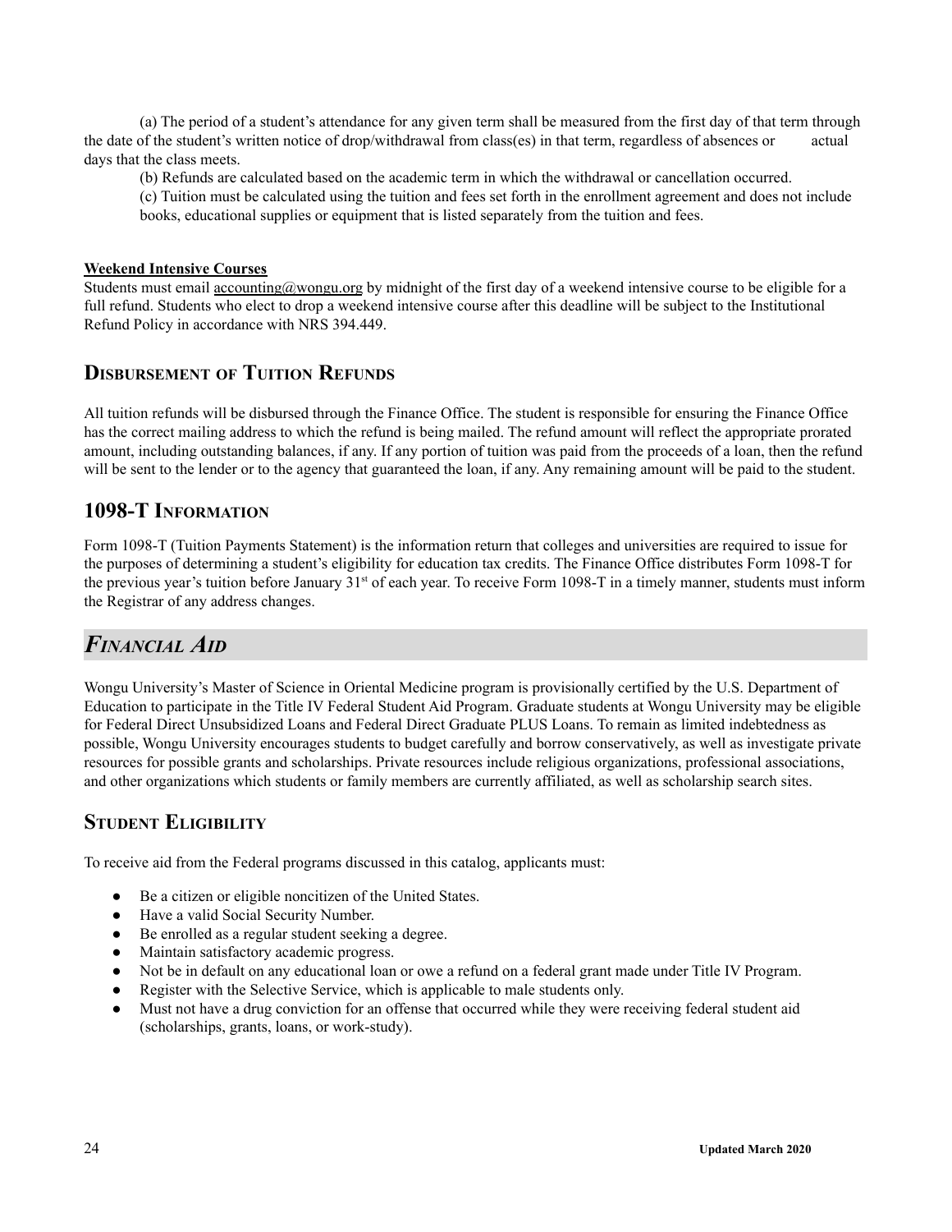(a) The period of a student's attendance for any given term shall be measured from the first day of that term through the date of the student's written notice of drop/withdrawal from class(es) in that term, regardless of absences or actual days that the class meets.

(b) Refunds are calculated based on the academic term in which the withdrawal or cancellation occurred.

(c) Tuition must be calculated using the tuition and fees set forth in the enrollment agreement and does not include books, educational supplies or equipment that is listed separately from the tuition and fees.

**Weekend Intensive Courses**

Students must email accounting@wongu.org by midnight of the first day of a weekend intensive course to be eligible for a full refund. Students who elect to drop a weekend intensive course after this deadline will be subject to the Institutional Refund Policy in accordance with NRS 394.449.

## Disbursement of Tuition Refunds

All tuition refunds will be disbursed through the Finance Office. The student is responsible for ensuring the Finance Office has the correct mailing address to which the refund is being mailed. The refund amount will reflect the appropriate prorated amount, including outstanding balances, if any. If any portion of tuition was paid from the proceeds of a loan, then the refund will be sent to the lender or to the agency that guaranteed the loan, if any. Any remaining amount will be paid to the student.

## 1098-T Information

Form 1098-T (Tuition Payments Statement) is the information return that colleges and universities are required to issue for the purposes of determining a student's eligibility for education tax credits. The Finance Office distributes Form 1098-T for the previous year's tuition before January 31st of each year. To receive Form 1098-T in a timely manner, students must inform the Registrar of any address changes.

# *Financial Aid*

Wongu University's Master of Science in Oriental Medicine program is provisionally certified by the U.S. Department of Education to participate in the Title IV Federal Student Aid Program. Graduate students at Wongu University may be eligible for Federal Direct Unsubsidized Loans and Federal Direct Graduate PLUS Loans. To remain as limited indebtedness as possible, Wongu University encourages students to budget carefully and borrow conservatively, as well as investigate private resources for possible grants and scholarships. Private resources include religious organizations, professional associations, and other organizations which students or family members are currently affiliated, as well as scholarship search sites.

## Student Eligibility

To receive aid from the Federal programs discussed in this catalog, applicants must:

- Be a citizen or eligible noncitizen of the United States.
- Have a valid Social Security Number.
- Be enrolled as a regular student seeking a degree.
- Maintain satisfactory academic progress.
- Not be in default on any educational loan or owe a refund on a federal grant made under Title IV Program.
- Register with the Selective Service, which is applicable to male students only.
- Must not have a drug conviction for an offense that occurred while they were receiving federal student aid (scholarships, grants, loans, or work-study).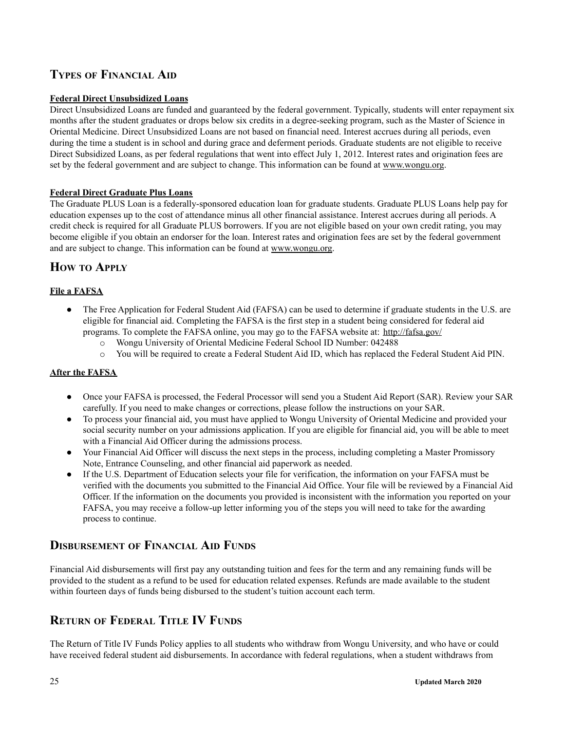## Types of Financial Aid

**Federal Direct Unsubsidized Loans**

Direct Unsubsidized Loans are funded and guaranteed by the federal government. Typically, students will enter repayment six months after the student graduates or drops below six credits in a degree-seeking program, such as the Master of Science in Oriental Medicine. Direct Unsubsidized Loans are not based on financial need. Interest accrues during all periods, even during the time a student is in school and during grace and deferment periods. Graduate students are not eligible to receive Direct Subsidized Loans, as per federal regulations that went into effect July 1, 2012. Interest rates and origination fees are set by the federal government and are subject to change. This information can be found at www.wongu.org.

**Federal Direct Graduate Plus Loans**

The Graduate PLUS Loan is a federally-sponsored education loan for graduate students. Graduate PLUS Loans help pay for education expenses up to the cost of attendance minus all other financial assistance. Interest accrues during all periods. A credit check is required for all Graduate PLUS borrowers. If you are not eligible based on your own credit rating, you may become eligible if you obtain an endorser for the loan. Interest rates and origination fees are set by the federal government and are subject to change. This information can be found at www.wongu.org.

## How to Apply

**File a FAFSA**

- The Free Application for Federal Student Aid (FAFSA) can be used to determine if graduate students in the U.S. are eligible for financial aid. Completing the FAFSA is the first step in a student being considered for federal aid programs. To complete the FAFSA online, you may go to the FAFSA website at: http://fafsa.gov/
  - Wongu University of Oriental Medicine Federal School ID Number: 042488
  - You will be required to create a Federal Student Aid ID, which has replaced the Federal Student Aid PIN.

**After the FAFSA**

- Once your FAFSA is processed, the Federal Processor will send you a Student Aid Report (SAR). Review your SAR carefully. If you need to make changes or corrections, please follow the instructions on your SAR.
- To process your financial aid, you must have applied to Wongu University of Oriental Medicine and provided your social security number on your admissions application. If you are eligible for financial aid, you will be able to meet with a Financial Aid Officer during the admissions process.
- Your Financial Aid Officer will discuss the next steps in the process, including completing a Master Promissory Note, Entrance Counseling, and other financial aid paperwork as needed.
- If the U.S. Department of Education selects your file for verification, the information on your FAFSA must be verified with the documents you submitted to the Financial Aid Office. Your file will be reviewed by a Financial Aid Officer. If the information on the documents you provided is inconsistent with the information you reported on your FAFSA, you may receive a follow-up letter informing you of the steps you will need to take for the awarding process to continue.

## Disbursement of Financial Aid Funds

Financial Aid disbursements will first pay any outstanding tuition and fees for the term and any remaining funds will be provided to the student as a refund to be used for education related expenses. Refunds are made available to the student within fourteen days of funds being disbursed to the student's tuition account each term.

## Return of Federal Title IV Funds

The Return of Title IV Funds Policy applies to all students who withdraw from Wongu University, and who have or could have received federal student aid disbursements. In accordance with federal regulations, when a student withdraws from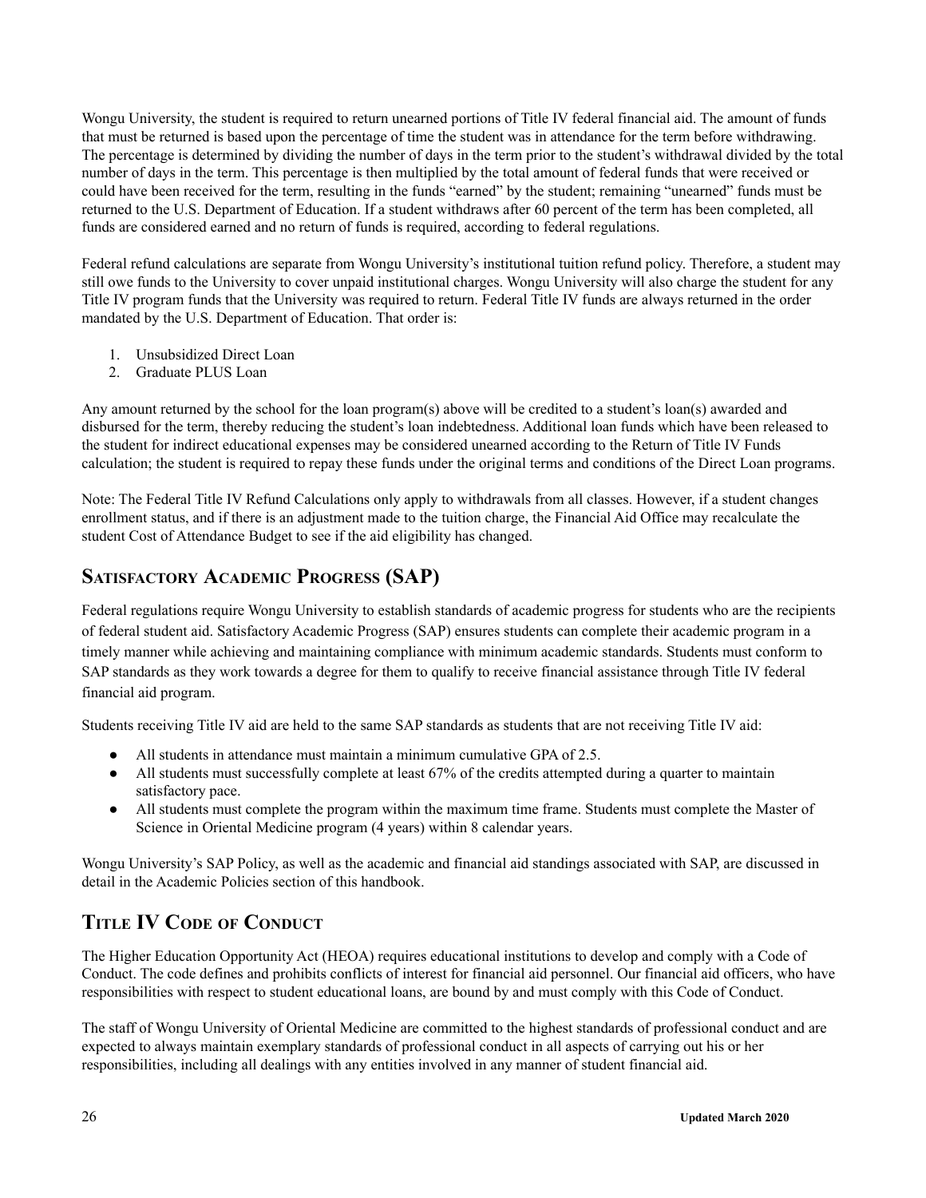Wongu University, the student is required to return unearned portions of Title IV federal financial aid. The amount of funds that must be returned is based upon the percentage of time the student was in attendance for the term before withdrawing. The percentage is determined by dividing the number of days in the term prior to the student's withdrawal divided by the total number of days in the term. This percentage is then multiplied by the total amount of federal funds that were received or could have been received for the term, resulting in the funds "earned" by the student; remaining "unearned" funds must be returned to the U.S. Department of Education. If a student withdraws after 60 percent of the term has been completed, all funds are considered earned and no return of funds is required, according to federal regulations.

Federal refund calculations are separate from Wongu University's institutional tuition refund policy. Therefore, a student may still owe funds to the University to cover unpaid institutional charges. Wongu University will also charge the student for any Title IV program funds that the University was required to return. Federal Title IV funds are always returned in the order mandated by the U.S. Department of Education. That order is:

1. Unsubsidized Direct Loan
2. Graduate PLUS Loan

Any amount returned by the school for the loan program(s) above will be credited to a student's loan(s) awarded and disbursed for the term, thereby reducing the student's loan indebtedness. Additional loan funds which have been released to the student for indirect educational expenses may be considered unearned according to the Return of Title IV Funds calculation; the student is required to repay these funds under the original terms and conditions of the Direct Loan programs.

Note: The Federal Title IV Refund Calculations only apply to withdrawals from all classes. However, if a student changes enrollment status, and if there is an adjustment made to the tuition charge, the Financial Aid Office may recalculate the student Cost of Attendance Budget to see if the aid eligibility has changed.

## Satisfactory Academic Progress (SAP)

Federal regulations require Wongu University to establish standards of academic progress for students who are the recipients of federal student aid. Satisfactory Academic Progress (SAP) ensures students can complete their academic program in a timely manner while achieving and maintaining compliance with minimum academic standards. Students must conform to SAP standards as they work towards a degree for them to qualify to receive financial assistance through Title IV federal financial aid program.

Students receiving Title IV aid are held to the same SAP standards as students that are not receiving Title IV aid:

- All students in attendance must maintain a minimum cumulative GPA of 2.5.
- All students must successfully complete at least 67% of the credits attempted during a quarter to maintain satisfactory pace.
- All students must complete the program within the maximum time frame. Students must complete the Master of Science in Oriental Medicine program (4 years) within 8 calendar years.

Wongu University's SAP Policy, as well as the academic and financial aid standings associated with SAP, are discussed in detail in the Academic Policies section of this handbook.

## Title IV Code of Conduct

The Higher Education Opportunity Act (HEOA) requires educational institutions to develop and comply with a Code of Conduct. The code defines and prohibits conflicts of interest for financial aid personnel. Our financial aid officers, who have responsibilities with respect to student educational loans, are bound by and must comply with this Code of Conduct.

The staff of Wongu University of Oriental Medicine are committed to the highest standards of professional conduct and are expected to always maintain exemplary standards of professional conduct in all aspects of carrying out his or her responsibilities, including all dealings with any entities involved in any manner of student financial aid.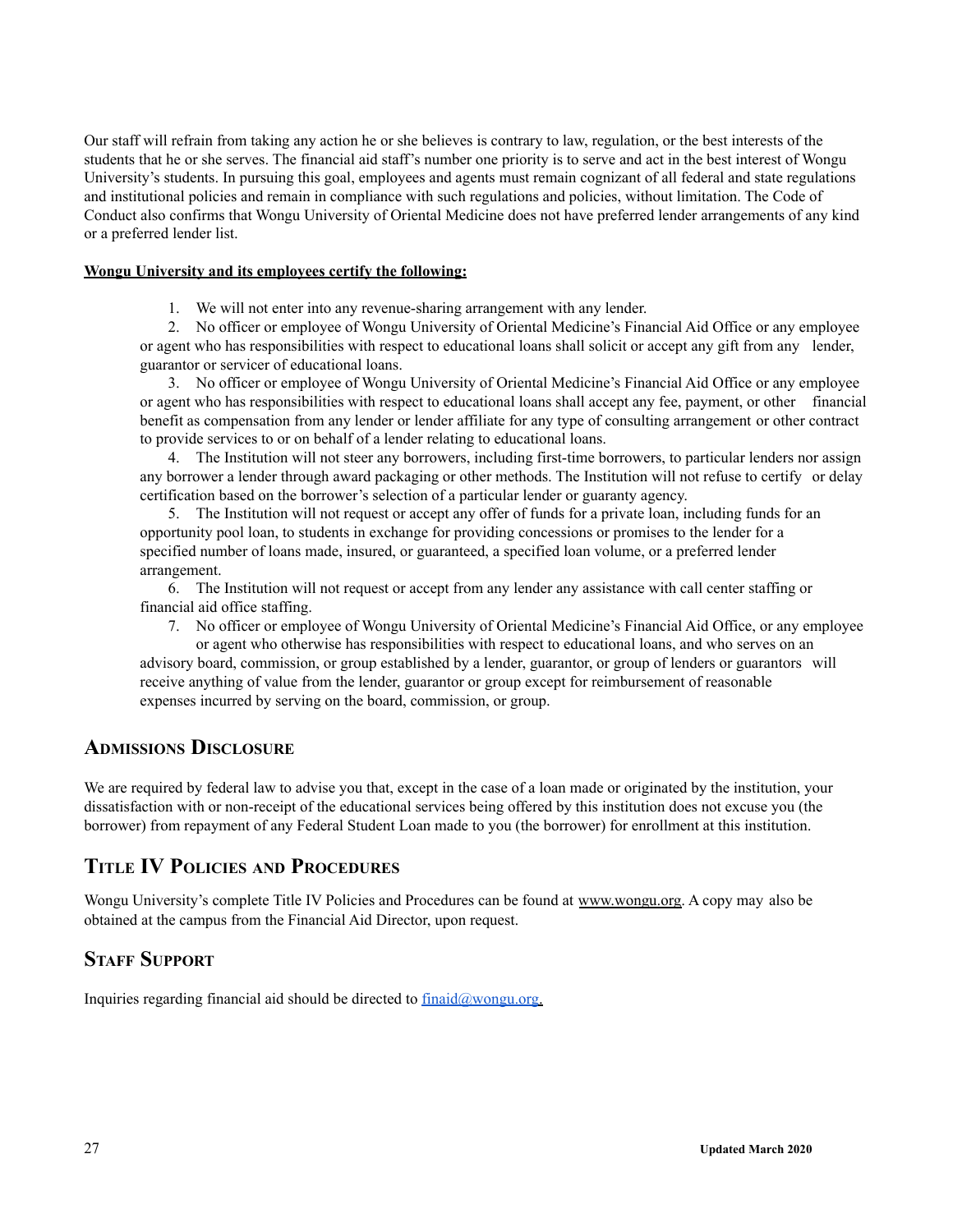Our staff will refrain from taking any action he or she believes is contrary to law, regulation, or the best interests of the students that he or she serves. The financial aid staff's number one priority is to serve and act in the best interest of Wongu University's students. In pursuing this goal, employees and agents must remain cognizant of all federal and state regulations and institutional policies and remain in compliance with such regulations and policies, without limitation. The Code of Conduct also confirms that Wongu University of Oriental Medicine does not have preferred lender arrangements of any kind or a preferred lender list.

**Wongu University and its employees certify the following:**

1. We will not enter into any revenue-sharing arrangement with any lender.
2. No officer or employee of Wongu University of Oriental Medicine's Financial Aid Office or any employee or agent who has responsibilities with respect to educational loans shall solicit or accept any gift from any lender, guarantor or servicer of educational loans.
3. No officer or employee of Wongu University of Oriental Medicine's Financial Aid Office or any employee or agent who has responsibilities with respect to educational loans shall accept any fee, payment, or other financial benefit as compensation from any lender or lender affiliate for any type of consulting arrangement or other contract to provide services to or on behalf of a lender relating to educational loans.
4. The Institution will not steer any borrowers, including first-time borrowers, to particular lenders nor assign any borrower a lender through award packaging or other methods. The Institution will not refuse to certify or delay certification based on the borrower's selection of a particular lender or guaranty agency.
5. The Institution will not request or accept any offer of funds for a private loan, including funds for an opportunity pool loan, to students in exchange for providing concessions or promises to the lender for a specified number of loans made, insured, or guaranteed, a specified loan volume, or a preferred lender arrangement.
6. The Institution will not request or accept from any lender any assistance with call center staffing or financial aid office staffing.
7. No officer or employee of Wongu University of Oriental Medicine's Financial Aid Office, or any employee or agent who otherwise has responsibilities with respect to educational loans, and who serves on an advisory board, commission, or group established by a lender, guarantor, or group of lenders or guarantors will receive anything of value from the lender, guarantor or group except for reimbursement of reasonable expenses incurred by serving on the board, commission, or group.

## Admissions Disclosure

We are required by federal law to advise you that, except in the case of a loan made or originated by the institution, your dissatisfaction with or non-receipt of the educational services being offered by this institution does not excuse you (the borrower) from repayment of any Federal Student Loan made to you (the borrower) for enrollment at this institution.

## Title IV Policies and Procedures

Wongu University's complete Title IV Policies and Procedures can be found at www.wongu.org. A copy may also be obtained at the campus from the Financial Aid Director, upon request.

## Staff Support

Inquiries regarding financial aid should be directed to finaid@wongu.org.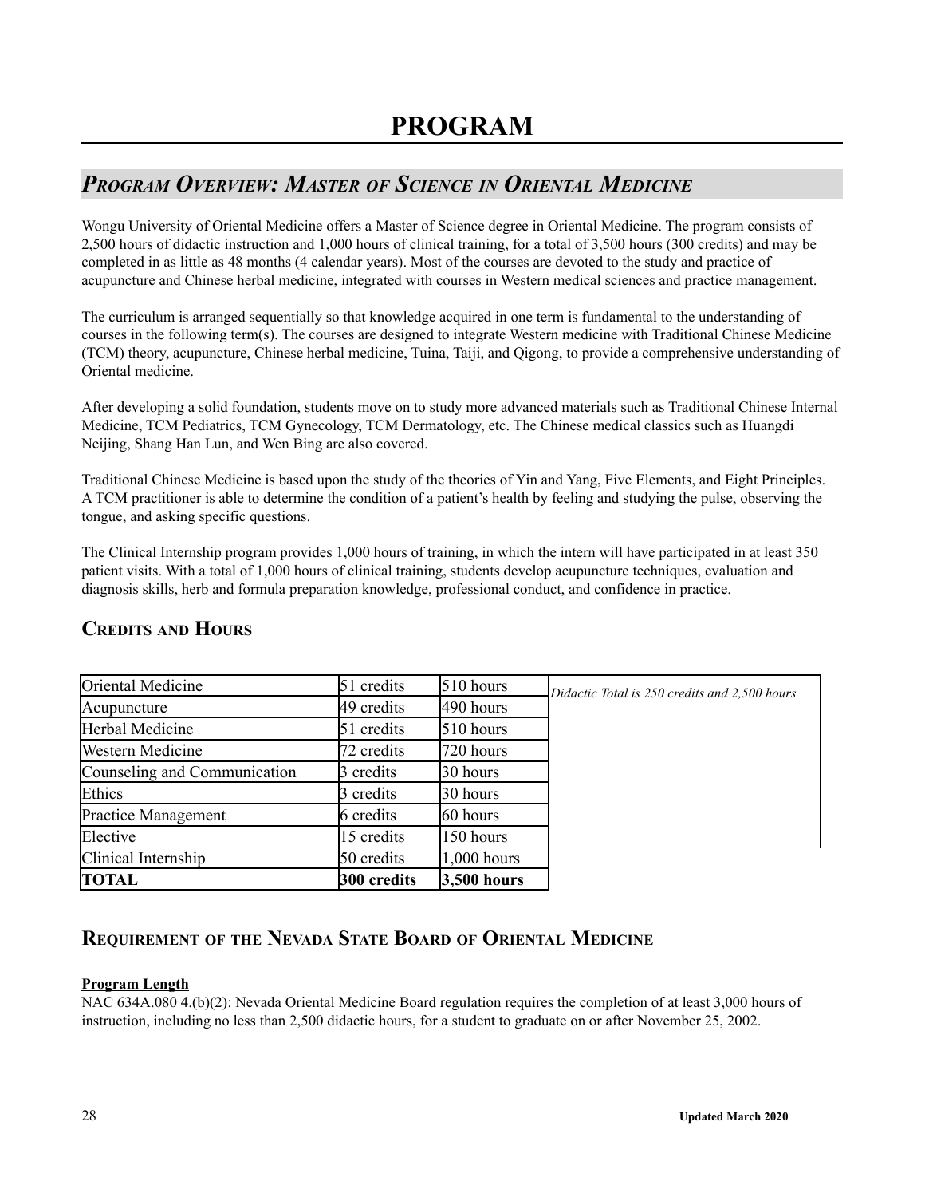# PROGRAM

## *Program Overview: Master of Science in Oriental Medicine*

Wongu University of Oriental Medicine offers a Master of Science degree in Oriental Medicine. The program consists of 2,500 hours of didactic instruction and 1,000 hours of clinical training, for a total of 3,500 hours (300 credits) and may be completed in as little as 48 months (4 calendar years). Most of the courses are devoted to the study and practice of acupuncture and Chinese herbal medicine, integrated with courses in Western medical sciences and practice management.

The curriculum is arranged sequentially so that knowledge acquired in one term is fundamental to the understanding of courses in the following term(s). The courses are designed to integrate Western medicine with Traditional Chinese Medicine (TCM) theory, acupuncture, Chinese herbal medicine, Tuina, Taiji, and Qigong, to provide a comprehensive understanding of Oriental medicine.

After developing a solid foundation, students move on to study more advanced materials such as Traditional Chinese Internal Medicine, TCM Pediatrics, TCM Gynecology, TCM Dermatology, etc. The Chinese medical classics such as Huangdi Neijing, Shang Han Lun, and Wen Bing are also covered.

Traditional Chinese Medicine is based upon the study of the theories of Yin and Yang, Five Elements, and Eight Principles. A TCM practitioner is able to determine the condition of a patient's health by feeling and studying the pulse, observing the tongue, and asking specific questions.

The Clinical Internship program provides 1,000 hours of training, in which the intern will have participated in at least 350 patient visits. With a total of 1,000 hours of clinical training, students develop acupuncture techniques, evaluation and diagnosis skills, herb and formula preparation knowledge, professional conduct, and confidence in practice.

### Credits and Hours

| Category | Credits | Hours | |
|---|---|---|---|
| Oriental Medicine | 51 credits | 510 hours | *Didactic Total is 250 credits and 2,500 hours* |
| Acupuncture | 49 credits | 490 hours | |
| Herbal Medicine | 51 credits | 510 hours | |
| Western Medicine | 72 credits | 720 hours | |
| Counseling and Communication | 3 credits | 30 hours | |
| Ethics | 3 credits | 30 hours | |
| Practice Management | 6 credits | 60 hours | |
| Elective | 15 credits | 150 hours | |
| Clinical Internship | 50 credits | 1,000 hours | |
| **TOTAL** | **300 credits** | **3,500 hours** | |

### Requirement of the Nevada State Board of Oriental Medicine

**Program Length**

NAC 634A.080 4.(b)(2): Nevada Oriental Medicine Board regulation requires the completion of at least 3,000 hours of instruction, including no less than 2,500 didactic hours, for a student to graduate on or after November 25, 2002.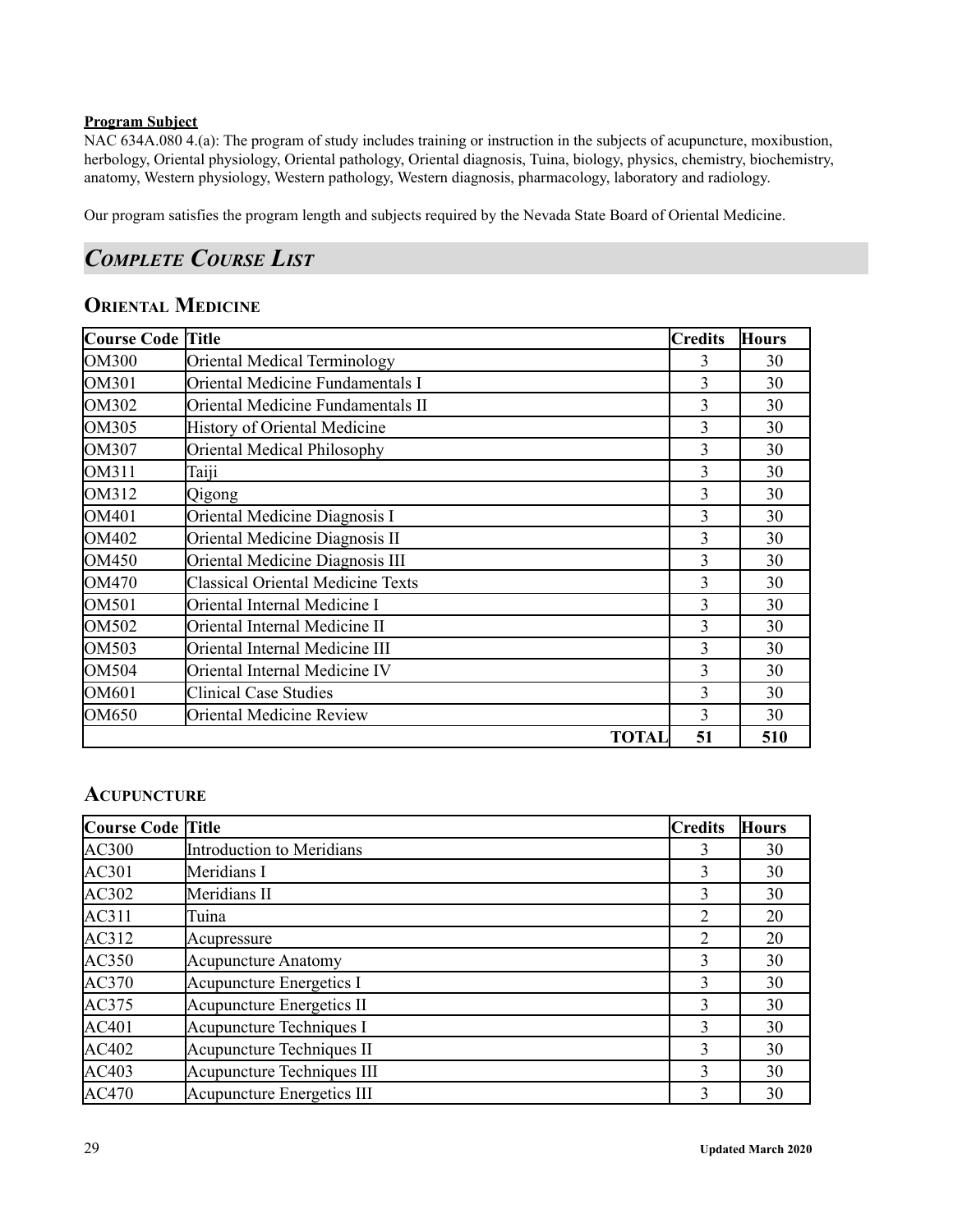**Program Subject**

NAC 634A.080 4.(a): The program of study includes training or instruction in the subjects of acupuncture, moxibustion, herbology, Oriental physiology, Oriental pathology, Oriental diagnosis, Tuina, biology, physics, chemistry, biochemistry, anatomy, Western physiology, Western pathology, Western diagnosis, pharmacology, laboratory and radiology.

Our program satisfies the program length and subjects required by the Nevada State Board of Oriental Medicine.

## *Complete Course List*

### Oriental Medicine

| Course Code | Title | Credits | Hours |
|---|---|---|---|
| OM300 | Oriental Medical Terminology | 3 | 30 |
| OM301 | Oriental Medicine Fundamentals I | 3 | 30 |
| OM302 | Oriental Medicine Fundamentals II | 3 | 30 |
| OM305 | History of Oriental Medicine | 3 | 30 |
| OM307 | Oriental Medical Philosophy | 3 | 30 |
| OM311 | Taiji | 3 | 30 |
| OM312 | Qigong | 3 | 30 |
| OM401 | Oriental Medicine Diagnosis I | 3 | 30 |
| OM402 | Oriental Medicine Diagnosis II | 3 | 30 |
| OM450 | Oriental Medicine Diagnosis III | 3 | 30 |
| OM470 | Classical Oriental Medicine Texts | 3 | 30 |
| OM501 | Oriental Internal Medicine I | 3 | 30 |
| OM502 | Oriental Internal Medicine II | 3 | 30 |
| OM503 | Oriental Internal Medicine III | 3 | 30 |
| OM504 | Oriental Internal Medicine IV | 3 | 30 |
| OM601 | Clinical Case Studies | 3 | 30 |
| OM650 | Oriental Medicine Review | 3 | 30 |
| | **TOTAL** | **51** | **510** |

### Acupuncture

| Course Code | Title | Credits | Hours |
|---|---|---|---|
| AC300 | Introduction to Meridians | 3 | 30 |
| AC301 | Meridians I | 3 | 30 |
| AC302 | Meridians II | 3 | 30 |
| AC311 | Tuina | 2 | 20 |
| AC312 | Acupressure | 2 | 20 |
| AC350 | Acupuncture Anatomy | 3 | 30 |
| AC370 | Acupuncture Energetics I | 3 | 30 |
| AC375 | Acupuncture Energetics II | 3 | 30 |
| AC401 | Acupuncture Techniques I | 3 | 30 |
| AC402 | Acupuncture Techniques II | 3 | 30 |
| AC403 | Acupuncture Techniques III | 3 | 30 |
| AC470 | Acupuncture Energetics III | 3 | 30 |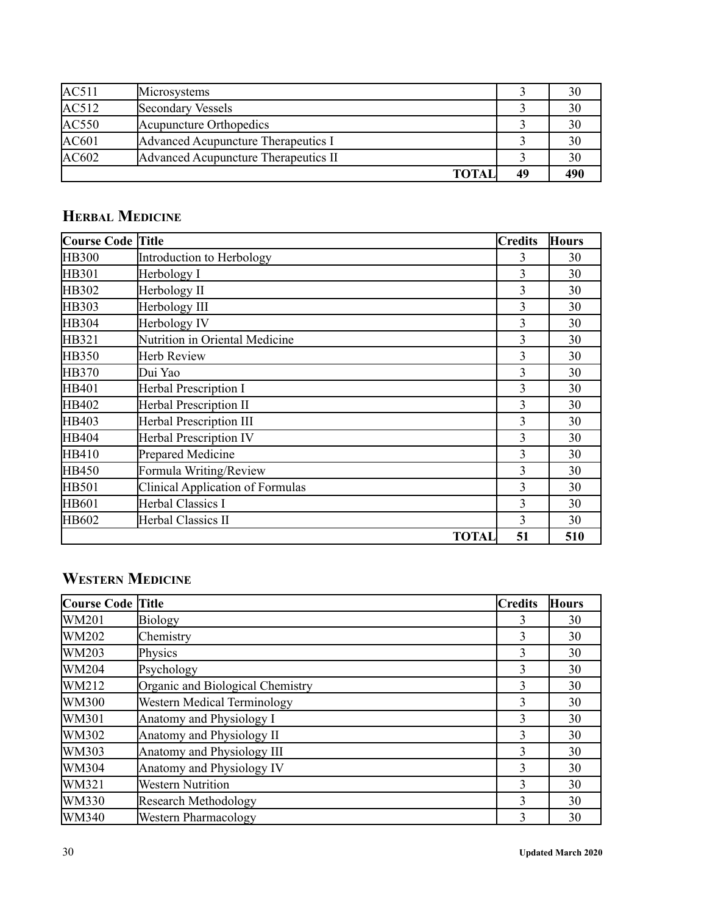| | | | |
|---|---|---|---|
| AC511 | Microsystems | 3 | 30 |
| AC512 | Secondary Vessels | 3 | 30 |
| AC550 | Acupuncture Orthopedics | 3 | 30 |
| AC601 | Advanced Acupuncture Therapeutics I | 3 | 30 |
| AC602 | Advanced Acupuncture Therapeutics II | 3 | 30 |
| | **TOTAL** | **49** | **490** |

## HERBAL MEDICINE

| Course Code | Title | Credits | Hours |
|---|---|---|---|
| HB300 | Introduction to Herbology | 3 | 30 |
| HB301 | Herbology I | 3 | 30 |
| HB302 | Herbology II | 3 | 30 |
| HB303 | Herbology III | 3 | 30 |
| HB304 | Herbology IV | 3 | 30 |
| HB321 | Nutrition in Oriental Medicine | 3 | 30 |
| HB350 | Herb Review | 3 | 30 |
| HB370 | Dui Yao | 3 | 30 |
| HB401 | Herbal Prescription I | 3 | 30 |
| HB402 | Herbal Prescription II | 3 | 30 |
| HB403 | Herbal Prescription III | 3 | 30 |
| HB404 | Herbal Prescription IV | 3 | 30 |
| HB410 | Prepared Medicine | 3 | 30 |
| HB450 | Formula Writing/Review | 3 | 30 |
| HB501 | Clinical Application of Formulas | 3 | 30 |
| HB601 | Herbal Classics I | 3 | 30 |
| HB602 | Herbal Classics II | 3 | 30 |
| | **TOTAL** | **51** | **510** |

## WESTERN MEDICINE

| Course Code | Title | Credits | Hours |
|---|---|---|---|
| WM201 | Biology | 3 | 30 |
| WM202 | Chemistry | 3 | 30 |
| WM203 | Physics | 3 | 30 |
| WM204 | Psychology | 3 | 30 |
| WM212 | Organic and Biological Chemistry | 3 | 30 |
| WM300 | Western Medical Terminology | 3 | 30 |
| WM301 | Anatomy and Physiology I | 3 | 30 |
| WM302 | Anatomy and Physiology II | 3 | 30 |
| WM303 | Anatomy and Physiology III | 3 | 30 |
| WM304 | Anatomy and Physiology IV | 3 | 30 |
| WM321 | Western Nutrition | 3 | 30 |
| WM330 | Research Methodology | 3 | 30 |
| WM340 | Western Pharmacology | 3 | 30 |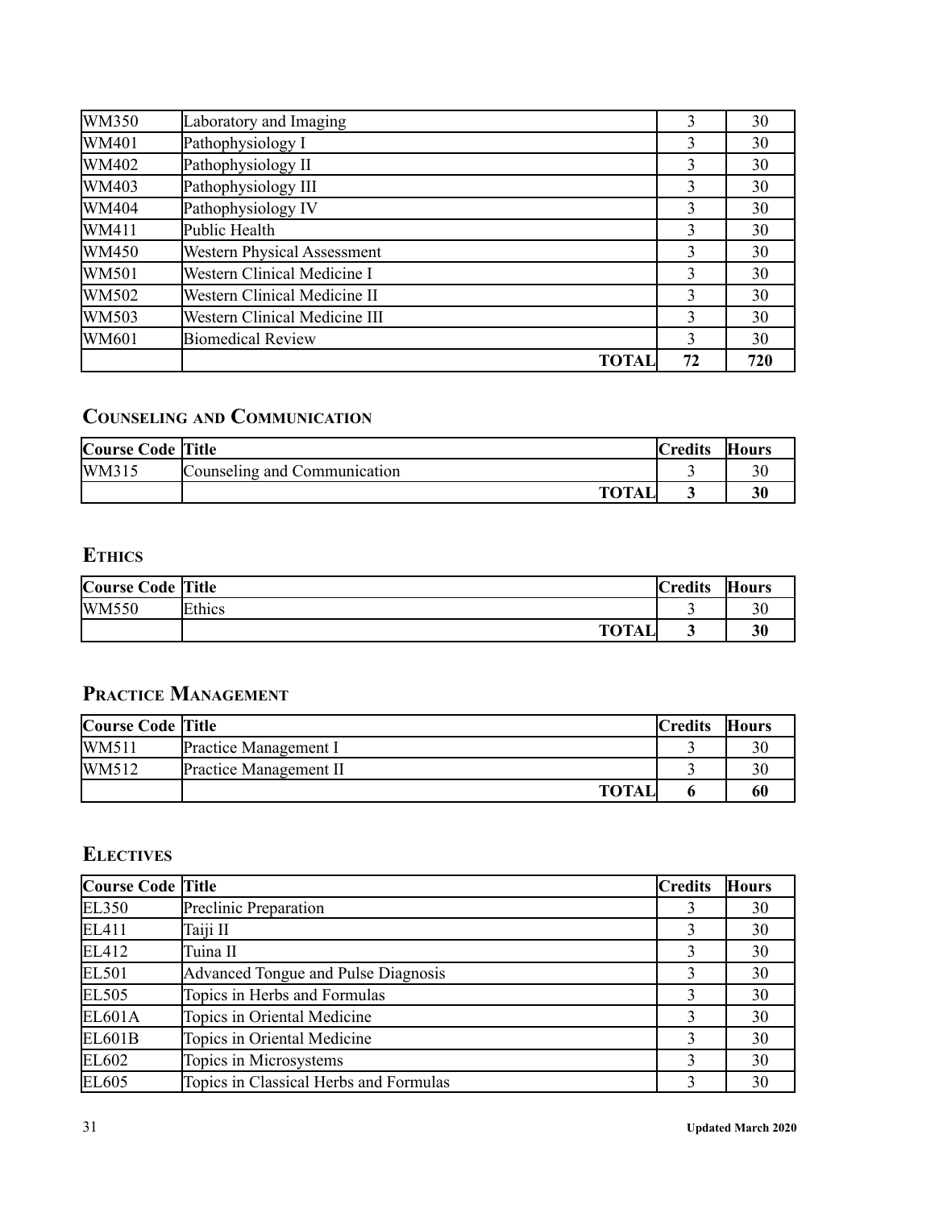| | | | |
|---|---|---|---|
| WM350 | Laboratory and Imaging | 3 | 30 |
| WM401 | Pathophysiology I | 3 | 30 |
| WM402 | Pathophysiology II | 3 | 30 |
| WM403 | Pathophysiology III | 3 | 30 |
| WM404 | Pathophysiology IV | 3 | 30 |
| WM411 | Public Health | 3 | 30 |
| WM450 | Western Physical Assessment | 3 | 30 |
| WM501 | Western Clinical Medicine I | 3 | 30 |
| WM502 | Western Clinical Medicine II | 3 | 30 |
| WM503 | Western Clinical Medicine III | 3 | 30 |
| WM601 | Biomedical Review | 3 | 30 |
| | **TOTAL** | **72** | **720** |

## Counseling and Communication

| Course Code | Title | Credits | Hours |
|---|---|---|---|
| WM315 | Counseling and Communication | 3 | 30 |
| | **TOTAL** | **3** | **30** |

## Ethics

| Course Code | Title | Credits | Hours |
|---|---|---|---|
| WM550 | Ethics | 3 | 30 |
| | **TOTAL** | **3** | **30** |

## Practice Management

| Course Code | Title | Credits | Hours |
|---|---|---|---|
| WM511 | Practice Management I | 3 | 30 |
| WM512 | Practice Management II | 3 | 30 |
| | **TOTAL** | **6** | **60** |

## Electives

| Course Code | Title | Credits | Hours |
|---|---|---|---|
| EL350 | Preclinic Preparation | 3 | 30 |
| EL411 | Taiji II | 3 | 30 |
| EL412 | Tuina II | 3 | 30 |
| EL501 | Advanced Tongue and Pulse Diagnosis | 3 | 30 |
| EL505 | Topics in Herbs and Formulas | 3 | 30 |
| EL601A | Topics in Oriental Medicine | 3 | 30 |
| EL601B | Topics in Oriental Medicine | 3 | 30 |
| EL602 | Topics in Microsystems | 3 | 30 |
| EL605 | Topics in Classical Herbs and Formulas | 3 | 30 |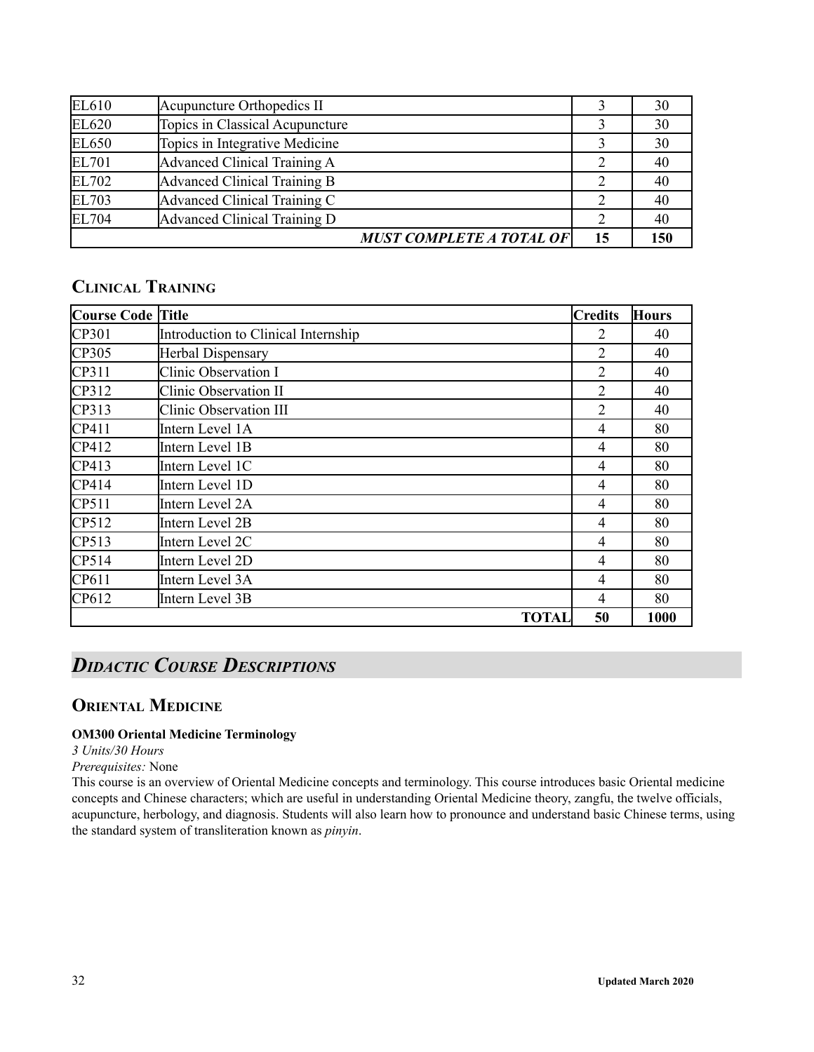| | | | |
|---|---|---|---|
| EL610 | Acupuncture Orthopedics II | 3 | 30 |
| EL620 | Topics in Classical Acupuncture | 3 | 30 |
| EL650 | Topics in Integrative Medicine | 3 | 30 |
| EL701 | Advanced Clinical Training A | 2 | 40 |
| EL702 | Advanced Clinical Training B | 2 | 40 |
| EL703 | Advanced Clinical Training C | 2 | 40 |
| EL704 | Advanced Clinical Training D | 2 | 40 |
| | ***MUST COMPLETE A TOTAL OF*** | **15** | **150** |

## Clinical Training

| Course Code | Title | Credits | Hours |
|---|---|---|---|
| CP301 | Introduction to Clinical Internship | 2 | 40 |
| CP305 | Herbal Dispensary | 2 | 40 |
| CP311 | Clinic Observation I | 2 | 40 |
| CP312 | Clinic Observation II | 2 | 40 |
| CP313 | Clinic Observation III | 2 | 40 |
| CP411 | Intern Level 1A | 4 | 80 |
| CP412 | Intern Level 1B | 4 | 80 |
| CP413 | Intern Level 1C | 4 | 80 |
| CP414 | Intern Level 1D | 4 | 80 |
| CP511 | Intern Level 2A | 4 | 80 |
| CP512 | Intern Level 2B | 4 | 80 |
| CP513 | Intern Level 2C | 4 | 80 |
| CP514 | Intern Level 2D | 4 | 80 |
| CP611 | Intern Level 3A | 4 | 80 |
| CP612 | Intern Level 3B | 4 | 80 |
| | **TOTAL** | **50** | **1000** |

# *Didactic Course Descriptions*

## Oriental Medicine

**OM300 Oriental Medicine Terminology**

*3 Units/30 Hours*

*Prerequisites:* None

This course is an overview of Oriental Medicine concepts and terminology. This course introduces basic Oriental medicine concepts and Chinese characters; which are useful in understanding Oriental Medicine theory, zangfu, the twelve officials, acupuncture, herbology, and diagnosis. Students will also learn how to pronounce and understand basic Chinese terms, using the standard system of transliteration known as *pinyin*.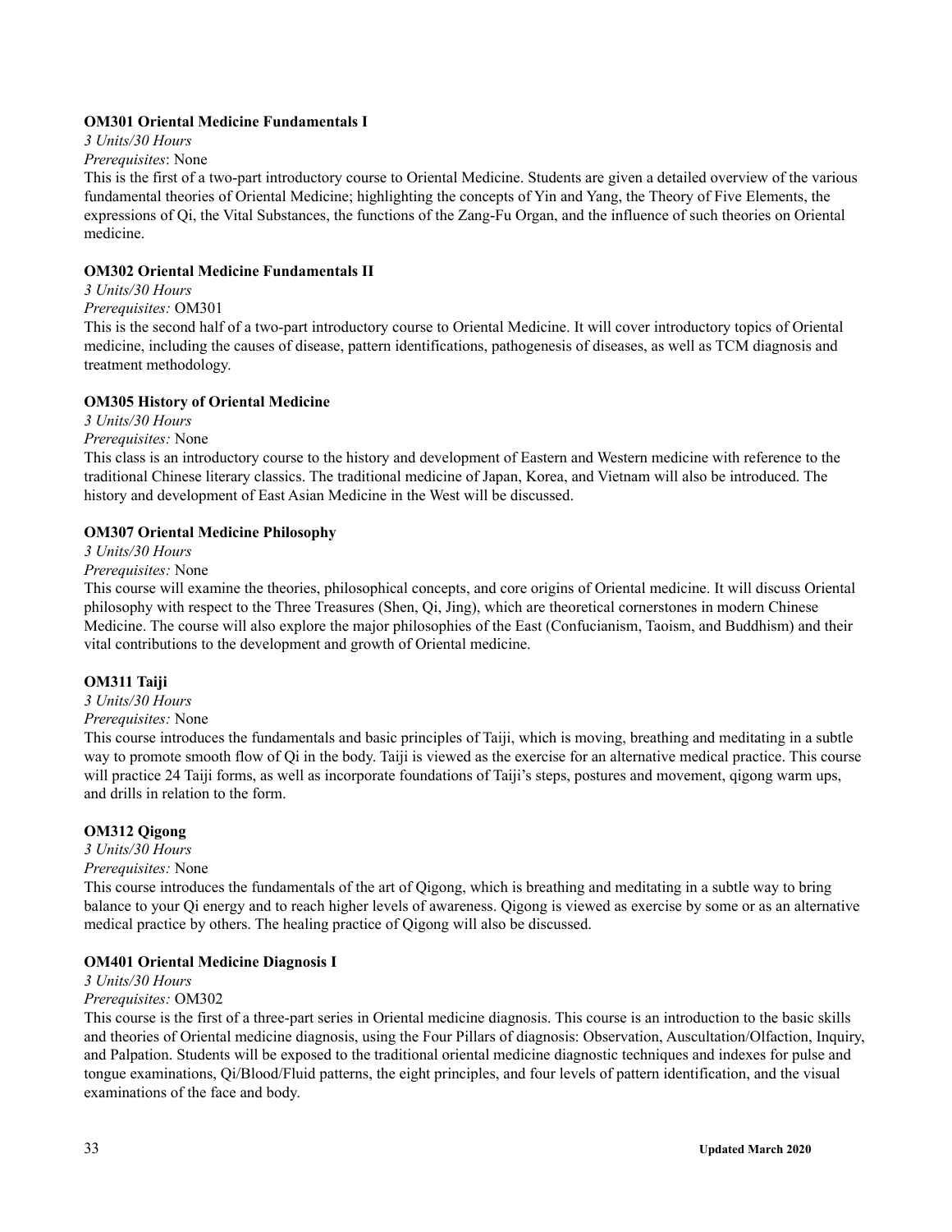**OM301 Oriental Medicine Fundamentals I**

*3 Units/30 Hours*

*Prerequisites*: None

This is the first of a two-part introductory course to Oriental Medicine. Students are given a detailed overview of the various fundamental theories of Oriental Medicine; highlighting the concepts of Yin and Yang, the Theory of Five Elements, the expressions of Qi, the Vital Substances, the functions of the Zang-Fu Organ, and the influence of such theories on Oriental medicine.

**OM302 Oriental Medicine Fundamentals II**

*3 Units/30 Hours*

*Prerequisites:* OM301

This is the second half of a two-part introductory course to Oriental Medicine. It will cover introductory topics of Oriental medicine, including the causes of disease, pattern identifications, pathogenesis of diseases, as well as TCM diagnosis and treatment methodology.

**OM305 History of Oriental Medicine**

*3 Units/30 Hours*

*Prerequisites:* None

This class is an introductory course to the history and development of Eastern and Western medicine with reference to the traditional Chinese literary classics. The traditional medicine of Japan, Korea, and Vietnam will also be introduced. The history and development of East Asian Medicine in the West will be discussed.

**OM307 Oriental Medicine Philosophy**

*3 Units/30 Hours*

*Prerequisites:* None

This course will examine the theories, philosophical concepts, and core origins of Oriental medicine. It will discuss Oriental philosophy with respect to the Three Treasures (Shen, Qi, Jing), which are theoretical cornerstones in modern Chinese Medicine. The course will also explore the major philosophies of the East (Confucianism, Taoism, and Buddhism) and their vital contributions to the development and growth of Oriental medicine.

**OM311 Taiji**

*3 Units/30 Hours*

*Prerequisites:* None

This course introduces the fundamentals and basic principles of Taiji, which is moving, breathing and meditating in a subtle way to promote smooth flow of Qi in the body. Taiji is viewed as the exercise for an alternative medical practice. This course will practice 24 Taiji forms, as well as incorporate foundations of Taiji's steps, postures and movement, qigong warm ups, and drills in relation to the form.

**OM312 Qigong**

*3 Units/30 Hours*

*Prerequisites:* None

This course introduces the fundamentals of the art of Qigong, which is breathing and meditating in a subtle way to bring balance to your Qi energy and to reach higher levels of awareness. Qigong is viewed as exercise by some or as an alternative medical practice by others. The healing practice of Qigong will also be discussed.

**OM401 Oriental Medicine Diagnosis I**

*3 Units/30 Hours*

*Prerequisites:* OM302

This course is the first of a three-part series in Oriental medicine diagnosis. This course is an introduction to the basic skills and theories of Oriental medicine diagnosis, using the Four Pillars of diagnosis: Observation, Auscultation/Olfaction, Inquiry, and Palpation. Students will be exposed to the traditional oriental medicine diagnostic techniques and indexes for pulse and tongue examinations, Qi/Blood/Fluid patterns, the eight principles, and four levels of pattern identification, and the visual examinations of the face and body.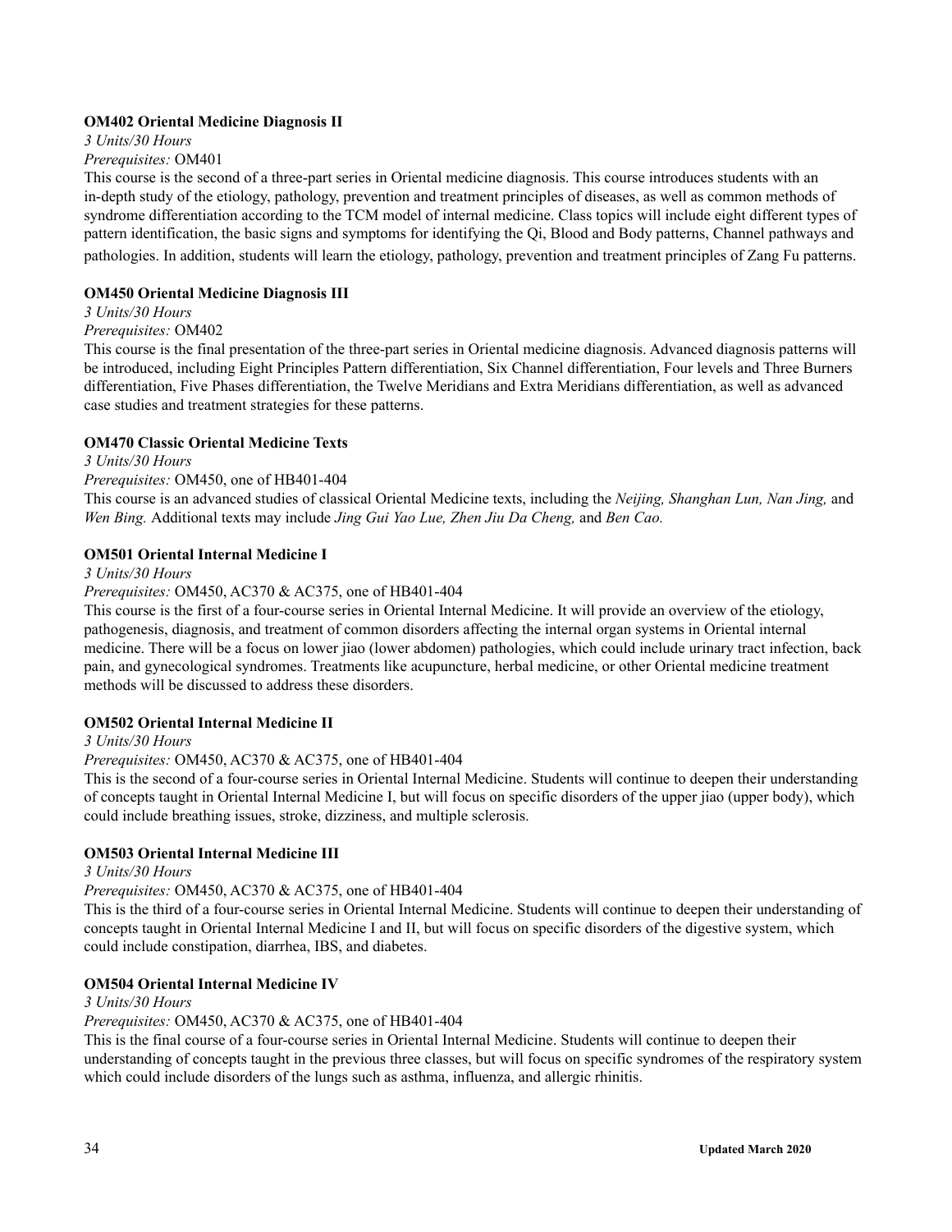**OM402 Oriental Medicine Diagnosis II**

*3 Units/30 Hours*

*Prerequisites:* OM401

This course is the second of a three-part series in Oriental medicine diagnosis. This course introduces students with an in-depth study of the etiology, pathology, prevention and treatment principles of diseases, as well as common methods of syndrome differentiation according to the TCM model of internal medicine. Class topics will include eight different types of pattern identification, the basic signs and symptoms for identifying the Qi, Blood and Body patterns, Channel pathways and pathologies. In addition, students will learn the etiology, pathology, prevention and treatment principles of Zang Fu patterns.

**OM450 Oriental Medicine Diagnosis III**

*3 Units/30 Hours*

*Prerequisites:* OM402

This course is the final presentation of the three-part series in Oriental medicine diagnosis. Advanced diagnosis patterns will be introduced, including Eight Principles Pattern differentiation, Six Channel differentiation, Four levels and Three Burners differentiation, Five Phases differentiation, the Twelve Meridians and Extra Meridians differentiation, as well as advanced case studies and treatment strategies for these patterns.

**OM470 Classic Oriental Medicine Texts**

*3 Units/30 Hours*

*Prerequisites:* OM450, one of HB401-404

This course is an advanced studies of classical Oriental Medicine texts, including the *Neijing, Shanghan Lun, Nan Jing,* and *Wen Bing.* Additional texts may include *Jing Gui Yao Lue, Zhen Jiu Da Cheng,* and *Ben Cao.*

**OM501 Oriental Internal Medicine I**

*3 Units/30 Hours*

*Prerequisites:* OM450, AC370 & AC375, one of HB401-404

This course is the first of a four-course series in Oriental Internal Medicine. It will provide an overview of the etiology, pathogenesis, diagnosis, and treatment of common disorders affecting the internal organ systems in Oriental internal medicine. There will be a focus on lower jiao (lower abdomen) pathologies, which could include urinary tract infection, back pain, and gynecological syndromes. Treatments like acupuncture, herbal medicine, or other Oriental medicine treatment methods will be discussed to address these disorders.

**OM502 Oriental Internal Medicine II**

*3 Units/30 Hours*

*Prerequisites:* OM450, AC370 & AC375, one of HB401-404

This is the second of a four-course series in Oriental Internal Medicine. Students will continue to deepen their understanding of concepts taught in Oriental Internal Medicine I, but will focus on specific disorders of the upper jiao (upper body), which could include breathing issues, stroke, dizziness, and multiple sclerosis.

**OM503 Oriental Internal Medicine III**

*3 Units/30 Hours*

*Prerequisites:* OM450, AC370 & AC375, one of HB401-404

This is the third of a four-course series in Oriental Internal Medicine. Students will continue to deepen their understanding of concepts taught in Oriental Internal Medicine I and II, but will focus on specific disorders of the digestive system, which could include constipation, diarrhea, IBS, and diabetes.

**OM504 Oriental Internal Medicine IV**

*3 Units/30 Hours*

*Prerequisites:* OM450, AC370 & AC375, one of HB401-404

This is the final course of a four-course series in Oriental Internal Medicine. Students will continue to deepen their understanding of concepts taught in the previous three classes, but will focus on specific syndromes of the respiratory system which could include disorders of the lungs such as asthma, influenza, and allergic rhinitis.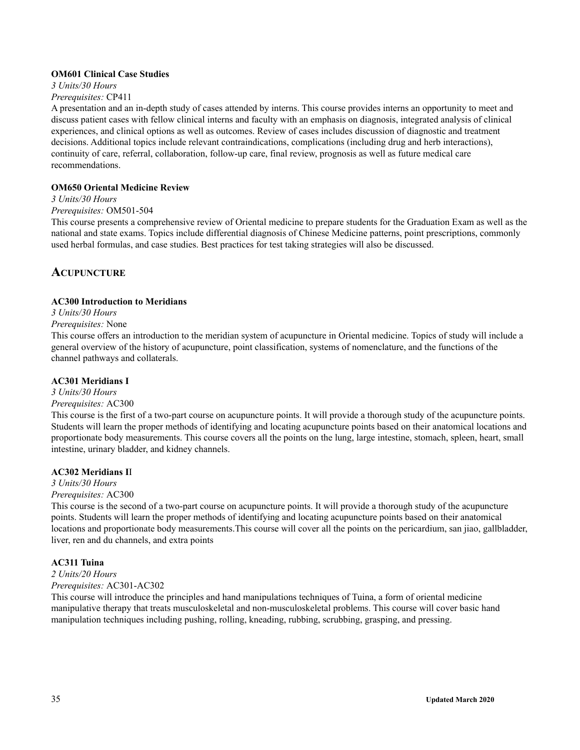**OM601 Clinical Case Studies**

*3 Units/30 Hours*

*Prerequisites:* CP411

A presentation and an in-depth study of cases attended by interns. This course provides interns an opportunity to meet and discuss patient cases with fellow clinical interns and faculty with an emphasis on diagnosis, integrated analysis of clinical experiences, and clinical options as well as outcomes. Review of cases includes discussion of diagnostic and treatment decisions. Additional topics include relevant contraindications, complications (including drug and herb interactions), continuity of care, referral, collaboration, follow-up care, final review, prognosis as well as future medical care recommendations.

**OM650 Oriental Medicine Review**

*3 Units/30 Hours*

*Prerequisites:* OM501-504

This course presents a comprehensive review of Oriental medicine to prepare students for the Graduation Exam as well as the national and state exams. Topics include differential diagnosis of Chinese Medicine patterns, point prescriptions, commonly used herbal formulas, and case studies. Best practices for test taking strategies will also be discussed.

## Acupuncture

**AC300 Introduction to Meridians**

*3 Units/30 Hours*

*Prerequisites:* None

This course offers an introduction to the meridian system of acupuncture in Oriental medicine. Topics of study will include a general overview of the history of acupuncture, point classification, systems of nomenclature, and the functions of the channel pathways and collaterals.

**AC301 Meridians I**

*3 Units/30 Hours*

*Prerequisites:* AC300

This course is the first of a two-part course on acupuncture points. It will provide a thorough study of the acupuncture points. Students will learn the proper methods of identifying and locating acupuncture points based on their anatomical locations and proportionate body measurements. This course covers all the points on the lung, large intestine, stomach, spleen, heart, small intestine, urinary bladder, and kidney channels.

**AC302 Meridians II**

*3 Units/30 Hours*

*Prerequisites:* AC300

This course is the second of a two-part course on acupuncture points. It will provide a thorough study of the acupuncture points. Students will learn the proper methods of identifying and locating acupuncture points based on their anatomical locations and proportionate body measurements.This course will cover all the points on the pericardium, san jiao, gallbladder, liver, ren and du channels, and extra points

**AC311 Tuina**

*2 Units/20 Hours*

*Prerequisites:* AC301-AC302

This course will introduce the principles and hand manipulations techniques of Tuina, a form of oriental medicine manipulative therapy that treats musculoskeletal and non-musculoskeletal problems. This course will cover basic hand manipulation techniques including pushing, rolling, kneading, rubbing, scrubbing, grasping, and pressing.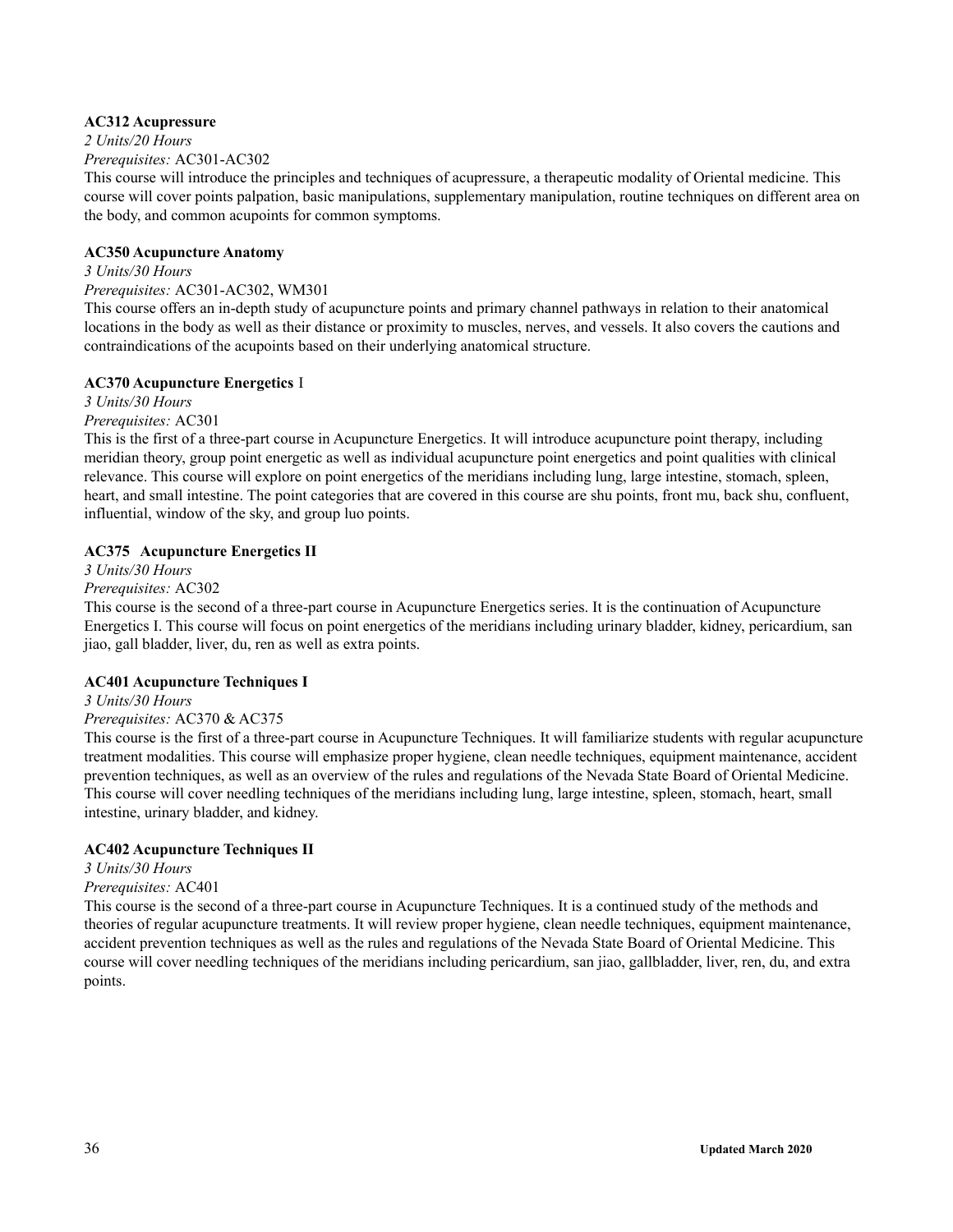**AC312 Acupressure**

*2 Units/20 Hours*

*Prerequisites:* AC301-AC302

This course will introduce the principles and techniques of acupressure, a therapeutic modality of Oriental medicine. This course will cover points palpation, basic manipulations, supplementary manipulation, routine techniques on different area on the body, and common acupoints for common symptoms.

**AC350 Acupuncture Anatomy**

*3 Units/30 Hours*

*Prerequisites:* AC301-AC302, WM301

This course offers an in-depth study of acupuncture points and primary channel pathways in relation to their anatomical locations in the body as well as their distance or proximity to muscles, nerves, and vessels. It also covers the cautions and contraindications of the acupoints based on their underlying anatomical structure.

**AC370 Acupuncture Energetics** I

*3 Units/30 Hours*

*Prerequisites:* AC301

This is the first of a three-part course in Acupuncture Energetics. It will introduce acupuncture point therapy, including meridian theory, group point energetic as well as individual acupuncture point energetics and point qualities with clinical relevance. This course will explore on point energetics of the meridians including lung, large intestine, stomach, spleen, heart, and small intestine. The point categories that are covered in this course are shu points, front mu, back shu, confluent, influential, window of the sky, and group luo points.

**AC375 Acupuncture Energetics II**

*3 Units/30 Hours*

*Prerequisites:* AC302

This course is the second of a three-part course in Acupuncture Energetics series. It is the continuation of Acupuncture Energetics I. This course will focus on point energetics of the meridians including urinary bladder, kidney, pericardium, san jiao, gall bladder, liver, du, ren as well as extra points.

**AC401 Acupuncture Techniques I**

*3 Units/30 Hours*

*Prerequisites:* AC370 & AC375

This course is the first of a three-part course in Acupuncture Techniques. It will familiarize students with regular acupuncture treatment modalities. This course will emphasize proper hygiene, clean needle techniques, equipment maintenance, accident prevention techniques, as well as an overview of the rules and regulations of the Nevada State Board of Oriental Medicine. This course will cover needling techniques of the meridians including lung, large intestine, spleen, stomach, heart, small intestine, urinary bladder, and kidney.

**AC402 Acupuncture Techniques II**

*3 Units/30 Hours*

*Prerequisites:* AC401

This course is the second of a three-part course in Acupuncture Techniques. It is a continued study of the methods and theories of regular acupuncture treatments. It will review proper hygiene, clean needle techniques, equipment maintenance, accident prevention techniques as well as the rules and regulations of the Nevada State Board of Oriental Medicine. This course will cover needling techniques of the meridians including pericardium, san jiao, gallbladder, liver, ren, du, and extra points.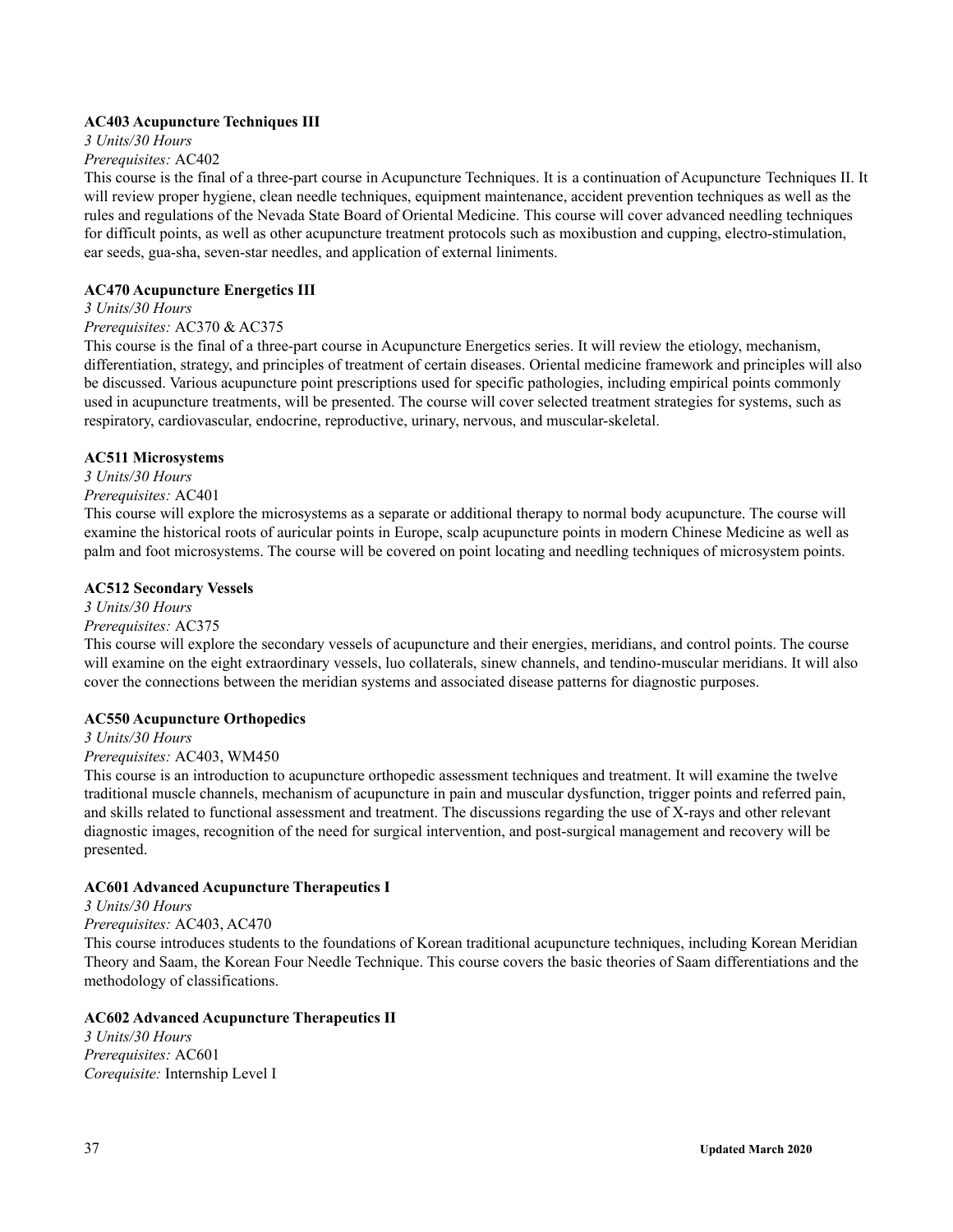**AC403 Acupuncture Techniques III**

*3 Units/30 Hours*

*Prerequisites:* AC402

This course is the final of a three-part course in Acupuncture Techniques. It is a continuation of Acupuncture Techniques II. It will review proper hygiene, clean needle techniques, equipment maintenance, accident prevention techniques as well as the rules and regulations of the Nevada State Board of Oriental Medicine. This course will cover advanced needling techniques for difficult points, as well as other acupuncture treatment protocols such as moxibustion and cupping, electro-stimulation, ear seeds, gua-sha, seven-star needles, and application of external liniments.

**AC470 Acupuncture Energetics III**

*3 Units/30 Hours*

*Prerequisites:* AC370 & AC375

This course is the final of a three-part course in Acupuncture Energetics series. It will review the etiology, mechanism, differentiation, strategy, and principles of treatment of certain diseases. Oriental medicine framework and principles will also be discussed. Various acupuncture point prescriptions used for specific pathologies, including empirical points commonly used in acupuncture treatments, will be presented. The course will cover selected treatment strategies for systems, such as respiratory, cardiovascular, endocrine, reproductive, urinary, nervous, and muscular-skeletal.

**AC511 Microsystems**

*3 Units/30 Hours*

*Prerequisites:* AC401

This course will explore the microsystems as a separate or additional therapy to normal body acupuncture. The course will examine the historical roots of auricular points in Europe, scalp acupuncture points in modern Chinese Medicine as well as palm and foot microsystems. The course will be covered on point locating and needling techniques of microsystem points.

**AC512 Secondary Vessels**

*3 Units/30 Hours*

*Prerequisites:* AC375

This course will explore the secondary vessels of acupuncture and their energies, meridians, and control points. The course will examine on the eight extraordinary vessels, luo collaterals, sinew channels, and tendino-muscular meridians. It will also cover the connections between the meridian systems and associated disease patterns for diagnostic purposes.

**AC550 Acupuncture Orthopedics**

*3 Units/30 Hours*

*Prerequisites:* AC403, WM450

This course is an introduction to acupuncture orthopedic assessment techniques and treatment. It will examine the twelve traditional muscle channels, mechanism of acupuncture in pain and muscular dysfunction, trigger points and referred pain, and skills related to functional assessment and treatment. The discussions regarding the use of X-rays and other relevant diagnostic images, recognition of the need for surgical intervention, and post-surgical management and recovery will be presented.

**AC601 Advanced Acupuncture Therapeutics I**

*3 Units/30 Hours*

*Prerequisites:* AC403, AC470

This course introduces students to the foundations of Korean traditional acupuncture techniques, including Korean Meridian Theory and Saam, the Korean Four Needle Technique. This course covers the basic theories of Saam differentiations and the methodology of classifications.

**AC602 Advanced Acupuncture Therapeutics II**

*3 Units/30 Hours*

*Prerequisites:* AC601

*Corequisite:* Internship Level I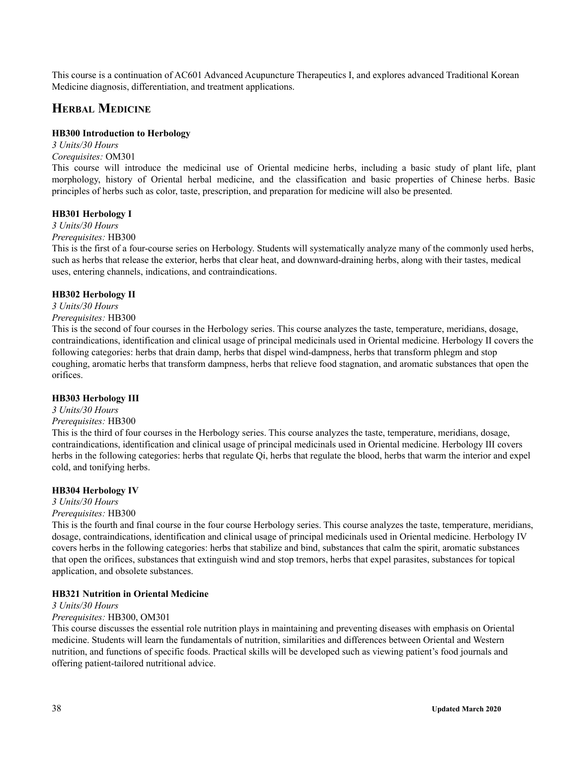This course is a continuation of AC601 Advanced Acupuncture Therapeutics I, and explores advanced Traditional Korean Medicine diagnosis, differentiation, and treatment applications.

## Herbal Medicine

**HB300 Introduction to Herbology**

*3 Units/30 Hours*

*Corequisites:* OM301

This course will introduce the medicinal use of Oriental medicine herbs, including a basic study of plant life, plant morphology, history of Oriental herbal medicine, and the classification and basic properties of Chinese herbs. Basic principles of herbs such as color, taste, prescription, and preparation for medicine will also be presented.

**HB301 Herbology I**

*3 Units/30 Hours*

*Prerequisites:* HB300

This is the first of a four-course series on Herbology. Students will systematically analyze many of the commonly used herbs, such as herbs that release the exterior, herbs that clear heat, and downward-draining herbs, along with their tastes, medical uses, entering channels, indications, and contraindications.

**HB302 Herbology II**

*3 Units/30 Hours*

*Prerequisites:* HB300

This is the second of four courses in the Herbology series. This course analyzes the taste, temperature, meridians, dosage, contraindications, identification and clinical usage of principal medicinals used in Oriental medicine. Herbology II covers the following categories: herbs that drain damp, herbs that dispel wind-dampness, herbs that transform phlegm and stop coughing, aromatic herbs that transform dampness, herbs that relieve food stagnation, and aromatic substances that open the orifices.

**HB303 Herbology III**

*3 Units/30 Hours*

*Prerequisites:* HB300

This is the third of four courses in the Herbology series. This course analyzes the taste, temperature, meridians, dosage, contraindications, identification and clinical usage of principal medicinals used in Oriental medicine. Herbology III covers herbs in the following categories: herbs that regulate Qi, herbs that regulate the blood, herbs that warm the interior and expel cold, and tonifying herbs.

**HB304 Herbology IV**

*3 Units/30 Hours*

*Prerequisites:* HB300

This is the fourth and final course in the four course Herbology series. This course analyzes the taste, temperature, meridians, dosage, contraindications, identification and clinical usage of principal medicinals used in Oriental medicine. Herbology IV covers herbs in the following categories: herbs that stabilize and bind, substances that calm the spirit, aromatic substances that open the orifices, substances that extinguish wind and stop tremors, herbs that expel parasites, substances for topical application, and obsolete substances.

**HB321 Nutrition in Oriental Medicine**

*3 Units/30 Hours*

*Prerequisites:* HB300, OM301

This course discusses the essential role nutrition plays in maintaining and preventing diseases with emphasis on Oriental medicine. Students will learn the fundamentals of nutrition, similarities and differences between Oriental and Western nutrition, and functions of specific foods. Practical skills will be developed such as viewing patient's food journals and offering patient-tailored nutritional advice.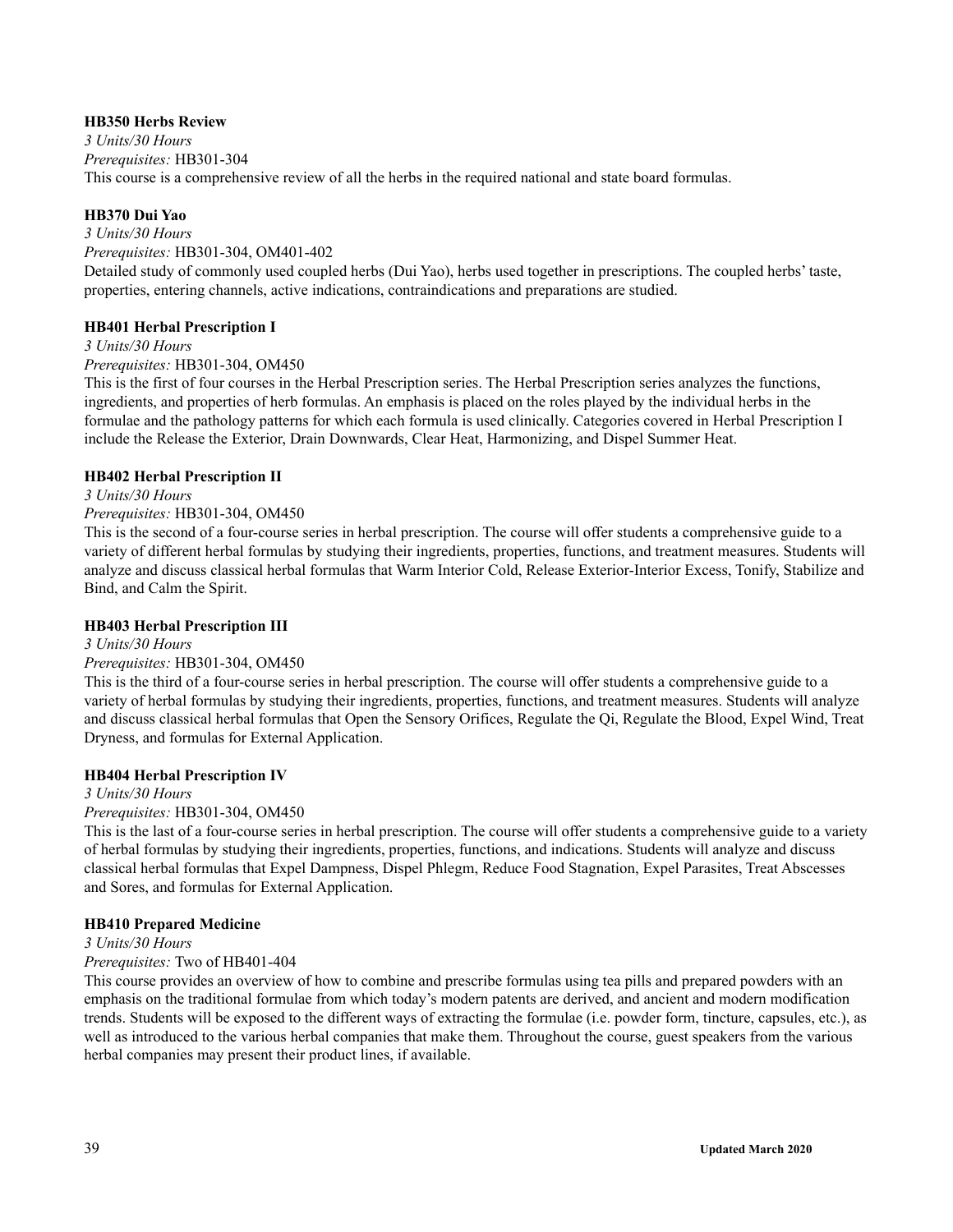**HB350 Herbs Review**

*3 Units/30 Hours*

*Prerequisites:* HB301-304

This course is a comprehensive review of all the herbs in the required national and state board formulas.

**HB370 Dui Yao**

*3 Units/30 Hours*

*Prerequisites:* HB301-304, OM401-402

Detailed study of commonly used coupled herbs (Dui Yao), herbs used together in prescriptions. The coupled herbs' taste, properties, entering channels, active indications, contraindications and preparations are studied.

**HB401 Herbal Prescription I**

*3 Units/30 Hours*

*Prerequisites:* HB301-304, OM450

This is the first of four courses in the Herbal Prescription series. The Herbal Prescription series analyzes the functions, ingredients, and properties of herb formulas. An emphasis is placed on the roles played by the individual herbs in the formulae and the pathology patterns for which each formula is used clinically. Categories covered in Herbal Prescription I include the Release the Exterior, Drain Downwards, Clear Heat, Harmonizing, and Dispel Summer Heat.

**HB402 Herbal Prescription II**

*3 Units/30 Hours*

*Prerequisites:* HB301-304, OM450

This is the second of a four-course series in herbal prescription. The course will offer students a comprehensive guide to a variety of different herbal formulas by studying their ingredients, properties, functions, and treatment measures. Students will analyze and discuss classical herbal formulas that Warm Interior Cold, Release Exterior-Interior Excess, Tonify, Stabilize and Bind, and Calm the Spirit.

**HB403 Herbal Prescription III**

*3 Units/30 Hours*

*Prerequisites:* HB301-304, OM450

This is the third of a four-course series in herbal prescription. The course will offer students a comprehensive guide to a variety of herbal formulas by studying their ingredients, properties, functions, and treatment measures. Students will analyze and discuss classical herbal formulas that Open the Sensory Orifices, Regulate the Qi, Regulate the Blood, Expel Wind, Treat Dryness, and formulas for External Application.

**HB404 Herbal Prescription IV**

*3 Units/30 Hours*

*Prerequisites:* HB301-304, OM450

This is the last of a four-course series in herbal prescription. The course will offer students a comprehensive guide to a variety of herbal formulas by studying their ingredients, properties, functions, and indications. Students will analyze and discuss classical herbal formulas that Expel Dampness, Dispel Phlegm, Reduce Food Stagnation, Expel Parasites, Treat Abscesses and Sores, and formulas for External Application.

**HB410 Prepared Medicine**

*3 Units/30 Hours*

*Prerequisites:* Two of HB401-404

This course provides an overview of how to combine and prescribe formulas using tea pills and prepared powders with an emphasis on the traditional formulae from which today's modern patents are derived, and ancient and modern modification trends. Students will be exposed to the different ways of extracting the formulae (i.e. powder form, tincture, capsules, etc.), as well as introduced to the various herbal companies that make them. Throughout the course, guest speakers from the various herbal companies may present their product lines, if available.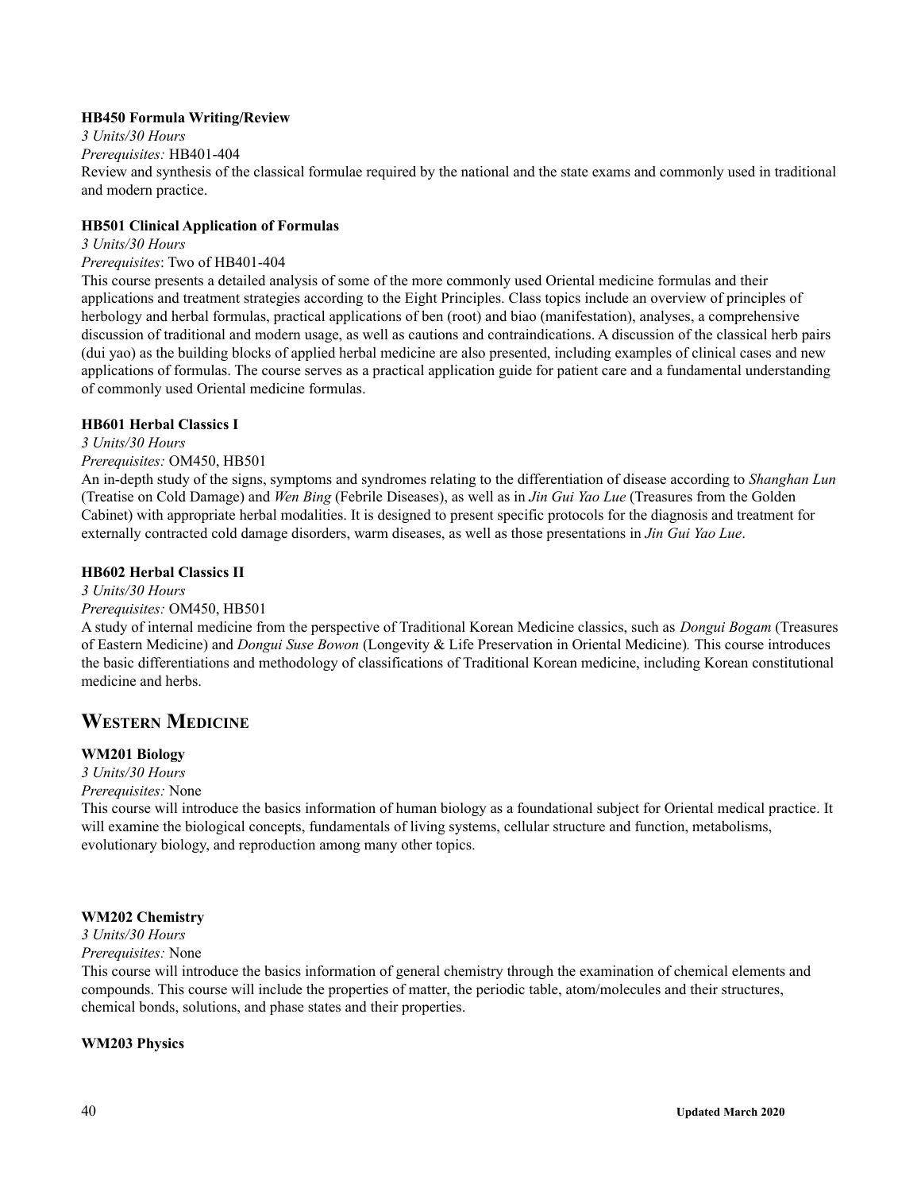**HB450 Formula Writing/Review**

*3 Units/30 Hours*

*Prerequisites:* HB401-404

Review and synthesis of the classical formulae required by the national and the state exams and commonly used in traditional and modern practice.

**HB501 Clinical Application of Formulas**

*3 Units/30 Hours*

*Prerequisites*: Two of HB401-404

This course presents a detailed analysis of some of the more commonly used Oriental medicine formulas and their applications and treatment strategies according to the Eight Principles. Class topics include an overview of principles of herbology and herbal formulas, practical applications of ben (root) and biao (manifestation), analyses, a comprehensive discussion of traditional and modern usage, as well as cautions and contraindications. A discussion of the classical herb pairs (dui yao) as the building blocks of applied herbal medicine are also presented, including examples of clinical cases and new applications of formulas. The course serves as a practical application guide for patient care and a fundamental understanding of commonly used Oriental medicine formulas.

**HB601 Herbal Classics I**

*3 Units/30 Hours*

*Prerequisites:* OM450, HB501

An in-depth study of the signs, symptoms and syndromes relating to the differentiation of disease according to *Shanghan Lun* (Treatise on Cold Damage) and *Wen Bing* (Febrile Diseases), as well as in *Jin Gui Yao Lue* (Treasures from the Golden Cabinet) with appropriate herbal modalities. It is designed to present specific protocols for the diagnosis and treatment for externally contracted cold damage disorders, warm diseases, as well as those presentations in *Jin Gui Yao Lue*.

**HB602 Herbal Classics II**

*3 Units/30 Hours*

*Prerequisites:* OM450, HB501

A study of internal medicine from the perspective of Traditional Korean Medicine classics, such as *Dongui Bogam* (Treasures of Eastern Medicine) and *Dongui Suse Bowon* (Longevity & Life Preservation in Oriental Medicine)*.* This course introduces the basic differentiations and methodology of classifications of Traditional Korean medicine, including Korean constitutional medicine and herbs.

## Western Medicine

**WM201 Biology**

*3 Units/30 Hours*

*Prerequisites:* None

This course will introduce the basics information of human biology as a foundational subject for Oriental medical practice. It will examine the biological concepts, fundamentals of living systems, cellular structure and function, metabolisms, evolutionary biology, and reproduction among many other topics.

**WM202 Chemistry**

*3 Units/30 Hours*

*Prerequisites:* None

This course will introduce the basics information of general chemistry through the examination of chemical elements and compounds. This course will include the properties of matter, the periodic table, atom/molecules and their structures, chemical bonds, solutions, and phase states and their properties.

**WM203 Physics**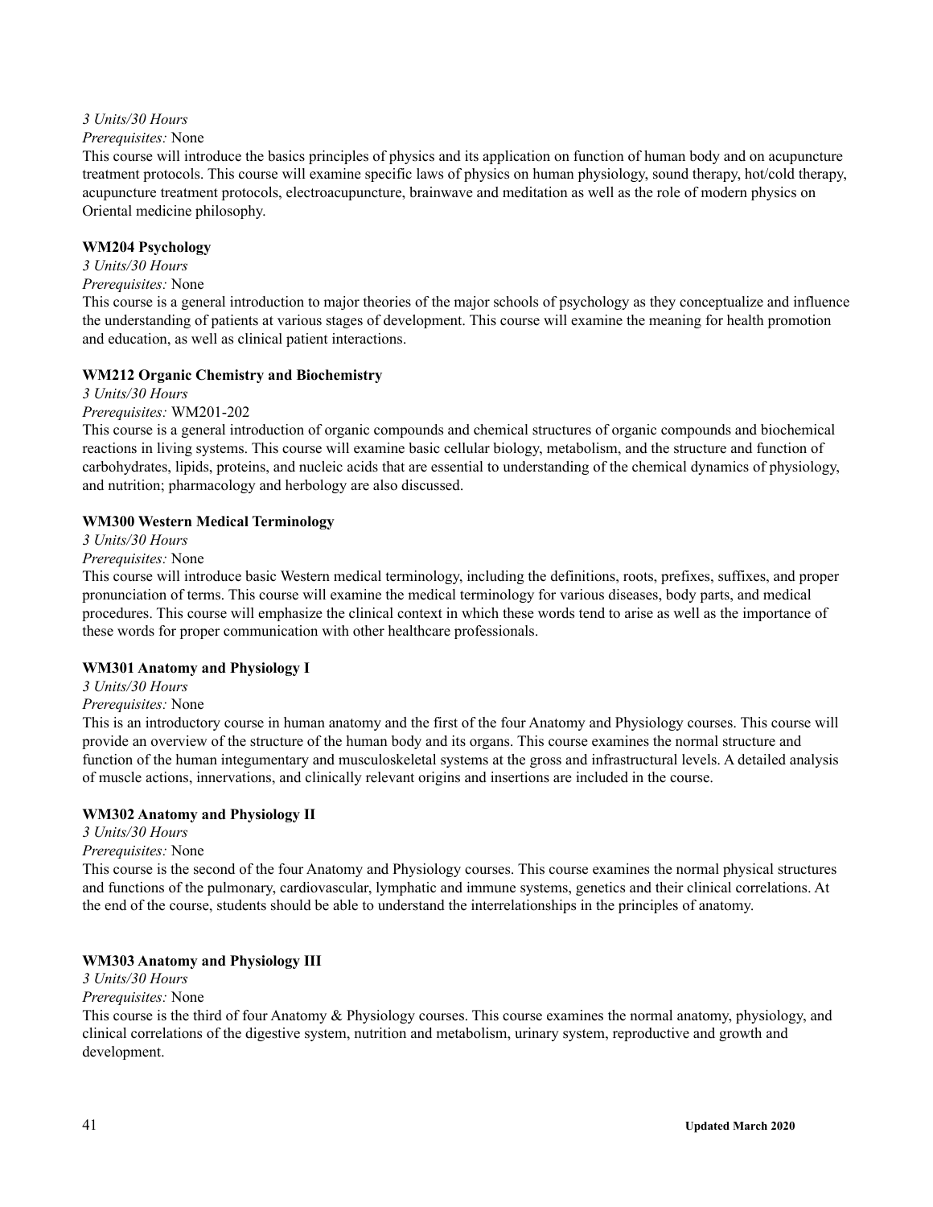*3 Units/30 Hours*

*Prerequisites:* None

This course will introduce the basics principles of physics and its application on function of human body and on acupuncture treatment protocols. This course will examine specific laws of physics on human physiology, sound therapy, hot/cold therapy, acupuncture treatment protocols, electroacupuncture, brainwave and meditation as well as the role of modern physics on Oriental medicine philosophy.

**WM204 Psychology**

*3 Units/30 Hours*

*Prerequisites:* None

This course is a general introduction to major theories of the major schools of psychology as they conceptualize and influence the understanding of patients at various stages of development. This course will examine the meaning for health promotion and education, as well as clinical patient interactions.

**WM212 Organic Chemistry and Biochemistry**

*3 Units/30 Hours*

*Prerequisites:* WM201-202

This course is a general introduction of organic compounds and chemical structures of organic compounds and biochemical reactions in living systems. This course will examine basic cellular biology, metabolism, and the structure and function of carbohydrates, lipids, proteins, and nucleic acids that are essential to understanding of the chemical dynamics of physiology, and nutrition; pharmacology and herbology are also discussed.

**WM300 Western Medical Terminology**

*3 Units/30 Hours*

*Prerequisites:* None

This course will introduce basic Western medical terminology, including the definitions, roots, prefixes, suffixes, and proper pronunciation of terms. This course will examine the medical terminology for various diseases, body parts, and medical procedures. This course will emphasize the clinical context in which these words tend to arise as well as the importance of these words for proper communication with other healthcare professionals.

**WM301 Anatomy and Physiology I**

*3 Units/30 Hours*

*Prerequisites:* None

This is an introductory course in human anatomy and the first of the four Anatomy and Physiology courses. This course will provide an overview of the structure of the human body and its organs. This course examines the normal structure and function of the human integumentary and musculoskeletal systems at the gross and infrastructural levels. A detailed analysis of muscle actions, innervations, and clinically relevant origins and insertions are included in the course.

**WM302 Anatomy and Physiology II**

*3 Units/30 Hours*

*Prerequisites:* None

This course is the second of the four Anatomy and Physiology courses. This course examines the normal physical structures and functions of the pulmonary, cardiovascular, lymphatic and immune systems, genetics and their clinical correlations. At the end of the course, students should be able to understand the interrelationships in the principles of anatomy.

**WM303 Anatomy and Physiology III**

*3 Units/30 Hours*

*Prerequisites:* None

This course is the third of four Anatomy & Physiology courses. This course examines the normal anatomy, physiology, and clinical correlations of the digestive system, nutrition and metabolism, urinary system, reproductive and growth and development.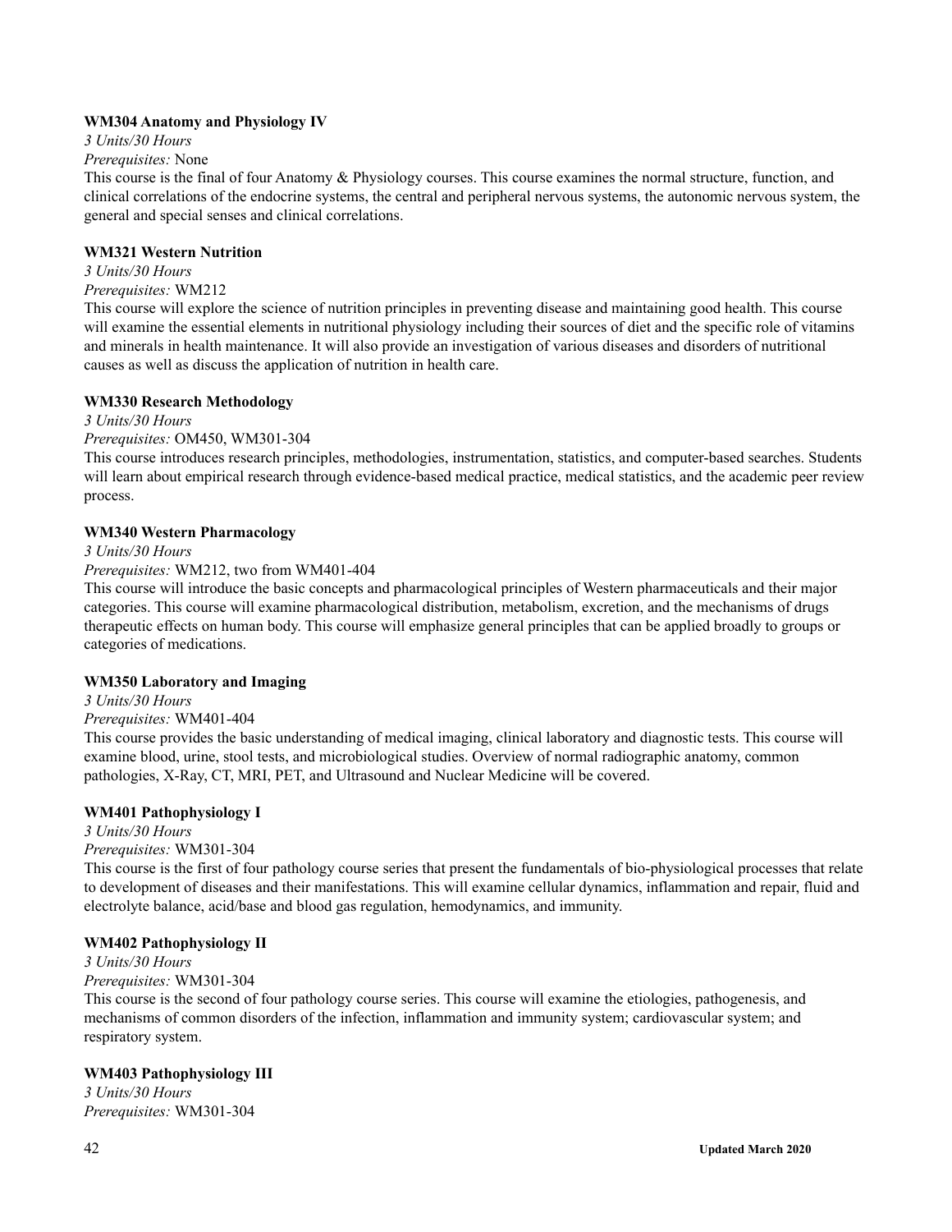**WM304 Anatomy and Physiology IV**

*3 Units/30 Hours*

*Prerequisites:* None

This course is the final of four Anatomy & Physiology courses. This course examines the normal structure, function, and clinical correlations of the endocrine systems, the central and peripheral nervous systems, the autonomic nervous system, the general and special senses and clinical correlations.

**WM321 Western Nutrition**

*3 Units/30 Hours*

*Prerequisites:* WM212

This course will explore the science of nutrition principles in preventing disease and maintaining good health. This course will examine the essential elements in nutritional physiology including their sources of diet and the specific role of vitamins and minerals in health maintenance. It will also provide an investigation of various diseases and disorders of nutritional causes as well as discuss the application of nutrition in health care.

**WM330 Research Methodology**

*3 Units/30 Hours*

*Prerequisites:* OM450, WM301-304

This course introduces research principles, methodologies, instrumentation, statistics, and computer-based searches. Students will learn about empirical research through evidence-based medical practice, medical statistics, and the academic peer review process.

**WM340 Western Pharmacology**

*3 Units/30 Hours*

*Prerequisites:* WM212, two from WM401-404

This course will introduce the basic concepts and pharmacological principles of Western pharmaceuticals and their major categories. This course will examine pharmacological distribution, metabolism, excretion, and the mechanisms of drugs therapeutic effects on human body. This course will emphasize general principles that can be applied broadly to groups or categories of medications.

**WM350 Laboratory and Imaging**

*3 Units/30 Hours*

*Prerequisites:* WM401-404

This course provides the basic understanding of medical imaging, clinical laboratory and diagnostic tests. This course will examine blood, urine, stool tests, and microbiological studies. Overview of normal radiographic anatomy, common pathologies, X-Ray, CT, MRI, PET, and Ultrasound and Nuclear Medicine will be covered.

**WM401 Pathophysiology I**

*3 Units/30 Hours*

*Prerequisites:* WM301-304

This course is the first of four pathology course series that present the fundamentals of bio-physiological processes that relate to development of diseases and their manifestations. This will examine cellular dynamics, inflammation and repair, fluid and electrolyte balance, acid/base and blood gas regulation, hemodynamics, and immunity.

**WM402 Pathophysiology II**

*3 Units/30 Hours*

*Prerequisites:* WM301-304

This course is the second of four pathology course series. This course will examine the etiologies, pathogenesis, and mechanisms of common disorders of the infection, inflammation and immunity system; cardiovascular system; and respiratory system.

**WM403 Pathophysiology III**

*3 Units/30 Hours*

*Prerequisites:* WM301-304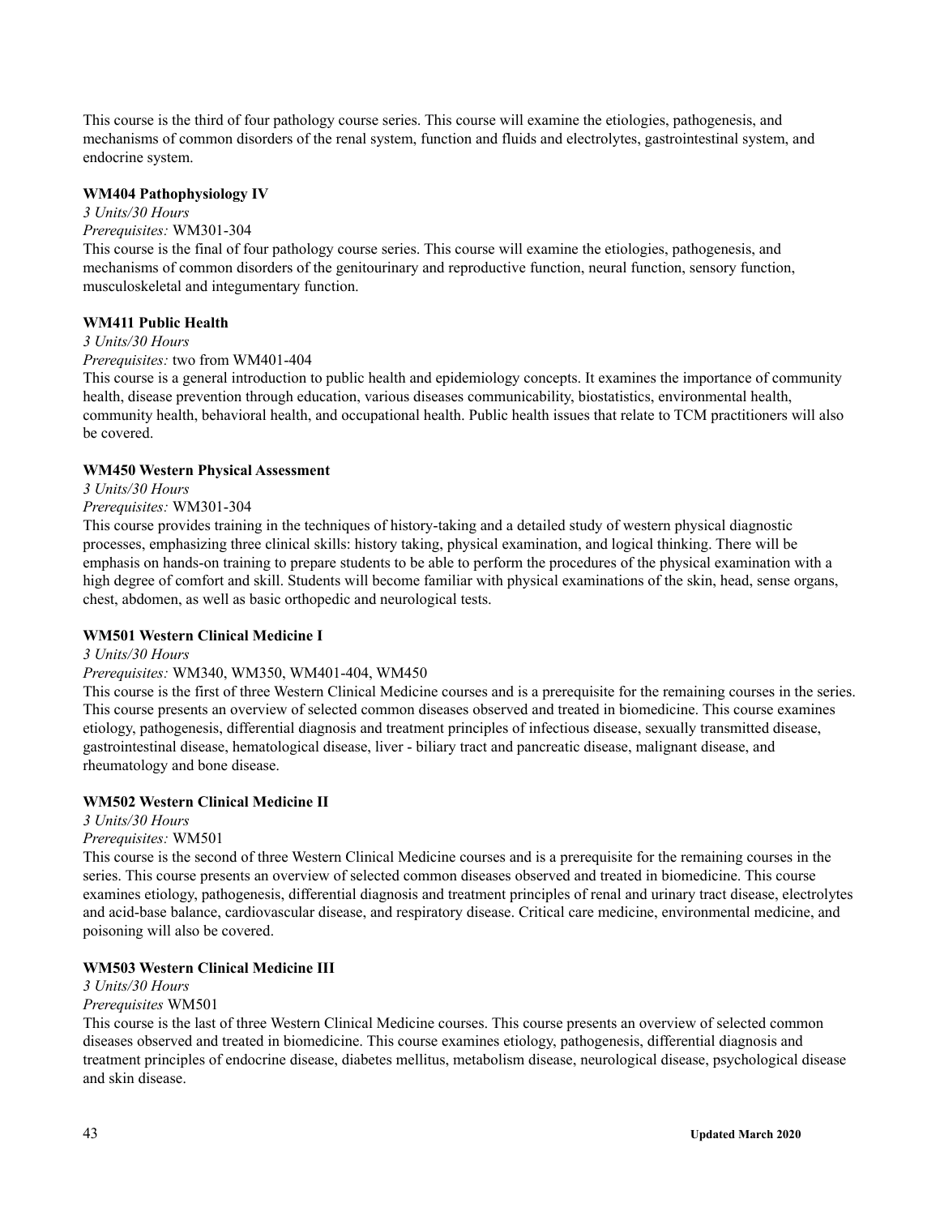This course is the third of four pathology course series. This course will examine the etiologies, pathogenesis, and mechanisms of common disorders of the renal system, function and fluids and electrolytes, gastrointestinal system, and endocrine system.

**WM404 Pathophysiology IV**

*3 Units/30 Hours*

*Prerequisites:* WM301-304

This course is the final of four pathology course series. This course will examine the etiologies, pathogenesis, and mechanisms of common disorders of the genitourinary and reproductive function, neural function, sensory function, musculoskeletal and integumentary function.

**WM411 Public Health**

*3 Units/30 Hours*

*Prerequisites:* two from WM401-404

This course is a general introduction to public health and epidemiology concepts. It examines the importance of community health, disease prevention through education, various diseases communicability, biostatistics, environmental health, community health, behavioral health, and occupational health. Public health issues that relate to TCM practitioners will also be covered.

**WM450 Western Physical Assessment**

*3 Units/30 Hours*

*Prerequisites:* WM301-304

This course provides training in the techniques of history-taking and a detailed study of western physical diagnostic processes, emphasizing three clinical skills: history taking, physical examination, and logical thinking. There will be emphasis on hands-on training to prepare students to be able to perform the procedures of the physical examination with a high degree of comfort and skill. Students will become familiar with physical examinations of the skin, head, sense organs, chest, abdomen, as well as basic orthopedic and neurological tests.

**WM501 Western Clinical Medicine I**

*3 Units/30 Hours*

*Prerequisites:* WM340, WM350, WM401-404, WM450

This course is the first of three Western Clinical Medicine courses and is a prerequisite for the remaining courses in the series. This course presents an overview of selected common diseases observed and treated in biomedicine. This course examines etiology, pathogenesis, differential diagnosis and treatment principles of infectious disease, sexually transmitted disease, gastrointestinal disease, hematological disease, liver - biliary tract and pancreatic disease, malignant disease, and rheumatology and bone disease.

**WM502 Western Clinical Medicine II**

*3 Units/30 Hours*

*Prerequisites:* WM501

This course is the second of three Western Clinical Medicine courses and is a prerequisite for the remaining courses in the series. This course presents an overview of selected common diseases observed and treated in biomedicine. This course examines etiology, pathogenesis, differential diagnosis and treatment principles of renal and urinary tract disease, electrolytes and acid-base balance, cardiovascular disease, and respiratory disease. Critical care medicine, environmental medicine, and poisoning will also be covered.

**WM503 Western Clinical Medicine III**

*3 Units/30 Hours*

*Prerequisites* WM501

This course is the last of three Western Clinical Medicine courses. This course presents an overview of selected common diseases observed and treated in biomedicine. This course examines etiology, pathogenesis, differential diagnosis and treatment principles of endocrine disease, diabetes mellitus, metabolism disease, neurological disease, psychological disease and skin disease.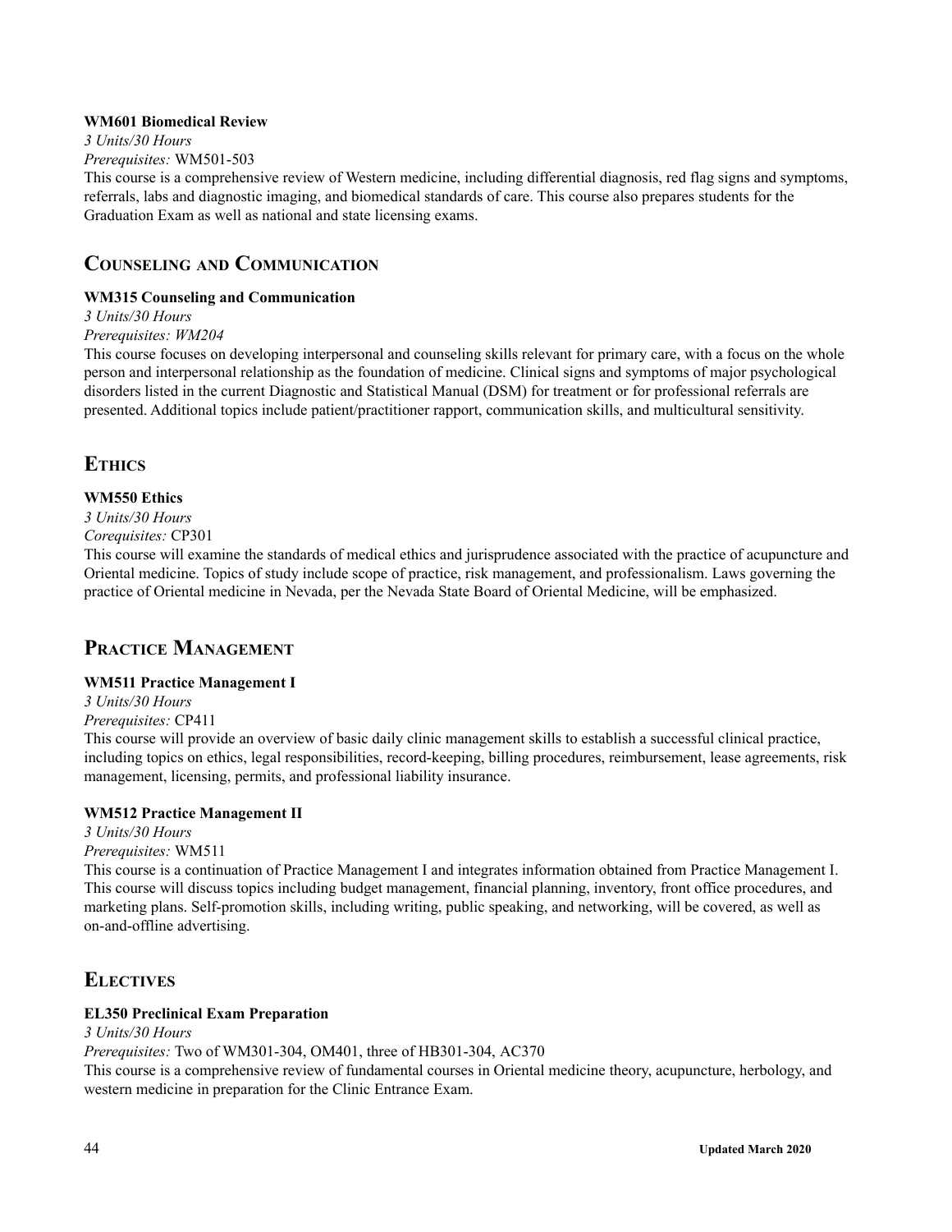**WM601 Biomedical Review**

*3 Units/30 Hours*

*Prerequisites:* WM501-503

This course is a comprehensive review of Western medicine, including differential diagnosis, red flag signs and symptoms, referrals, labs and diagnostic imaging, and biomedical standards of care. This course also prepares students for the Graduation Exam as well as national and state licensing exams.

## Counseling and Communication

**WM315 Counseling and Communication**

*3 Units/30 Hours*

*Prerequisites: WM204*

This course focuses on developing interpersonal and counseling skills relevant for primary care, with a focus on the whole person and interpersonal relationship as the foundation of medicine. Clinical signs and symptoms of major psychological disorders listed in the current Diagnostic and Statistical Manual (DSM) for treatment or for professional referrals are presented. Additional topics include patient/practitioner rapport, communication skills, and multicultural sensitivity.

## Ethics

**WM550 Ethics**

*3 Units/30 Hours*

*Corequisites:* CP301

This course will examine the standards of medical ethics and jurisprudence associated with the practice of acupuncture and Oriental medicine. Topics of study include scope of practice, risk management, and professionalism. Laws governing the practice of Oriental medicine in Nevada, per the Nevada State Board of Oriental Medicine, will be emphasized.

## Practice Management

**WM511 Practice Management I**

*3 Units/30 Hours*

*Prerequisites:* CP411

This course will provide an overview of basic daily clinic management skills to establish a successful clinical practice, including topics on ethics, legal responsibilities, record-keeping, billing procedures, reimbursement, lease agreements, risk management, licensing, permits, and professional liability insurance.

**WM512 Practice Management II**

*3 Units/30 Hours*

*Prerequisites:* WM511

This course is a continuation of Practice Management I and integrates information obtained from Practice Management I. This course will discuss topics including budget management, financial planning, inventory, front office procedures, and marketing plans. Self-promotion skills, including writing, public speaking, and networking, will be covered, as well as on-and-offline advertising.

## Electives

**EL350 Preclinical Exam Preparation**

*3 Units/30 Hours*

*Prerequisites:* Two of WM301-304, OM401, three of HB301-304, AC370

This course is a comprehensive review of fundamental courses in Oriental medicine theory, acupuncture, herbology, and western medicine in preparation for the Clinic Entrance Exam.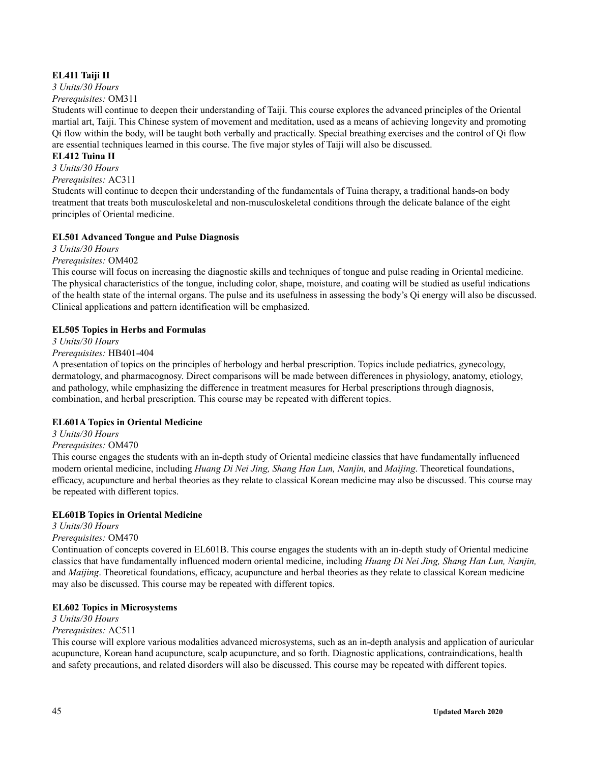**EL411 Taiji II**

*3 Units/30 Hours*

*Prerequisites:* OM311

Students will continue to deepen their understanding of Taiji. This course explores the advanced principles of the Oriental martial art, Taiji. This Chinese system of movement and meditation, used as a means of achieving longevity and promoting Qi flow within the body, will be taught both verbally and practically. Special breathing exercises and the control of Qi flow are essential techniques learned in this course. The five major styles of Taiji will also be discussed.

**EL412 Tuina II**

*3 Units/30 Hours*

*Prerequisites:* AC311

Students will continue to deepen their understanding of the fundamentals of Tuina therapy, a traditional hands-on body treatment that treats both musculoskeletal and non-musculoskeletal conditions through the delicate balance of the eight principles of Oriental medicine.

**EL501 Advanced Tongue and Pulse Diagnosis**

*3 Units/30 Hours*

*Prerequisites:* OM402

This course will focus on increasing the diagnostic skills and techniques of tongue and pulse reading in Oriental medicine. The physical characteristics of the tongue, including color, shape, moisture, and coating will be studied as useful indications of the health state of the internal organs. The pulse and its usefulness in assessing the body's Qi energy will also be discussed. Clinical applications and pattern identification will be emphasized.

**EL505 Topics in Herbs and Formulas**

*3 Units/30 Hours*

*Prerequisites:* HB401-404

A presentation of topics on the principles of herbology and herbal prescription. Topics include pediatrics, gynecology, dermatology, and pharmacognosy. Direct comparisons will be made between differences in physiology, anatomy, etiology, and pathology, while emphasizing the difference in treatment measures for Herbal prescriptions through diagnosis, combination, and herbal prescription. This course may be repeated with different topics.

**EL601A Topics in Oriental Medicine**

*3 Units/30 Hours*

*Prerequisites:* OM470

This course engages the students with an in-depth study of Oriental medicine classics that have fundamentally influenced modern oriental medicine, including *Huang Di Nei Jing, Shang Han Lun, Nanjin,* and *Maijing*. Theoretical foundations, efficacy, acupuncture and herbal theories as they relate to classical Korean medicine may also be discussed. This course may be repeated with different topics.

**EL601B Topics in Oriental Medicine**

*3 Units/30 Hours*

*Prerequisites:* OM470

Continuation of concepts covered in EL601B. This course engages the students with an in-depth study of Oriental medicine classics that have fundamentally influenced modern oriental medicine, including *Huang Di Nei Jing, Shang Han Lun, Nanjin,* and *Maijing*. Theoretical foundations, efficacy, acupuncture and herbal theories as they relate to classical Korean medicine may also be discussed. This course may be repeated with different topics.

**EL602 Topics in Microsystems**

*3 Units/30 Hours*

*Prerequisites:* AC511

This course will explore various modalities advanced microsystems, such as an in-depth analysis and application of auricular acupuncture, Korean hand acupuncture, scalp acupuncture, and so forth. Diagnostic applications, contraindications, health and safety precautions, and related disorders will also be discussed. This course may be repeated with different topics.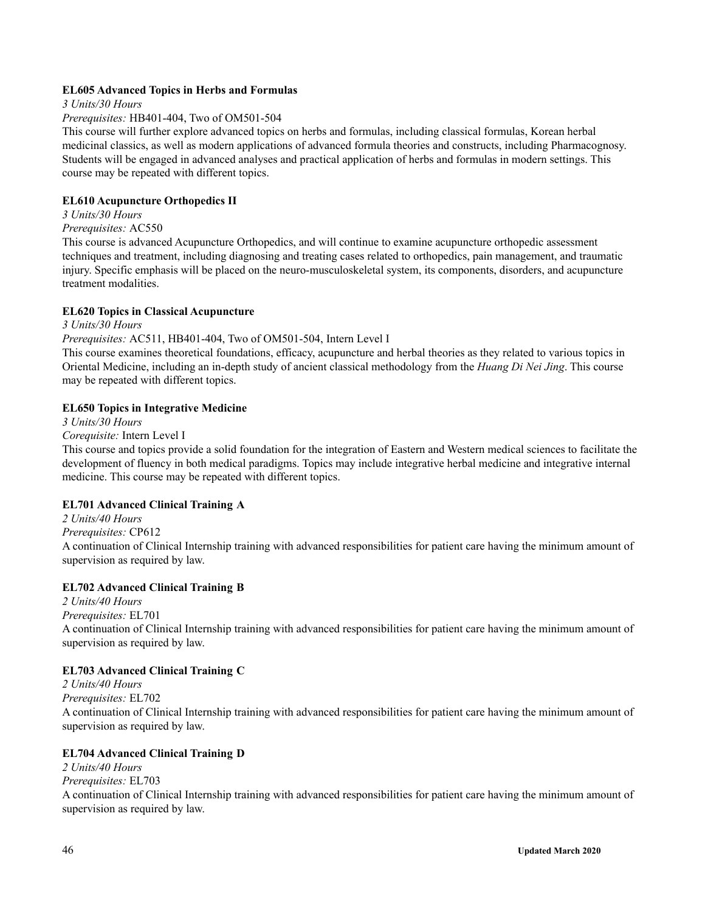**EL605 Advanced Topics in Herbs and Formulas**

*3 Units/30 Hours*

*Prerequisites:* HB401-404, Two of OM501-504

This course will further explore advanced topics on herbs and formulas, including classical formulas, Korean herbal medicinal classics, as well as modern applications of advanced formula theories and constructs, including Pharmacognosy. Students will be engaged in advanced analyses and practical application of herbs and formulas in modern settings. This course may be repeated with different topics.

**EL610 Acupuncture Orthopedics II**

*3 Units/30 Hours*

*Prerequisites:* AC550

This course is advanced Acupuncture Orthopedics, and will continue to examine acupuncture orthopedic assessment techniques and treatment, including diagnosing and treating cases related to orthopedics, pain management, and traumatic injury. Specific emphasis will be placed on the neuro-musculoskeletal system, its components, disorders, and acupuncture treatment modalities.

**EL620 Topics in Classical Acupuncture**

*3 Units/30 Hours*

*Prerequisites:* AC511, HB401-404, Two of OM501-504, Intern Level I

This course examines theoretical foundations, efficacy, acupuncture and herbal theories as they related to various topics in Oriental Medicine, including an in-depth study of ancient classical methodology from the *Huang Di Nei Jing*. This course may be repeated with different topics.

**EL650 Topics in Integrative Medicine**

*3 Units/30 Hours*

*Corequisite:* Intern Level I

This course and topics provide a solid foundation for the integration of Eastern and Western medical sciences to facilitate the development of fluency in both medical paradigms. Topics may include integrative herbal medicine and integrative internal medicine. This course may be repeated with different topics.

**EL701 Advanced Clinical Training A**

*2 Units/40 Hours*

*Prerequisites:* CP612

A continuation of Clinical Internship training with advanced responsibilities for patient care having the minimum amount of supervision as required by law.

**EL702 Advanced Clinical Training B**

*2 Units/40 Hours*

*Prerequisites:* EL701

A continuation of Clinical Internship training with advanced responsibilities for patient care having the minimum amount of supervision as required by law.

**EL703 Advanced Clinical Training C**

*2 Units/40 Hours*

*Prerequisites:* EL702

A continuation of Clinical Internship training with advanced responsibilities for patient care having the minimum amount of supervision as required by law.

**EL704 Advanced Clinical Training D**

*2 Units/40 Hours*

*Prerequisites:* EL703

A continuation of Clinical Internship training with advanced responsibilities for patient care having the minimum amount of supervision as required by law.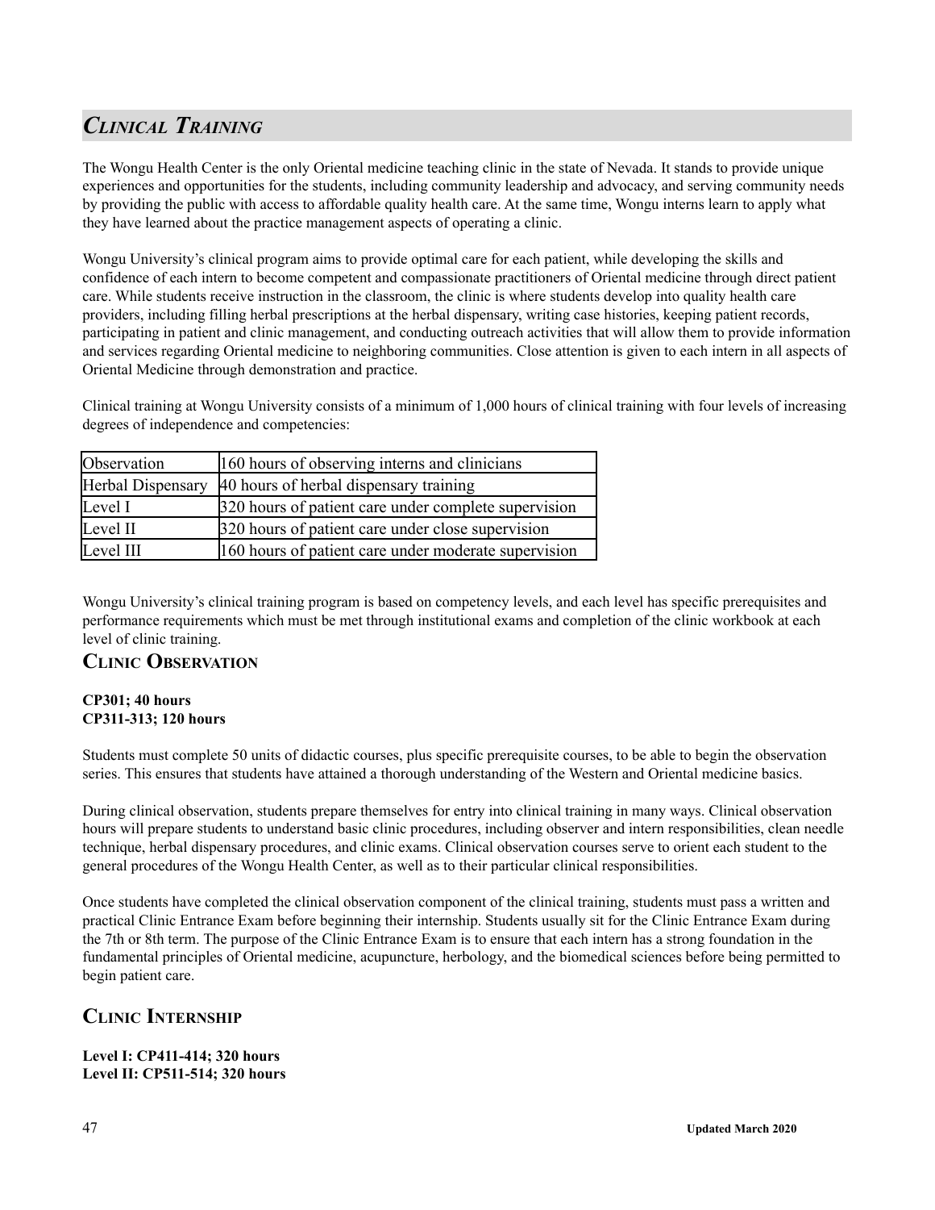## *Clinical Training*

The Wongu Health Center is the only Oriental medicine teaching clinic in the state of Nevada. It stands to provide unique experiences and opportunities for the students, including community leadership and advocacy, and serving community needs by providing the public with access to affordable quality health care. At the same time, Wongu interns learn to apply what they have learned about the practice management aspects of operating a clinic.

Wongu University's clinical program aims to provide optimal care for each patient, while developing the skills and confidence of each intern to become competent and compassionate practitioners of Oriental medicine through direct patient care. While students receive instruction in the classroom, the clinic is where students develop into quality health care providers, including filling herbal prescriptions at the herbal dispensary, writing case histories, keeping patient records, participating in patient and clinic management, and conducting outreach activities that will allow them to provide information and services regarding Oriental medicine to neighboring communities. Close attention is given to each intern in all aspects of Oriental Medicine through demonstration and practice.

Clinical training at Wongu University consists of a minimum of 1,000 hours of clinical training with four levels of increasing degrees of independence and competencies:

| | |
|---|---|
| Observation | 160 hours of observing interns and clinicians |
| Herbal Dispensary | 40 hours of herbal dispensary training |
| Level I | 320 hours of patient care under complete supervision |
| Level II | 320 hours of patient care under close supervision |
| Level III | 160 hours of patient care under moderate supervision |

Wongu University's clinical training program is based on competency levels, and each level has specific prerequisites and performance requirements which must be met through institutional exams and completion of the clinic workbook at each level of clinic training.

### Clinic Observation

**CP301; 40 hours**
**CP311-313; 120 hours**

Students must complete 50 units of didactic courses, plus specific prerequisite courses, to be able to begin the observation series. This ensures that students have attained a thorough understanding of the Western and Oriental medicine basics.

During clinical observation, students prepare themselves for entry into clinical training in many ways. Clinical observation hours will prepare students to understand basic clinic procedures, including observer and intern responsibilities, clean needle technique, herbal dispensary procedures, and clinic exams. Clinical observation courses serve to orient each student to the general procedures of the Wongu Health Center, as well as to their particular clinical responsibilities.

Once students have completed the clinical observation component of the clinical training, students must pass a written and practical Clinic Entrance Exam before beginning their internship. Students usually sit for the Clinic Entrance Exam during the 7th or 8th term. The purpose of the Clinic Entrance Exam is to ensure that each intern has a strong foundation in the fundamental principles of Oriental medicine, acupuncture, herbology, and the biomedical sciences before being permitted to begin patient care.

### Clinic Internship

**Level I: CP411-414; 320 hours**
**Level II: CP511-514; 320 hours**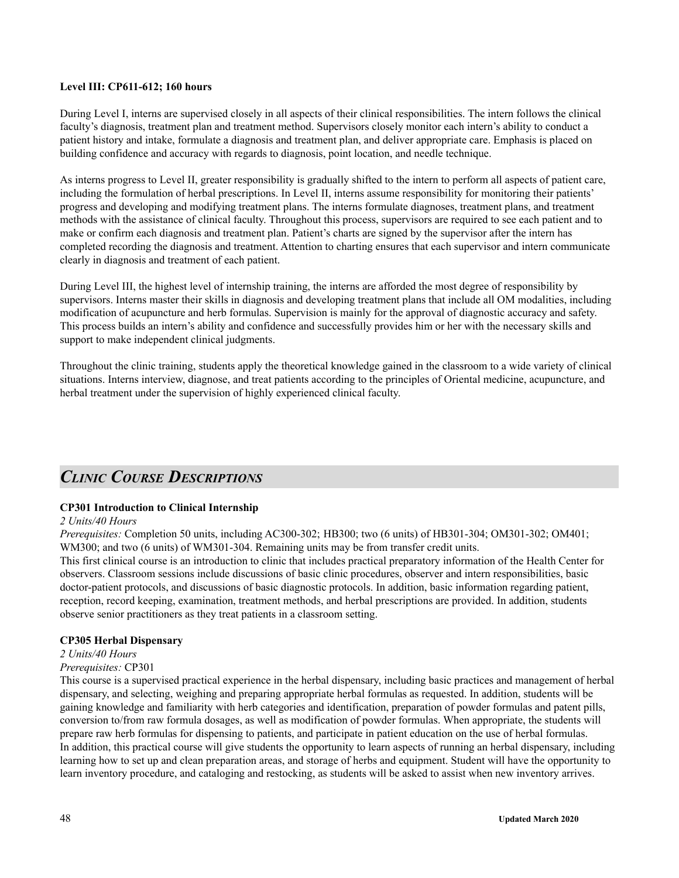**Level III: CP611-612; 160 hours**

During Level I, interns are supervised closely in all aspects of their clinical responsibilities. The intern follows the clinical faculty's diagnosis, treatment plan and treatment method. Supervisors closely monitor each intern's ability to conduct a patient history and intake, formulate a diagnosis and treatment plan, and deliver appropriate care. Emphasis is placed on building confidence and accuracy with regards to diagnosis, point location, and needle technique.

As interns progress to Level II, greater responsibility is gradually shifted to the intern to perform all aspects of patient care, including the formulation of herbal prescriptions. In Level II, interns assume responsibility for monitoring their patients' progress and developing and modifying treatment plans. The interns formulate diagnoses, treatment plans, and treatment methods with the assistance of clinical faculty. Throughout this process, supervisors are required to see each patient and to make or confirm each diagnosis and treatment plan. Patient's charts are signed by the supervisor after the intern has completed recording the diagnosis and treatment. Attention to charting ensures that each supervisor and intern communicate clearly in diagnosis and treatment of each patient.

During Level III, the highest level of internship training, the interns are afforded the most degree of responsibility by supervisors. Interns master their skills in diagnosis and developing treatment plans that include all OM modalities, including modification of acupuncture and herb formulas. Supervision is mainly for the approval of diagnostic accuracy and safety. This process builds an intern's ability and confidence and successfully provides him or her with the necessary skills and support to make independent clinical judgments.

Throughout the clinic training, students apply the theoretical knowledge gained in the classroom to a wide variety of clinical situations. Interns interview, diagnose, and treat patients according to the principles of Oriental medicine, acupuncture, and herbal treatment under the supervision of highly experienced clinical faculty.

## *Clinic Course Descriptions*

**CP301 Introduction to Clinical Internship**

*2 Units/40 Hours*

*Prerequisites:* Completion 50 units, including AC300-302; HB300; two (6 units) of HB301-304; OM301-302; OM401; WM300; and two (6 units) of WM301-304. Remaining units may be from transfer credit units.

This first clinical course is an introduction to clinic that includes practical preparatory information of the Health Center for observers. Classroom sessions include discussions of basic clinic procedures, observer and intern responsibilities, basic doctor-patient protocols, and discussions of basic diagnostic protocols. In addition, basic information regarding patient, reception, record keeping, examination, treatment methods, and herbal prescriptions are provided. In addition, students observe senior practitioners as they treat patients in a classroom setting.

**CP305 Herbal Dispensary**

*2 Units/40 Hours*

*Prerequisites:* CP301

This course is a supervised practical experience in the herbal dispensary, including basic practices and management of herbal dispensary, and selecting, weighing and preparing appropriate herbal formulas as requested. In addition, students will be gaining knowledge and familiarity with herb categories and identification, preparation of powder formulas and patent pills, conversion to/from raw formula dosages, as well as modification of powder formulas. When appropriate, the students will prepare raw herb formulas for dispensing to patients, and participate in patient education on the use of herbal formulas.
In addition, this practical course will give students the opportunity to learn aspects of running an herbal dispensary, including learning how to set up and clean preparation areas, and storage of herbs and equipment. Student will have the opportunity to learn inventory procedure, and cataloging and restocking, as students will be asked to assist when new inventory arrives.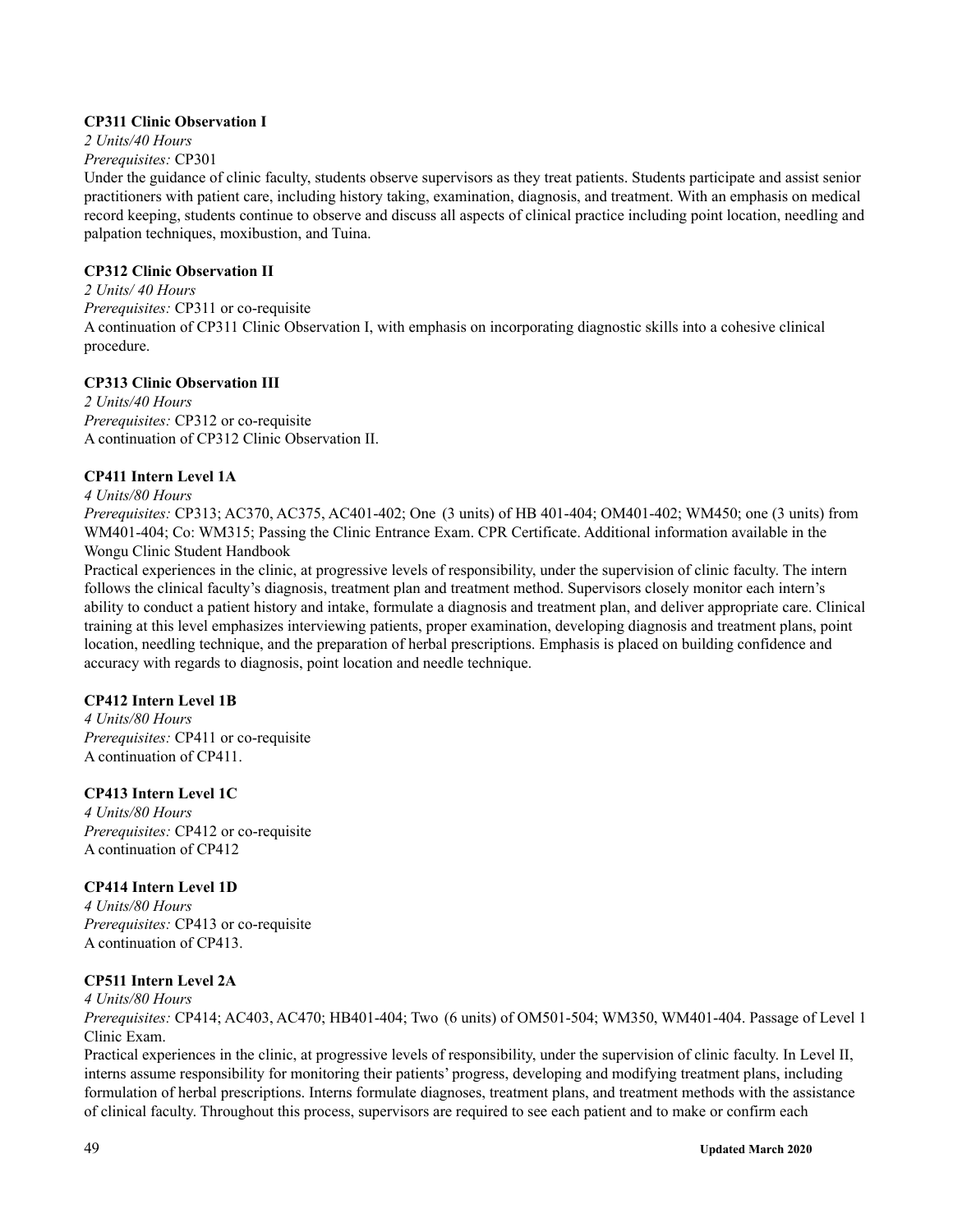**CP311 Clinic Observation I**

*2 Units/40 Hours*

*Prerequisites:* CP301

Under the guidance of clinic faculty, students observe supervisors as they treat patients. Students participate and assist senior practitioners with patient care, including history taking, examination, diagnosis, and treatment. With an emphasis on medical record keeping, students continue to observe and discuss all aspects of clinical practice including point location, needling and palpation techniques, moxibustion, and Tuina.

**CP312 Clinic Observation II**

*2 Units/ 40 Hours*

*Prerequisites:* CP311 or co-requisite

A continuation of CP311 Clinic Observation I, with emphasis on incorporating diagnostic skills into a cohesive clinical procedure.

**CP313 Clinic Observation III**

*2 Units/40 Hours*

*Prerequisites:* CP312 or co-requisite

A continuation of CP312 Clinic Observation II.

**CP411 Intern Level 1A**

*4 Units/80 Hours*

*Prerequisites:* CP313; AC370, AC375, AC401-402; One (3 units) of HB 401-404; OM401-402; WM450; one (3 units) from WM401-404; Co: WM315; Passing the Clinic Entrance Exam. CPR Certificate. Additional information available in the Wongu Clinic Student Handbook

Practical experiences in the clinic, at progressive levels of responsibility, under the supervision of clinic faculty. The intern follows the clinical faculty's diagnosis, treatment plan and treatment method. Supervisors closely monitor each intern's ability to conduct a patient history and intake, formulate a diagnosis and treatment plan, and deliver appropriate care. Clinical training at this level emphasizes interviewing patients, proper examination, developing diagnosis and treatment plans, point location, needling technique, and the preparation of herbal prescriptions. Emphasis is placed on building confidence and accuracy with regards to diagnosis, point location and needle technique.

**CP412 Intern Level 1B**

*4 Units/80 Hours*

*Prerequisites:* CP411 or co-requisite

A continuation of CP411.

**CP413 Intern Level 1C**

*4 Units/80 Hours*

*Prerequisites:* CP412 or co-requisite

A continuation of CP412

**CP414 Intern Level 1D**

*4 Units/80 Hours*

*Prerequisites:* CP413 or co-requisite

A continuation of CP413.

**CP511 Intern Level 2A**

*4 Units/80 Hours*

*Prerequisites:* CP414; AC403, AC470; HB401-404; Two (6 units) of OM501-504; WM350, WM401-404. Passage of Level 1 Clinic Exam.

Practical experiences in the clinic, at progressive levels of responsibility, under the supervision of clinic faculty. In Level II, interns assume responsibility for monitoring their patients' progress, developing and modifying treatment plans, including formulation of herbal prescriptions. Interns formulate diagnoses, treatment plans, and treatment methods with the assistance of clinical faculty. Throughout this process, supervisors are required to see each patient and to make or confirm each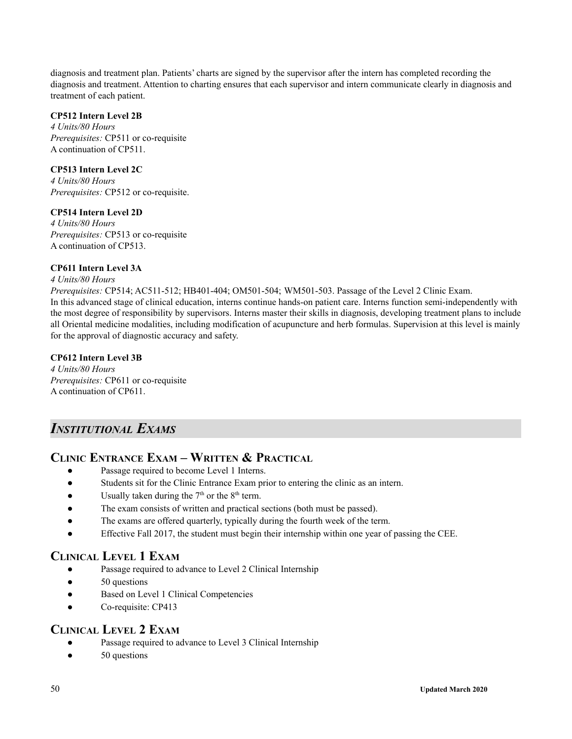diagnosis and treatment plan. Patients' charts are signed by the supervisor after the intern has completed recording the diagnosis and treatment. Attention to charting ensures that each supervisor and intern communicate clearly in diagnosis and treatment of each patient.

**CP512 Intern Level 2B**
*4 Units/80 Hours*
*Prerequisites:* CP511 or co-requisite
A continuation of CP511.

**CP513 Intern Level 2C**
*4 Units/80 Hours*
*Prerequisites:* CP512 or co-requisite.

**CP514 Intern Level 2D**
*4 Units/80 Hours*
*Prerequisites:* CP513 or co-requisite
A continuation of CP513.

**CP611 Intern Level 3A**
*4 Units/80 Hours*
*Prerequisites:* CP514; AC511-512; HB401-404; OM501-504; WM501-503. Passage of the Level 2 Clinic Exam.
In this advanced stage of clinical education, interns continue hands-on patient care. Interns function semi-independently with the most degree of responsibility by supervisors. Interns master their skills in diagnosis, developing treatment plans to include all Oriental medicine modalities, including modification of acupuncture and herb formulas. Supervision at this level is mainly for the approval of diagnostic accuracy and safety.

**CP612 Intern Level 3B**
*4 Units/80 Hours*
*Prerequisites:* CP611 or co-requisite
A continuation of CP611.

## *Institutional Exams*

### Clinic Entrance Exam – Written & Practical

- Passage required to become Level 1 Interns.
- Students sit for the Clinic Entrance Exam prior to entering the clinic as an intern.
- Usually taken during the 7th or the 8th term.
- The exam consists of written and practical sections (both must be passed).
- The exams are offered quarterly, typically during the fourth week of the term.
- Effective Fall 2017, the student must begin their internship within one year of passing the CEE.

### Clinical Level 1 Exam

- Passage required to advance to Level 2 Clinical Internship
- 50 questions
- Based on Level 1 Clinical Competencies
- Co-requisite: CP413

### Clinical Level 2 Exam

- Passage required to advance to Level 3 Clinical Internship
- 50 questions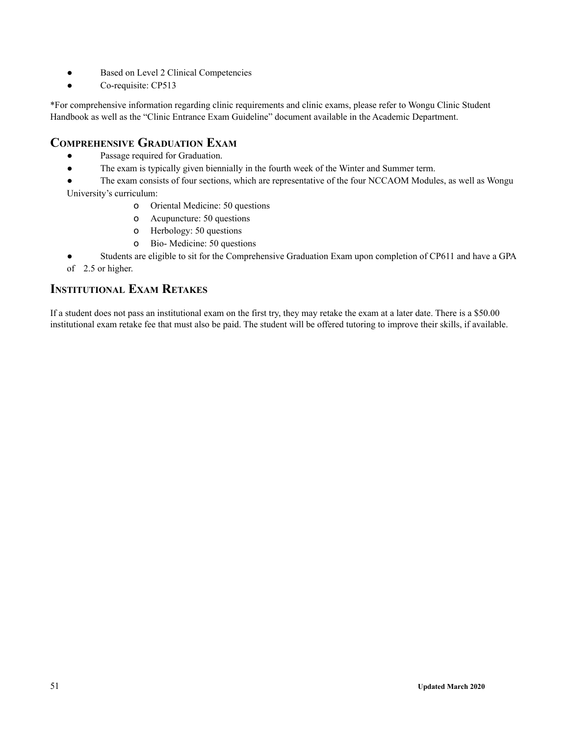- Based on Level 2 Clinical Competencies
- Co-requisite: CP513

*For comprehensive information regarding clinic requirements and clinic exams, please refer to Wongu Clinic Student Handbook as well as the "Clinic Entrance Exam Guideline" document available in the Academic Department.

## Comprehensive Graduation Exam

- Passage required for Graduation.
- The exam is typically given biennially in the fourth week of the Winter and Summer term.
- The exam consists of four sections, which are representative of the four NCCAOM Modules, as well as Wongu University's curriculum:
  - Oriental Medicine: 50 questions
  - Acupuncture: 50 questions
  - Herbology: 50 questions
  - Bio- Medicine: 50 questions
- Students are eligible to sit for the Comprehensive Graduation Exam upon completion of CP611 and have a GPA of 2.5 or higher.

## Institutional Exam Retakes

If a student does not pass an institutional exam on the first try, they may retake the exam at a later date. There is a $50.00 institutional exam retake fee that must also be paid. The student will be offered tutoring to improve their skills, if available.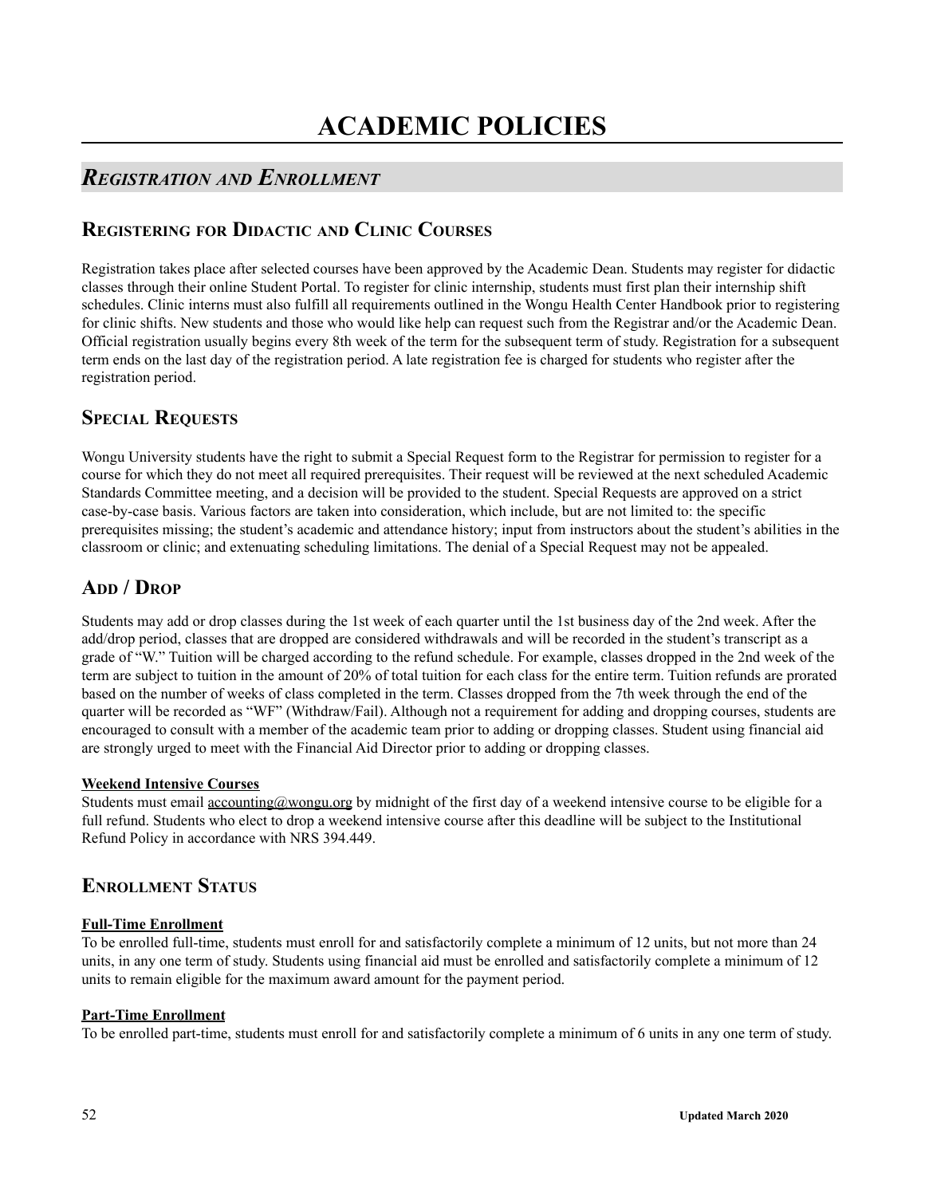# ACADEMIC POLICIES

## *Registration and Enrollment*

### Registering for Didactic and Clinic Courses

Registration takes place after selected courses have been approved by the Academic Dean. Students may register for didactic classes through their online Student Portal. To register for clinic internship, students must first plan their internship shift schedules. Clinic interns must also fulfill all requirements outlined in the Wongu Health Center Handbook prior to registering for clinic shifts. New students and those who would like help can request such from the Registrar and/or the Academic Dean. Official registration usually begins every 8th week of the term for the subsequent term of study. Registration for a subsequent term ends on the last day of the registration period. A late registration fee is charged for students who register after the registration period.

### Special Requests

Wongu University students have the right to submit a Special Request form to the Registrar for permission to register for a course for which they do not meet all required prerequisites. Their request will be reviewed at the next scheduled Academic Standards Committee meeting, and a decision will be provided to the student. Special Requests are approved on a strict case-by-case basis. Various factors are taken into consideration, which include, but are not limited to: the specific prerequisites missing; the student's academic and attendance history; input from instructors about the student's abilities in the classroom or clinic; and extenuating scheduling limitations. The denial of a Special Request may not be appealed.

### Add / Drop

Students may add or drop classes during the 1st week of each quarter until the 1st business day of the 2nd week. After the add/drop period, classes that are dropped are considered withdrawals and will be recorded in the student's transcript as a grade of "W." Tuition will be charged according to the refund schedule. For example, classes dropped in the 2nd week of the term are subject to tuition in the amount of 20% of total tuition for each class for the entire term. Tuition refunds are prorated based on the number of weeks of class completed in the term. Classes dropped from the 7th week through the end of the quarter will be recorded as "WF" (Withdraw/Fail). Although not a requirement for adding and dropping courses, students are encouraged to consult with a member of the academic team prior to adding or dropping classes. Student using financial aid are strongly urged to meet with the Financial Aid Director prior to adding or dropping classes.

**Weekend Intensive Courses**

Students must email accounting@wongu.org by midnight of the first day of a weekend intensive course to be eligible for a full refund. Students who elect to drop a weekend intensive course after this deadline will be subject to the Institutional Refund Policy in accordance with NRS 394.449.

### Enrollment Status

**Full-Time Enrollment**

To be enrolled full-time, students must enroll for and satisfactorily complete a minimum of 12 units, but not more than 24 units, in any one term of study. Students using financial aid must be enrolled and satisfactorily complete a minimum of 12 units to remain eligible for the maximum award amount for the payment period.

**Part-Time Enrollment**

To be enrolled part-time, students must enroll for and satisfactorily complete a minimum of 6 units in any one term of study.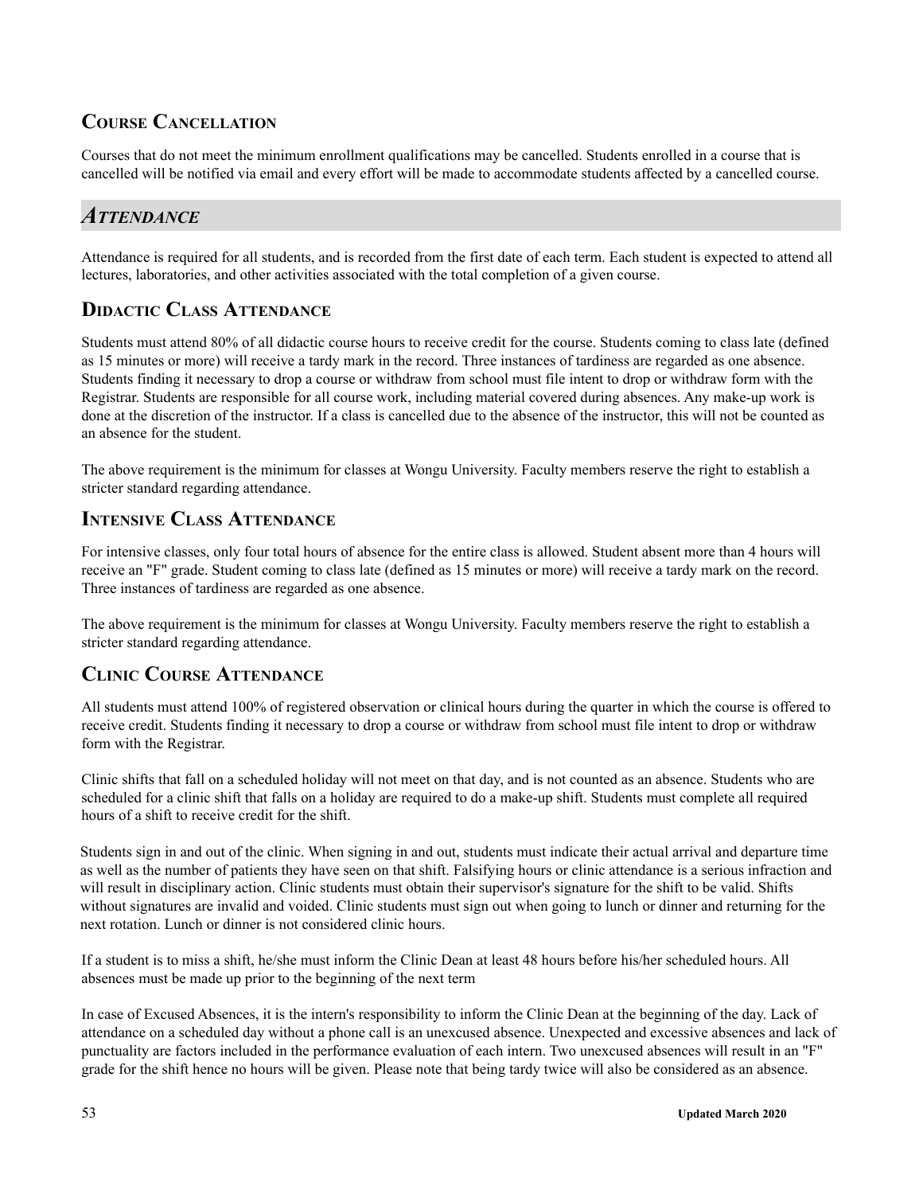## Course Cancellation

Courses that do not meet the minimum enrollment qualifications may be cancelled. Students enrolled in a course that is cancelled will be notified via email and every effort will be made to accommodate students affected by a cancelled course.

# *Attendance*

Attendance is required for all students, and is recorded from the first date of each term. Each student is expected to attend all lectures, laboratories, and other activities associated with the total completion of a given course.

## Didactic Class Attendance

Students must attend 80% of all didactic course hours to receive credit for the course. Students coming to class late (defined as 15 minutes or more) will receive a tardy mark in the record. Three instances of tardiness are regarded as one absence. Students finding it necessary to drop a course or withdraw from school must file intent to drop or withdraw form with the Registrar. Students are responsible for all course work, including material covered during absences. Any make-up work is done at the discretion of the instructor. If a class is cancelled due to the absence of the instructor, this will not be counted as an absence for the student.

The above requirement is the minimum for classes at Wongu University. Faculty members reserve the right to establish a stricter standard regarding attendance.

## Intensive Class Attendance

For intensive classes, only four total hours of absence for the entire class is allowed. Student absent more than 4 hours will receive an "F" grade. Student coming to class late (defined as 15 minutes or more) will receive a tardy mark on the record. Three instances of tardiness are regarded as one absence.

The above requirement is the minimum for classes at Wongu University. Faculty members reserve the right to establish a stricter standard regarding attendance.

## Clinic Course Attendance

All students must attend 100% of registered observation or clinical hours during the quarter in which the course is offered to receive credit. Students finding it necessary to drop a course or withdraw from school must file intent to drop or withdraw form with the Registrar.

Clinic shifts that fall on a scheduled holiday will not meet on that day, and is not counted as an absence. Students who are scheduled for a clinic shift that falls on a holiday are required to do a make-up shift. Students must complete all required hours of a shift to receive credit for the shift.

Students sign in and out of the clinic. When signing in and out, students must indicate their actual arrival and departure time as well as the number of patients they have seen on that shift. Falsifying hours or clinic attendance is a serious infraction and will result in disciplinary action. Clinic students must obtain their supervisor's signature for the shift to be valid. Shifts without signatures are invalid and voided. Clinic students must sign out when going to lunch or dinner and returning for the next rotation. Lunch or dinner is not considered clinic hours.

If a student is to miss a shift, he/she must inform the Clinic Dean at least 48 hours before his/her scheduled hours. All absences must be made up prior to the beginning of the next term

In case of Excused Absences, it is the intern's responsibility to inform the Clinic Dean at the beginning of the day. Lack of attendance on a scheduled day without a phone call is an unexcused absence. Unexpected and excessive absences and lack of punctuality are factors included in the performance evaluation of each intern. Two unexcused absences will result in an "F" grade for the shift hence no hours will be given. Please note that being tardy twice will also be considered as an absence.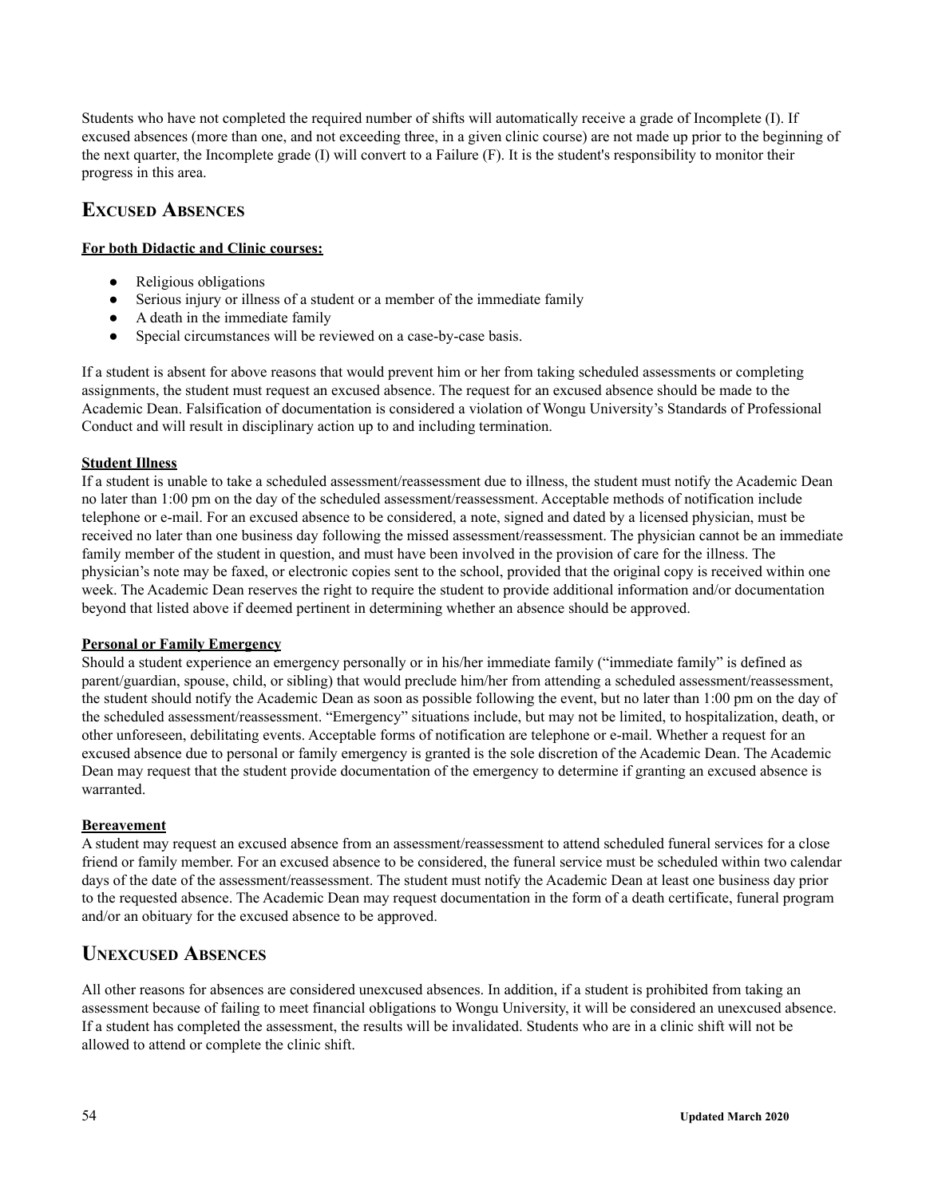Students who have not completed the required number of shifts will automatically receive a grade of Incomplete (I). If excused absences (more than one, and not exceeding three, in a given clinic course) are not made up prior to the beginning of the next quarter, the Incomplete grade (I) will convert to a Failure (F). It is the student's responsibility to monitor their progress in this area.

## Excused Absences

**For both Didactic and Clinic courses:**

- Religious obligations
- Serious injury or illness of a student or a member of the immediate family
- A death in the immediate family
- Special circumstances will be reviewed on a case-by-case basis.

If a student is absent for above reasons that would prevent him or her from taking scheduled assessments or completing assignments, the student must request an excused absence. The request for an excused absence should be made to the Academic Dean. Falsification of documentation is considered a violation of Wongu University's Standards of Professional Conduct and will result in disciplinary action up to and including termination.

**Student Illness**

If a student is unable to take a scheduled assessment/reassessment due to illness, the student must notify the Academic Dean no later than 1:00 pm on the day of the scheduled assessment/reassessment. Acceptable methods of notification include telephone or e-mail. For an excused absence to be considered, a note, signed and dated by a licensed physician, must be received no later than one business day following the missed assessment/reassessment. The physician cannot be an immediate family member of the student in question, and must have been involved in the provision of care for the illness. The physician's note may be faxed, or electronic copies sent to the school, provided that the original copy is received within one week. The Academic Dean reserves the right to require the student to provide additional information and/or documentation beyond that listed above if deemed pertinent in determining whether an absence should be approved.

**Personal or Family Emergency**

Should a student experience an emergency personally or in his/her immediate family ("immediate family" is defined as parent/guardian, spouse, child, or sibling) that would preclude him/her from attending a scheduled assessment/reassessment, the student should notify the Academic Dean as soon as possible following the event, but no later than 1:00 pm on the day of the scheduled assessment/reassessment. "Emergency" situations include, but may not be limited, to hospitalization, death, or other unforeseen, debilitating events. Acceptable forms of notification are telephone or e-mail. Whether a request for an excused absence due to personal or family emergency is granted is the sole discretion of the Academic Dean. The Academic Dean may request that the student provide documentation of the emergency to determine if granting an excused absence is warranted.

**Bereavement**

A student may request an excused absence from an assessment/reassessment to attend scheduled funeral services for a close friend or family member. For an excused absence to be considered, the funeral service must be scheduled within two calendar days of the date of the assessment/reassessment. The student must notify the Academic Dean at least one business day prior to the requested absence. The Academic Dean may request documentation in the form of a death certificate, funeral program and/or an obituary for the excused absence to be approved.

## Unexcused Absences

All other reasons for absences are considered unexcused absences. In addition, if a student is prohibited from taking an assessment because of failing to meet financial obligations to Wongu University, it will be considered an unexcused absence. If a student has completed the assessment, the results will be invalidated. Students who are in a clinic shift will not be allowed to attend or complete the clinic shift.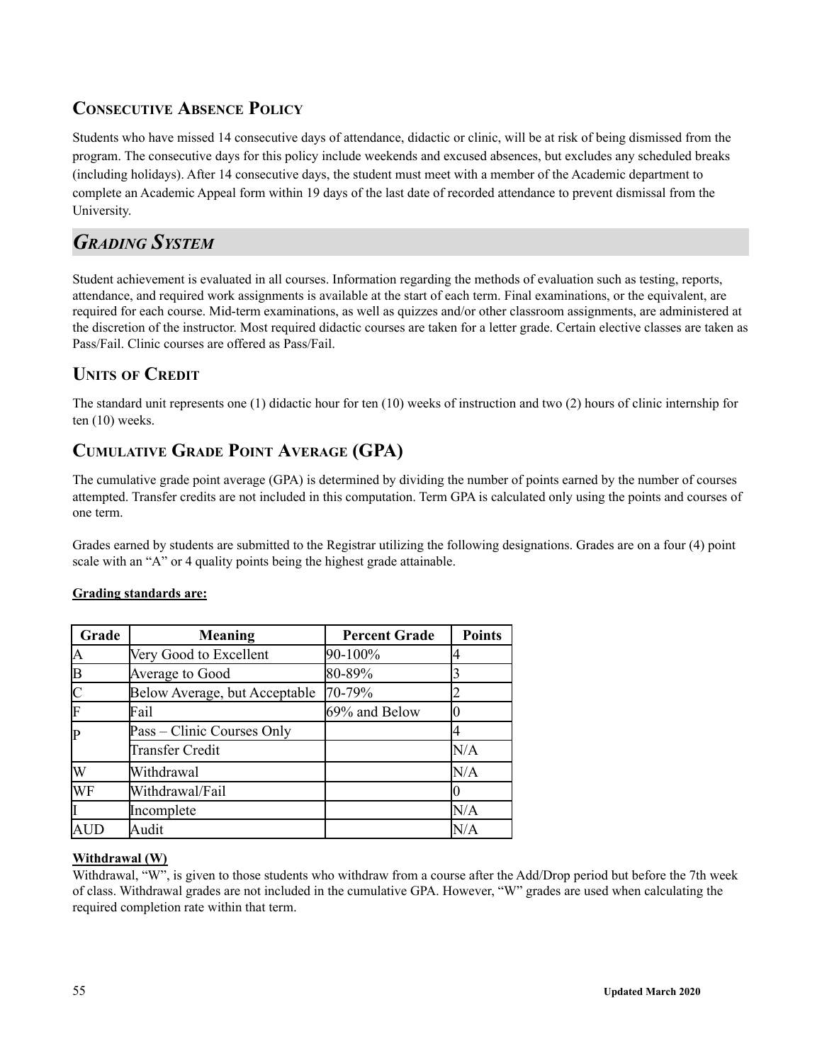## Consecutive Absence Policy

Students who have missed 14 consecutive days of attendance, didactic or clinic, will be at risk of being dismissed from the program. The consecutive days for this policy include weekends and excused absences, but excludes any scheduled breaks (including holidays). After 14 consecutive days, the student must meet with a member of the Academic department to complete an Academic Appeal form within 19 days of the last date of recorded attendance to prevent dismissal from the University.

# *Grading System*

Student achievement is evaluated in all courses. Information regarding the methods of evaluation such as testing, reports, attendance, and required work assignments is available at the start of each term. Final examinations, or the equivalent, are required for each course. Mid-term examinations, as well as quizzes and/or other classroom assignments, are administered at the discretion of the instructor. Most required didactic courses are taken for a letter grade. Certain elective classes are taken as Pass/Fail. Clinic courses are offered as Pass/Fail.

## Units of Credit

The standard unit represents one (1) didactic hour for ten (10) weeks of instruction and two (2) hours of clinic internship for ten (10) weeks.

## Cumulative Grade Point Average (GPA)

The cumulative grade point average (GPA) is determined by dividing the number of points earned by the number of courses attempted. Transfer credits are not included in this computation. Term GPA is calculated only using the points and courses of one term.

Grades earned by students are submitted to the Registrar utilizing the following designations. Grades are on a four (4) point scale with an "A" or 4 quality points being the highest grade attainable.

**Grading standards are:**

| Grade | Meaning | Percent Grade | Points |
|---|---|---|---|
| A | Very Good to Excellent | 90-100% | 4 |
| B | Average to Good | 80-89% | 3 |
| C | Below Average, but Acceptable | 70-79% | 2 |
| F | Fail | 69% and Below | 0 |
| P | Pass – Clinic Courses Only | | 4 |
| | Transfer Credit | | N/A |
| W | Withdrawal | | N/A |
| WF | Withdrawal/Fail | | 0 |
| I | Incomplete | | N/A |
| AUD | Audit | | N/A |

**Withdrawal (W)**

Withdrawal, "W", is given to those students who withdraw from a course after the Add/Drop period but before the 7th week of class. Withdrawal grades are not included in the cumulative GPA. However, "W" grades are used when calculating the required completion rate within that term.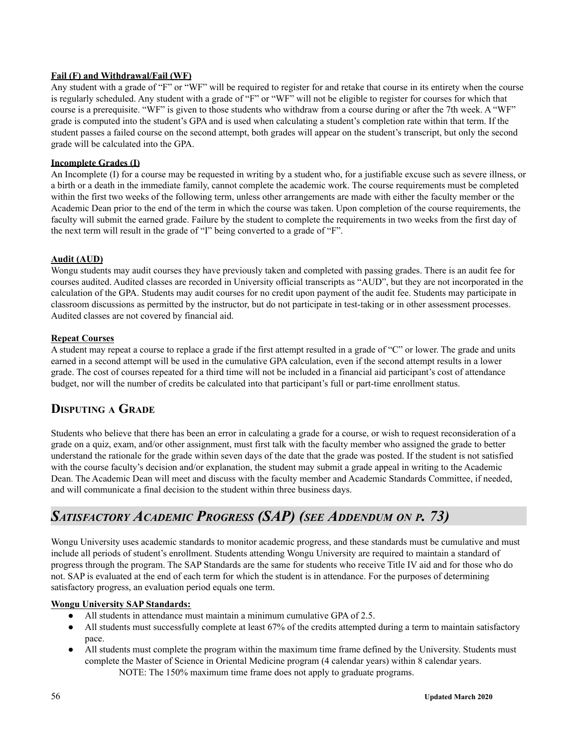**Fail (F) and Withdrawal/Fail (WF)**

Any student with a grade of "F" or "WF" will be required to register for and retake that course in its entirety when the course is regularly scheduled. Any student with a grade of "F" or "WF" will not be eligible to register for courses for which that course is a prerequisite. "WF" is given to those students who withdraw from a course during or after the 7th week. A "WF" grade is computed into the student's GPA and is used when calculating a student's completion rate within that term. If the student passes a failed course on the second attempt, both grades will appear on the student's transcript, but only the second grade will be calculated into the GPA.

**Incomplete Grades (I)**

An Incomplete (I) for a course may be requested in writing by a student who, for a justifiable excuse such as severe illness, or a birth or a death in the immediate family, cannot complete the academic work. The course requirements must be completed within the first two weeks of the following term, unless other arrangements are made with either the faculty member or the Academic Dean prior to the end of the term in which the course was taken. Upon completion of the course requirements, the faculty will submit the earned grade. Failure by the student to complete the requirements in two weeks from the first day of the next term will result in the grade of "I" being converted to a grade of "F".

**Audit (AUD)**

Wongu students may audit courses they have previously taken and completed with passing grades. There is an audit fee for courses audited. Audited classes are recorded in University official transcripts as "AUD", but they are not incorporated in the calculation of the GPA. Students may audit courses for no credit upon payment of the audit fee. Students may participate in classroom discussions as permitted by the instructor, but do not participate in test-taking or in other assessment processes. Audited classes are not covered by financial aid.

**Repeat Courses**

A student may repeat a course to replace a grade if the first attempt resulted in a grade of "C" or lower. The grade and units earned in a second attempt will be used in the cumulative GPA calculation, even if the second attempt results in a lower grade. The cost of courses repeated for a third time will not be included in a financial aid participant's cost of attendance budget, nor will the number of credits be calculated into that participant's full or part-time enrollment status.

## Disputing a Grade

Students who believe that there has been an error in calculating a grade for a course, or wish to request reconsideration of a grade on a quiz, exam, and/or other assignment, must first talk with the faculty member who assigned the grade to better understand the rationale for the grade within seven days of the date that the grade was posted. If the student is not satisfied with the course faculty's decision and/or explanation, the student may submit a grade appeal in writing to the Academic Dean. The Academic Dean will meet and discuss with the faculty member and Academic Standards Committee, if needed, and will communicate a final decision to the student within three business days.

## *Satisfactory Academic Progress (SAP) (see Addendum on p. 73)*

Wongu University uses academic standards to monitor academic progress, and these standards must be cumulative and must include all periods of student's enrollment. Students attending Wongu University are required to maintain a standard of progress through the program. The SAP Standards are the same for students who receive Title IV aid and for those who do not. SAP is evaluated at the end of each term for which the student is in attendance. For the purposes of determining satisfactory progress, an evaluation period equals one term.

**Wongu University SAP Standards:**

- All students in attendance must maintain a minimum cumulative GPA of 2.5.
- All students must successfully complete at least 67% of the credits attempted during a term to maintain satisfactory pace.
- All students must complete the program within the maximum time frame defined by the University. Students must complete the Master of Science in Oriental Medicine program (4 calendar years) within 8 calendar years.
  NOTE: The 150% maximum time frame does not apply to graduate programs.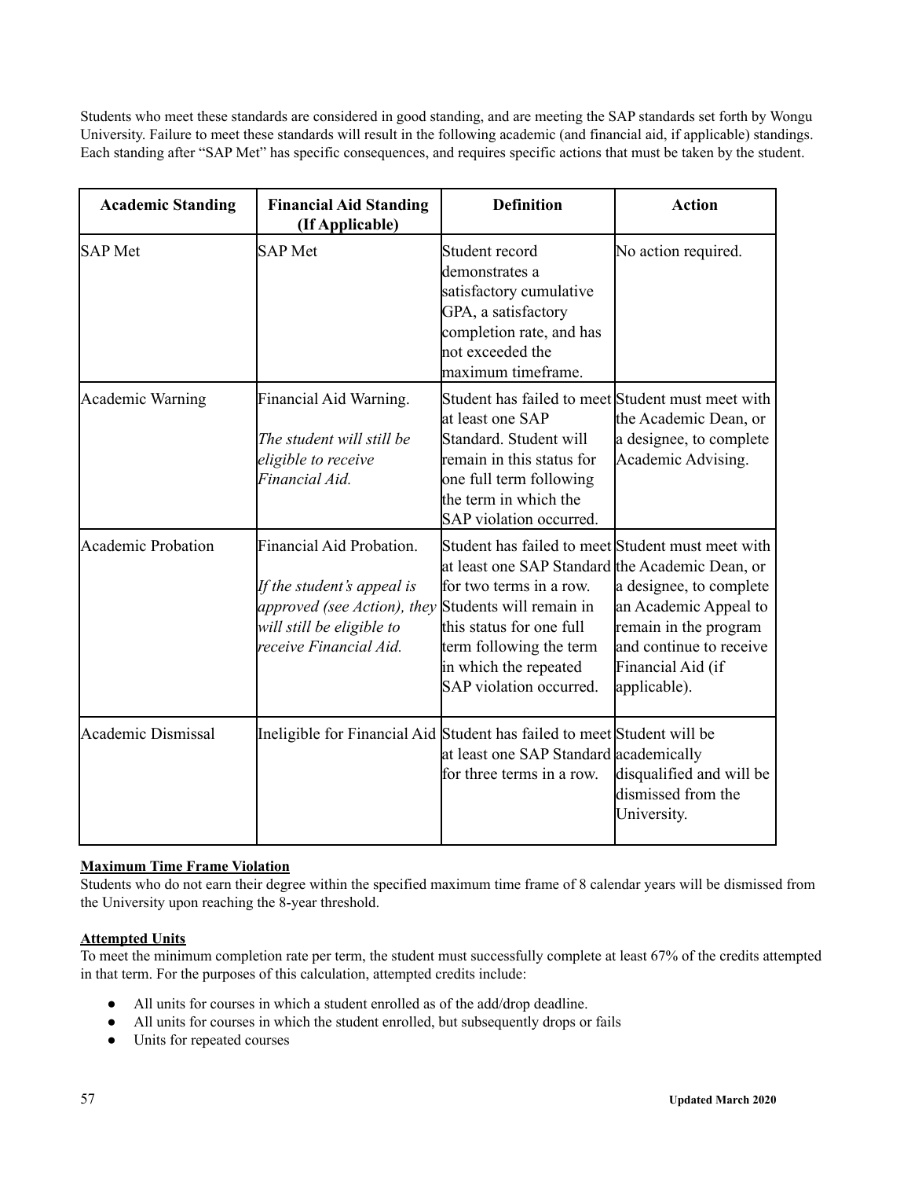Students who meet these standards are considered in good standing, and are meeting the SAP standards set forth by Wongu University. Failure to meet these standards will result in the following academic (and financial aid, if applicable) standings. Each standing after "SAP Met" has specific consequences, and requires specific actions that must be taken by the student.

| Academic Standing | Financial Aid Standing (If Applicable) | Definition | Action |
|---|---|---|---|
| SAP Met | SAP Met | Student record demonstrates a satisfactory cumulative GPA, a satisfactory completion rate, and has not exceeded the maximum timeframe. | No action required. |
| Academic Warning | Financial Aid Warning. *The student will still be eligible to receive Financial Aid.* | Student has failed to meet at least one SAP Standard. Student will remain in this status for one full term following the term in which the SAP violation occurred. | Student must meet with the Academic Dean, or a designee, to complete Academic Advising. |
| Academic Probation | Financial Aid Probation. *If the student's appeal is approved (see Action), they will still be eligible to receive Financial Aid.* | Student has failed to meet at least one SAP Standard for two terms in a row. Students will remain in this status for one full term following the term in which the repeated SAP violation occurred. | Student must meet with the Academic Dean, or a designee, to complete an Academic Appeal to remain in the program and continue to receive Financial Aid (if applicable). |
| Academic Dismissal | Ineligible for Financial Aid | Student has failed to meet at least one SAP Standard for three terms in a row. | Student will be academically disqualified and will be dismissed from the University. |

**<u>Maximum Time Frame Violation</u>**

Students who do not earn their degree within the specified maximum time frame of 8 calendar years will be dismissed from the University upon reaching the 8-year threshold.

**<u>Attempted Units</u>**

To meet the minimum completion rate per term, the student must successfully complete at least 67% of the credits attempted in that term. For the purposes of this calculation, attempted credits include:

- All units for courses in which a student enrolled as of the add/drop deadline.
- All units for courses in which the student enrolled, but subsequently drops or fails
- Units for repeated courses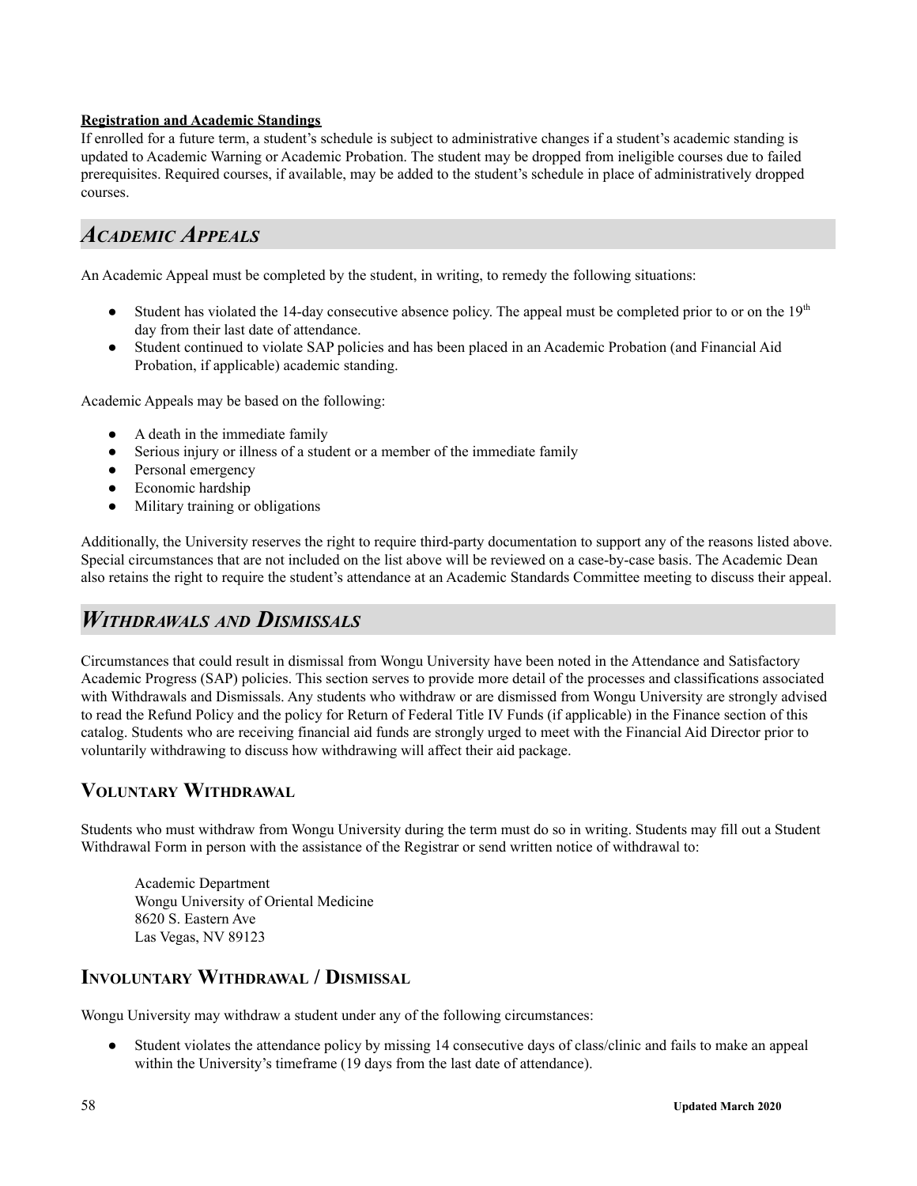**Registration and Academic Standings**

If enrolled for a future term, a student's schedule is subject to administrative changes if a student's academic standing is updated to Academic Warning or Academic Probation. The student may be dropped from ineligible courses due to failed prerequisites. Required courses, if available, may be added to the student's schedule in place of administratively dropped courses.

## *Academic Appeals*

An Academic Appeal must be completed by the student, in writing, to remedy the following situations:

- Student has violated the 14-day consecutive absence policy. The appeal must be completed prior to or on the 19th day from their last date of attendance.
- Student continued to violate SAP policies and has been placed in an Academic Probation (and Financial Aid Probation, if applicable) academic standing.

Academic Appeals may be based on the following:

- A death in the immediate family
- Serious injury or illness of a student or a member of the immediate family
- Personal emergency
- Economic hardship
- Military training or obligations

Additionally, the University reserves the right to require third-party documentation to support any of the reasons listed above. Special circumstances that are not included on the list above will be reviewed on a case-by-case basis. The Academic Dean also retains the right to require the student's attendance at an Academic Standards Committee meeting to discuss their appeal.

## *Withdrawals and Dismissals*

Circumstances that could result in dismissal from Wongu University have been noted in the Attendance and Satisfactory Academic Progress (SAP) policies. This section serves to provide more detail of the processes and classifications associated with Withdrawals and Dismissals. Any students who withdraw or are dismissed from Wongu University are strongly advised to read the Refund Policy and the policy for Return of Federal Title IV Funds (if applicable) in the Finance section of this catalog. Students who are receiving financial aid funds are strongly urged to meet with the Financial Aid Director prior to voluntarily withdrawing to discuss how withdrawing will affect their aid package.

### Voluntary Withdrawal

Students who must withdraw from Wongu University during the term must do so in writing. Students may fill out a Student Withdrawal Form in person with the assistance of the Registrar or send written notice of withdrawal to:

Academic Department
Wongu University of Oriental Medicine
8620 S. Eastern Ave
Las Vegas, NV 89123

### Involuntary Withdrawal / Dismissal

Wongu University may withdraw a student under any of the following circumstances:

- Student violates the attendance policy by missing 14 consecutive days of class/clinic and fails to make an appeal within the University's timeframe (19 days from the last date of attendance).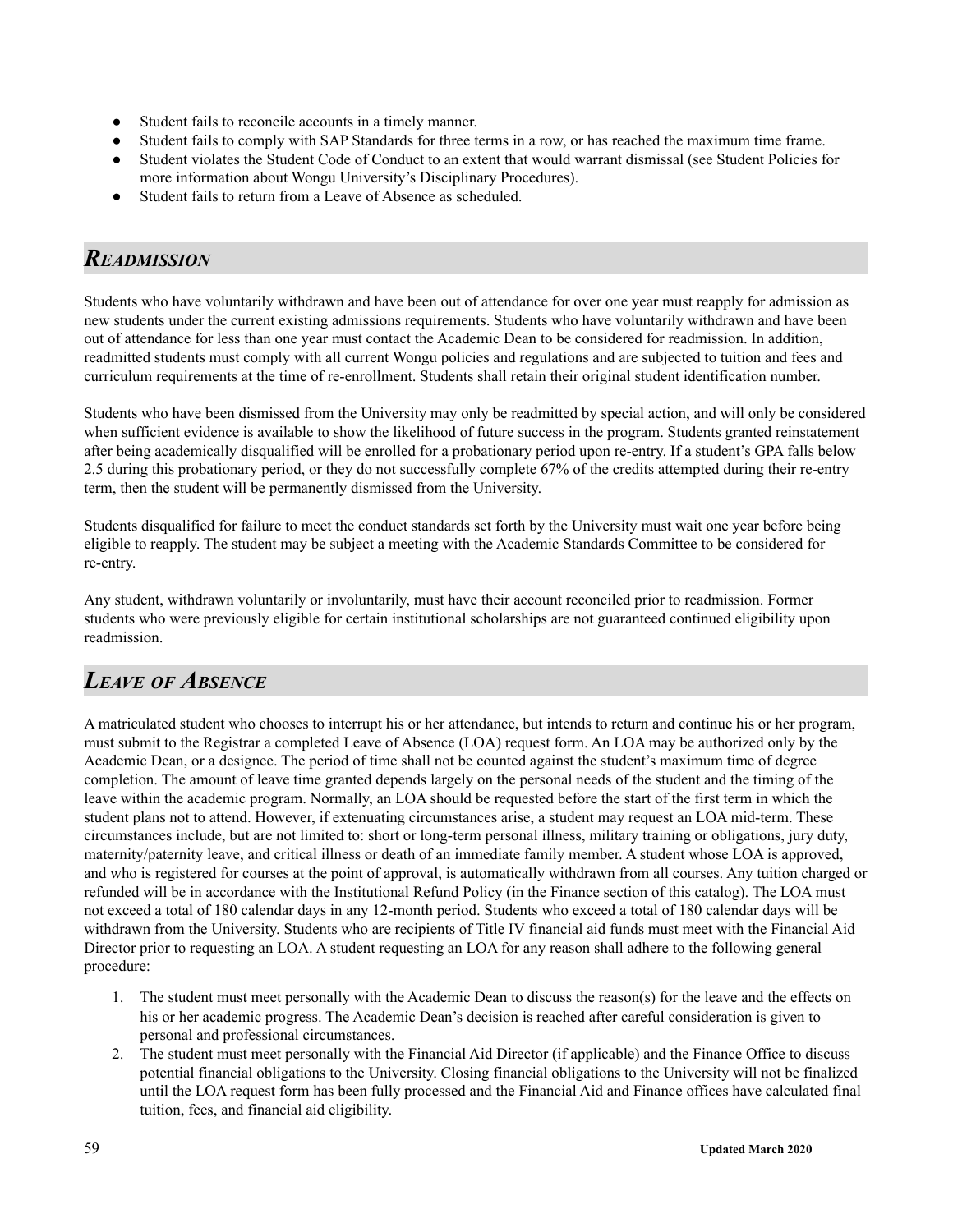- Student fails to reconcile accounts in a timely manner.
- Student fails to comply with SAP Standards for three terms in a row, or has reached the maximum time frame.
- Student violates the Student Code of Conduct to an extent that would warrant dismissal (see Student Policies for more information about Wongu University's Disciplinary Procedures).
- Student fails to return from a Leave of Absence as scheduled.

## *Readmission*

Students who have voluntarily withdrawn and have been out of attendance for over one year must reapply for admission as new students under the current existing admissions requirements. Students who have voluntarily withdrawn and have been out of attendance for less than one year must contact the Academic Dean to be considered for readmission. In addition, readmitted students must comply with all current Wongu policies and regulations and are subjected to tuition and fees and curriculum requirements at the time of re-enrollment. Students shall retain their original student identification number.

Students who have been dismissed from the University may only be readmitted by special action, and will only be considered when sufficient evidence is available to show the likelihood of future success in the program. Students granted reinstatement after being academically disqualified will be enrolled for a probationary period upon re-entry. If a student's GPA falls below 2.5 during this probationary period, or they do not successfully complete 67% of the credits attempted during their re-entry term, then the student will be permanently dismissed from the University.

Students disqualified for failure to meet the conduct standards set forth by the University must wait one year before being eligible to reapply. The student may be subject a meeting with the Academic Standards Committee to be considered for re-entry.

Any student, withdrawn voluntarily or involuntarily, must have their account reconciled prior to readmission. Former students who were previously eligible for certain institutional scholarships are not guaranteed continued eligibility upon readmission.

## *Leave of Absence*

A matriculated student who chooses to interrupt his or her attendance, but intends to return and continue his or her program, must submit to the Registrar a completed Leave of Absence (LOA) request form. An LOA may be authorized only by the Academic Dean, or a designee. The period of time shall not be counted against the student's maximum time of degree completion. The amount of leave time granted depends largely on the personal needs of the student and the timing of the leave within the academic program. Normally, an LOA should be requested before the start of the first term in which the student plans not to attend. However, if extenuating circumstances arise, a student may request an LOA mid-term. These circumstances include, but are not limited to: short or long-term personal illness, military training or obligations, jury duty, maternity/paternity leave, and critical illness or death of an immediate family member. A student whose LOA is approved, and who is registered for courses at the point of approval, is automatically withdrawn from all courses. Any tuition charged or refunded will be in accordance with the Institutional Refund Policy (in the Finance section of this catalog). The LOA must not exceed a total of 180 calendar days in any 12-month period. Students who exceed a total of 180 calendar days will be withdrawn from the University. Students who are recipients of Title IV financial aid funds must meet with the Financial Aid Director prior to requesting an LOA. A student requesting an LOA for any reason shall adhere to the following general procedure:

1. The student must meet personally with the Academic Dean to discuss the reason(s) for the leave and the effects on his or her academic progress. The Academic Dean's decision is reached after careful consideration is given to personal and professional circumstances.
2. The student must meet personally with the Financial Aid Director (if applicable) and the Finance Office to discuss potential financial obligations to the University. Closing financial obligations to the University will not be finalized until the LOA request form has been fully processed and the Financial Aid and Finance offices have calculated final tuition, fees, and financial aid eligibility.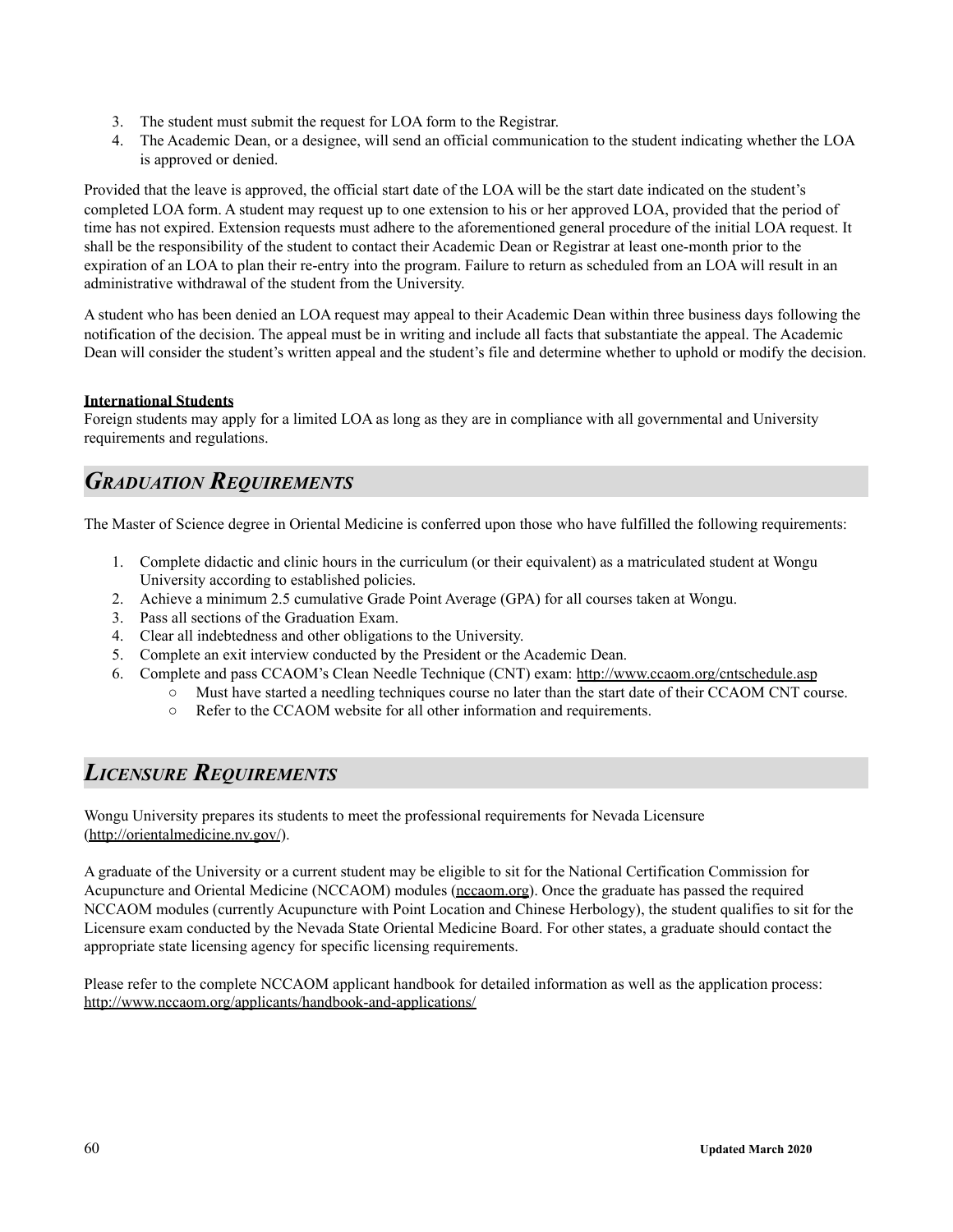3. The student must submit the request for LOA form to the Registrar.
4. The Academic Dean, or a designee, will send an official communication to the student indicating whether the LOA is approved or denied.

Provided that the leave is approved, the official start date of the LOA will be the start date indicated on the student's completed LOA form. A student may request up to one extension to his or her approved LOA, provided that the period of time has not expired. Extension requests must adhere to the aforementioned general procedure of the initial LOA request. It shall be the responsibility of the student to contact their Academic Dean or Registrar at least one-month prior to the expiration of an LOA to plan their re-entry into the program. Failure to return as scheduled from an LOA will result in an administrative withdrawal of the student from the University.

A student who has been denied an LOA request may appeal to their Academic Dean within three business days following the notification of the decision. The appeal must be in writing and include all facts that substantiate the appeal. The Academic Dean will consider the student's written appeal and the student's file and determine whether to uphold or modify the decision.

**International Students**

Foreign students may apply for a limited LOA as long as they are in compliance with all governmental and University requirements and regulations.

## *Graduation Requirements*

The Master of Science degree in Oriental Medicine is conferred upon those who have fulfilled the following requirements:

1. Complete didactic and clinic hours in the curriculum (or their equivalent) as a matriculated student at Wongu University according to established policies.
2. Achieve a minimum 2.5 cumulative Grade Point Average (GPA) for all courses taken at Wongu.
3. Pass all sections of the Graduation Exam.
4. Clear all indebtedness and other obligations to the University.
5. Complete an exit interview conducted by the President or the Academic Dean.
6. Complete and pass CCAOM's Clean Needle Technique (CNT) exam: http://www.ccaom.org/cntschedule.asp
   - Must have started a needling techniques course no later than the start date of their CCAOM CNT course.
   - Refer to the CCAOM website for all other information and requirements.

## *Licensure Requirements*

Wongu University prepares its students to meet the professional requirements for Nevada Licensure (http://orientalmedicine.nv.gov/).

A graduate of the University or a current student may be eligible to sit for the National Certification Commission for Acupuncture and Oriental Medicine (NCCAOM) modules (nccaom.org). Once the graduate has passed the required NCCAOM modules (currently Acupuncture with Point Location and Chinese Herbology), the student qualifies to sit for the Licensure exam conducted by the Nevada State Oriental Medicine Board. For other states, a graduate should contact the appropriate state licensing agency for specific licensing requirements.

Please refer to the complete NCCAOM applicant handbook for detailed information as well as the application process: http://www.nccaom.org/applicants/handbook-and-applications/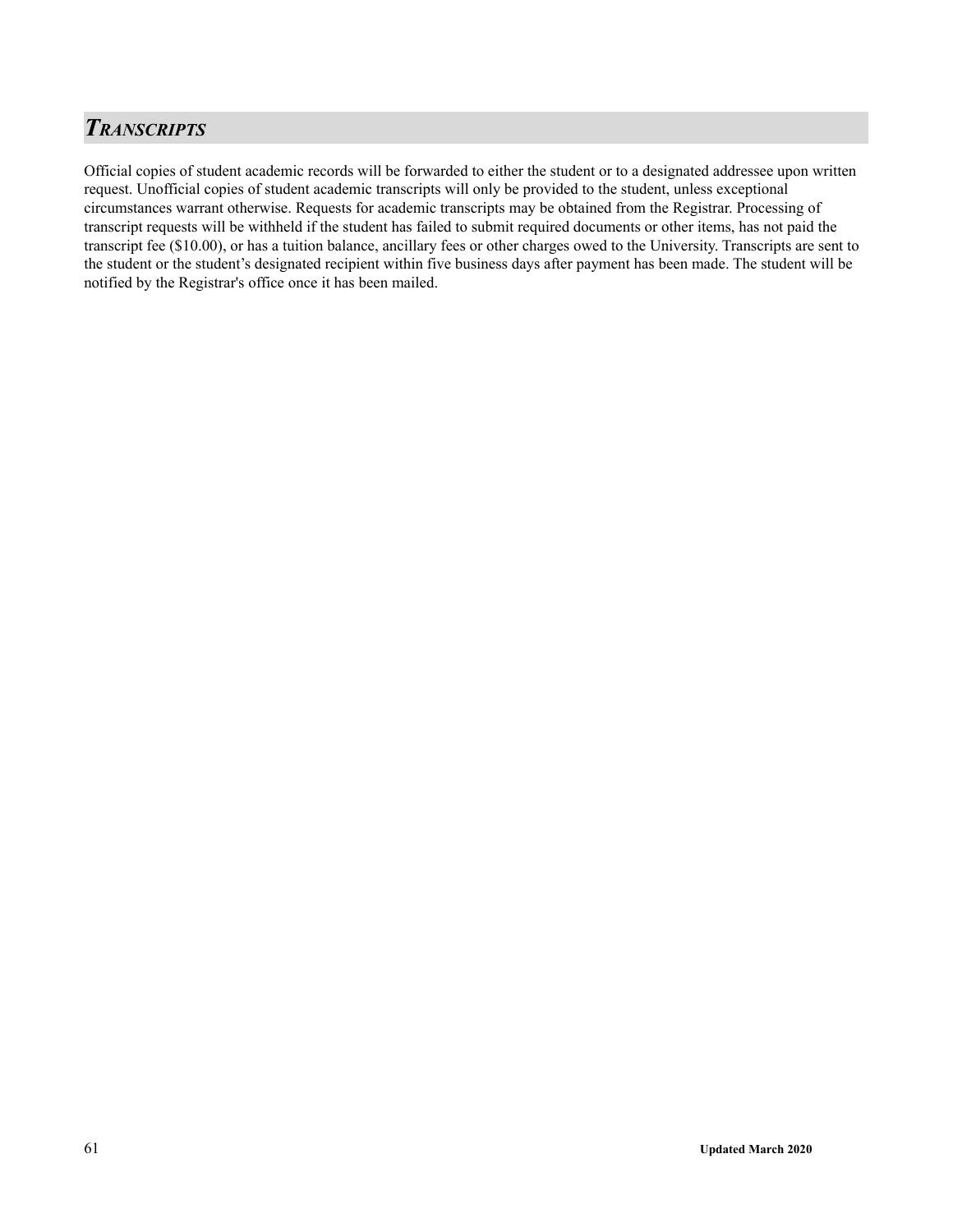## *Transcripts*

Official copies of student academic records will be forwarded to either the student or to a designated addressee upon written request. Unofficial copies of student academic transcripts will only be provided to the student, unless exceptional circumstances warrant otherwise. Requests for academic transcripts may be obtained from the Registrar. Processing of transcript requests will be withheld if the student has failed to submit required documents or other items, has not paid the transcript fee ($10.00), or has a tuition balance, ancillary fees or other charges owed to the University. Transcripts are sent to the student or the student's designated recipient within five business days after payment has been made. The student will be notified by the Registrar's office once it has been mailed.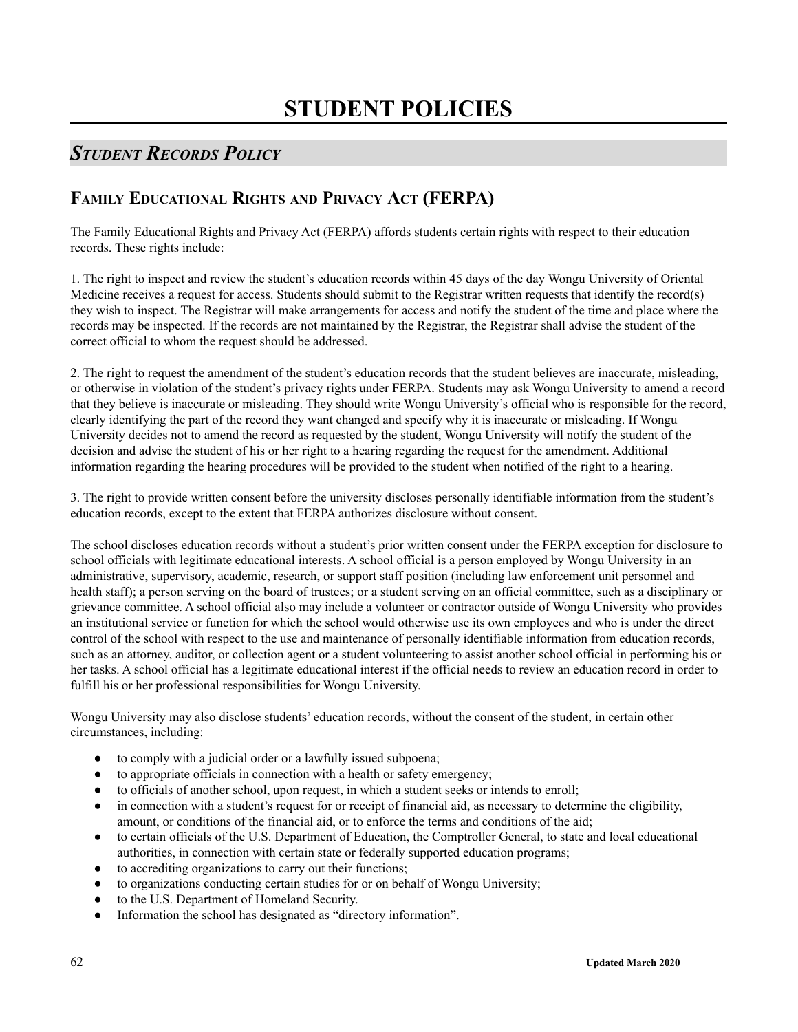# STUDENT POLICIES

## *Student Records Policy*

### Family Educational Rights and Privacy Act (FERPA)

The Family Educational Rights and Privacy Act (FERPA) affords students certain rights with respect to their education records. These rights include:

1. The right to inspect and review the student's education records within 45 days of the day Wongu University of Oriental Medicine receives a request for access. Students should submit to the Registrar written requests that identify the record(s) they wish to inspect. The Registrar will make arrangements for access and notify the student of the time and place where the records may be inspected. If the records are not maintained by the Registrar, the Registrar shall advise the student of the correct official to whom the request should be addressed.

2. The right to request the amendment of the student's education records that the student believes are inaccurate, misleading, or otherwise in violation of the student's privacy rights under FERPA. Students may ask Wongu University to amend a record that they believe is inaccurate or misleading. They should write Wongu University's official who is responsible for the record, clearly identifying the part of the record they want changed and specify why it is inaccurate or misleading. If Wongu University decides not to amend the record as requested by the student, Wongu University will notify the student of the decision and advise the student of his or her right to a hearing regarding the request for the amendment. Additional information regarding the hearing procedures will be provided to the student when notified of the right to a hearing.

3. The right to provide written consent before the university discloses personally identifiable information from the student's education records, except to the extent that FERPA authorizes disclosure without consent.

The school discloses education records without a student's prior written consent under the FERPA exception for disclosure to school officials with legitimate educational interests. A school official is a person employed by Wongu University in an administrative, supervisory, academic, research, or support staff position (including law enforcement unit personnel and health staff); a person serving on the board of trustees; or a student serving on an official committee, such as a disciplinary or grievance committee. A school official also may include a volunteer or contractor outside of Wongu University who provides an institutional service or function for which the school would otherwise use its own employees and who is under the direct control of the school with respect to the use and maintenance of personally identifiable information from education records, such as an attorney, auditor, or collection agent or a student volunteering to assist another school official in performing his or her tasks. A school official has a legitimate educational interest if the official needs to review an education record in order to fulfill his or her professional responsibilities for Wongu University.

Wongu University may also disclose students' education records, without the consent of the student, in certain other circumstances, including:

- to comply with a judicial order or a lawfully issued subpoena;
- to appropriate officials in connection with a health or safety emergency;
- to officials of another school, upon request, in which a student seeks or intends to enroll;
- in connection with a student's request for or receipt of financial aid, as necessary to determine the eligibility, amount, or conditions of the financial aid, or to enforce the terms and conditions of the aid;
- to certain officials of the U.S. Department of Education, the Comptroller General, to state and local educational authorities, in connection with certain state or federally supported education programs;
- to accrediting organizations to carry out their functions;
- to organizations conducting certain studies for or on behalf of Wongu University;
- to the U.S. Department of Homeland Security.
- Information the school has designated as "directory information".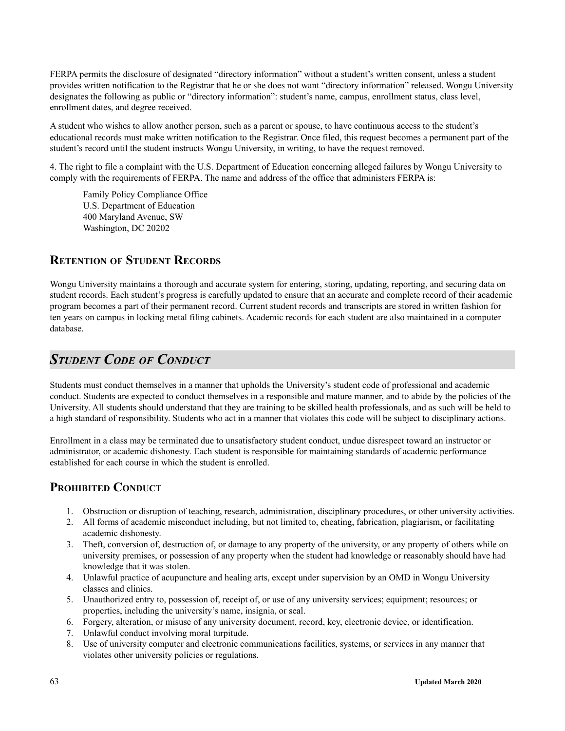FERPA permits the disclosure of designated "directory information" without a student's written consent, unless a student provides written notification to the Registrar that he or she does not want "directory information" released. Wongu University designates the following as public or "directory information": student's name, campus, enrollment status, class level, enrollment dates, and degree received.

A student who wishes to allow another person, such as a parent or spouse, to have continuous access to the student's educational records must make written notification to the Registrar. Once filed, this request becomes a permanent part of the student's record until the student instructs Wongu University, in writing, to have the request removed.

4. The right to file a complaint with the U.S. Department of Education concerning alleged failures by Wongu University to comply with the requirements of FERPA. The name and address of the office that administers FERPA is:

> Family Policy Compliance Office
> U.S. Department of Education
> 400 Maryland Avenue, SW
> Washington, DC 20202

### Retention of Student Records

Wongu University maintains a thorough and accurate system for entering, storing, updating, reporting, and securing data on student records. Each student's progress is carefully updated to ensure that an accurate and complete record of their academic program becomes a part of their permanent record. Current student records and transcripts are stored in written fashion for ten years on campus in locking metal filing cabinets. Academic records for each student are also maintained in a computer database.

## *Student Code of Conduct*

Students must conduct themselves in a manner that upholds the University's student code of professional and academic conduct. Students are expected to conduct themselves in a responsible and mature manner, and to abide by the policies of the University. All students should understand that they are training to be skilled health professionals, and as such will be held to a high standard of responsibility. Students who act in a manner that violates this code will be subject to disciplinary actions.

Enrollment in a class may be terminated due to unsatisfactory student conduct, undue disrespect toward an instructor or administrator, or academic dishonesty. Each student is responsible for maintaining standards of academic performance established for each course in which the student is enrolled.

### Prohibited Conduct

1. Obstruction or disruption of teaching, research, administration, disciplinary procedures, or other university activities.
2. All forms of academic misconduct including, but not limited to, cheating, fabrication, plagiarism, or facilitating academic dishonesty.
3. Theft, conversion of, destruction of, or damage to any property of the university, or any property of others while on university premises, or possession of any property when the student had knowledge or reasonably should have had knowledge that it was stolen.
4. Unlawful practice of acupuncture and healing arts, except under supervision by an OMD in Wongu University classes and clinics.
5. Unauthorized entry to, possession of, receipt of, or use of any university services; equipment; resources; or properties, including the university's name, insignia, or seal.
6. Forgery, alteration, or misuse of any university document, record, key, electronic device, or identification.
7. Unlawful conduct involving moral turpitude.
8. Use of university computer and electronic communications facilities, systems, or services in any manner that violates other university policies or regulations.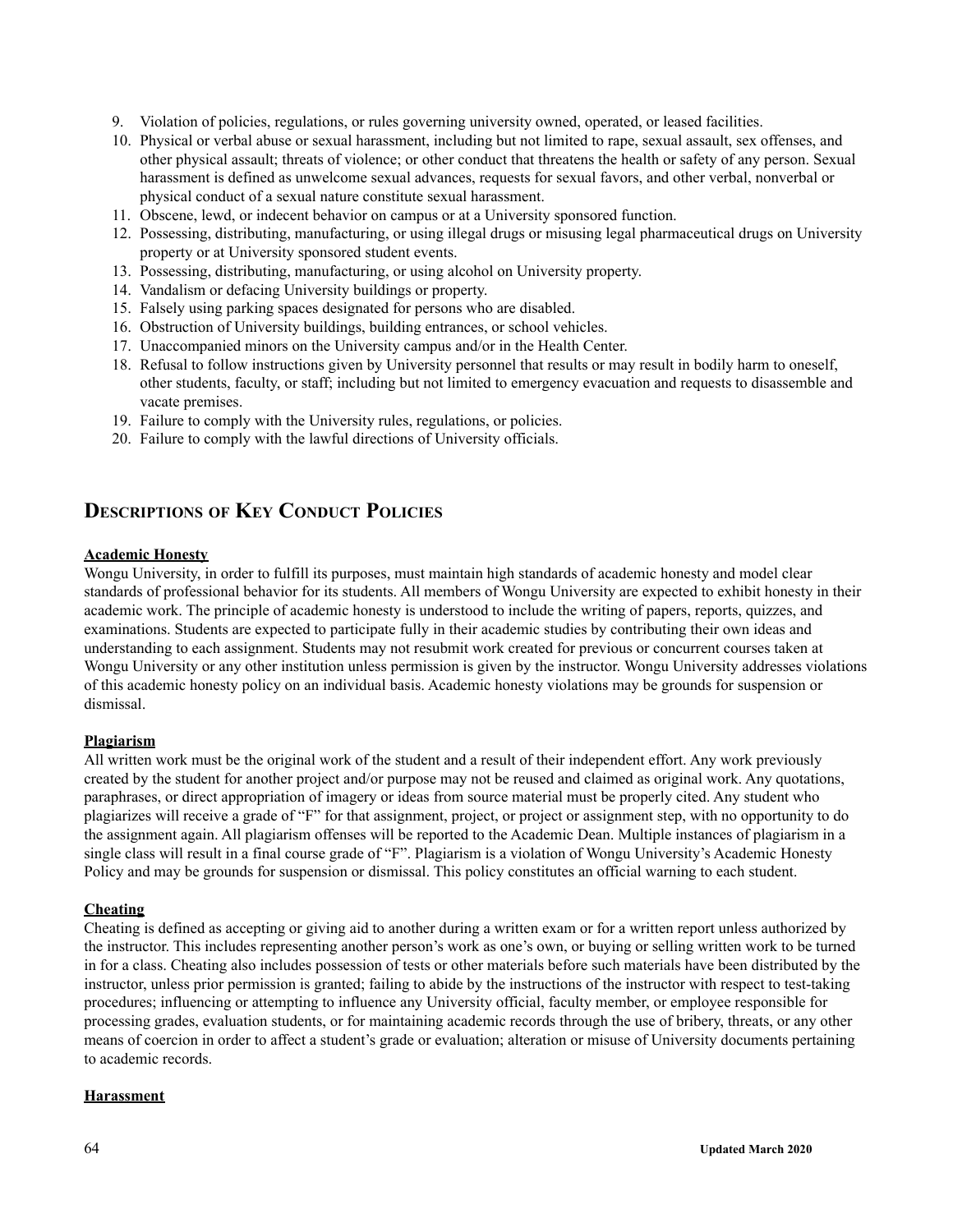9. Violation of policies, regulations, or rules governing university owned, operated, or leased facilities.
10. Physical or verbal abuse or sexual harassment, including but not limited to rape, sexual assault, sex offenses, and other physical assault; threats of violence; or other conduct that threatens the health or safety of any person. Sexual harassment is defined as unwelcome sexual advances, requests for sexual favors, and other verbal, nonverbal or physical conduct of a sexual nature constitute sexual harassment.
11. Obscene, lewd, or indecent behavior on campus or at a University sponsored function.
12. Possessing, distributing, manufacturing, or using illegal drugs or misusing legal pharmaceutical drugs on University property or at University sponsored student events.
13. Possessing, distributing, manufacturing, or using alcohol on University property.
14. Vandalism or defacing University buildings or property.
15. Falsely using parking spaces designated for persons who are disabled.
16. Obstruction of University buildings, building entrances, or school vehicles.
17. Unaccompanied minors on the University campus and/or in the Health Center.
18. Refusal to follow instructions given by University personnel that results or may result in bodily harm to oneself, other students, faculty, or staff; including but not limited to emergency evacuation and requests to disassemble and vacate premises.
19. Failure to comply with the University rules, regulations, or policies.
20. Failure to comply with the lawful directions of University officials.

## Descriptions of Key Conduct Policies

**Academic Honesty**

Wongu University, in order to fulfill its purposes, must maintain high standards of academic honesty and model clear standards of professional behavior for its students. All members of Wongu University are expected to exhibit honesty in their academic work. The principle of academic honesty is understood to include the writing of papers, reports, quizzes, and examinations. Students are expected to participate fully in their academic studies by contributing their own ideas and understanding to each assignment. Students may not resubmit work created for previous or concurrent courses taken at Wongu University or any other institution unless permission is given by the instructor. Wongu University addresses violations of this academic honesty policy on an individual basis. Academic honesty violations may be grounds for suspension or dismissal.

**Plagiarism**

All written work must be the original work of the student and a result of their independent effort. Any work previously created by the student for another project and/or purpose may not be reused and claimed as original work. Any quotations, paraphrases, or direct appropriation of imagery or ideas from source material must be properly cited. Any student who plagiarizes will receive a grade of "F" for that assignment, project, or project or assignment step, with no opportunity to do the assignment again. All plagiarism offenses will be reported to the Academic Dean. Multiple instances of plagiarism in a single class will result in a final course grade of "F". Plagiarism is a violation of Wongu University's Academic Honesty Policy and may be grounds for suspension or dismissal. This policy constitutes an official warning to each student.

**Cheating**

Cheating is defined as accepting or giving aid to another during a written exam or for a written report unless authorized by the instructor. This includes representing another person's work as one's own, or buying or selling written work to be turned in for a class. Cheating also includes possession of tests or other materials before such materials have been distributed by the instructor, unless prior permission is granted; failing to abide by the instructions of the instructor with respect to test-taking procedures; influencing or attempting to influence any University official, faculty member, or employee responsible for processing grades, evaluation students, or for maintaining academic records through the use of bribery, threats, or any other means of coercion in order to affect a student's grade or evaluation; alteration or misuse of University documents pertaining to academic records.

**Harassment**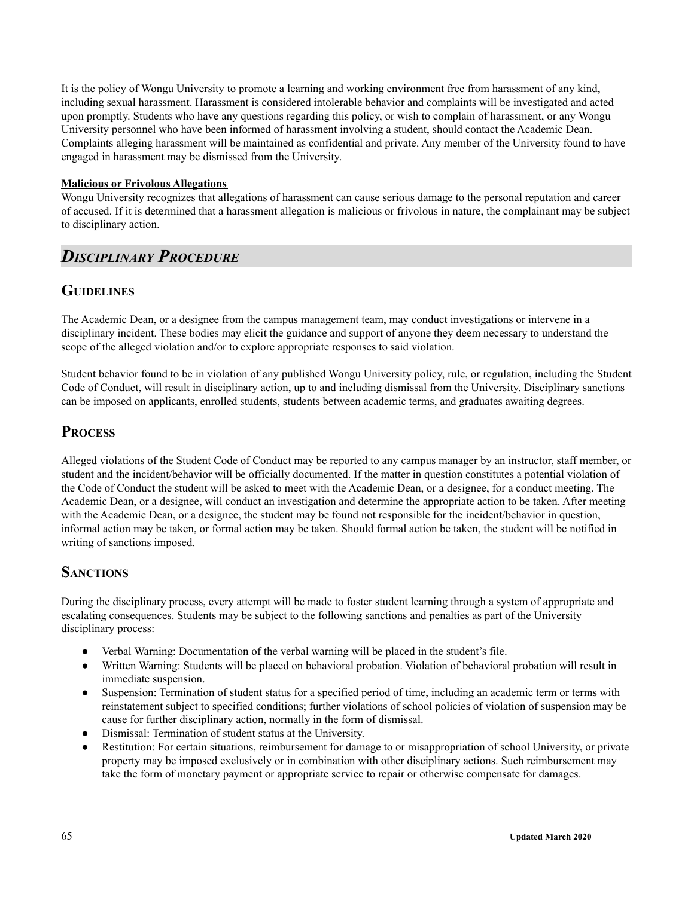It is the policy of Wongu University to promote a learning and working environment free from harassment of any kind, including sexual harassment. Harassment is considered intolerable behavior and complaints will be investigated and acted upon promptly. Students who have any questions regarding this policy, or wish to complain of harassment, or any Wongu University personnel who have been informed of harassment involving a student, should contact the Academic Dean. Complaints alleging harassment will be maintained as confidential and private. Any member of the University found to have engaged in harassment may be dismissed from the University.

**Malicious or Frivolous Allegations**

Wongu University recognizes that allegations of harassment can cause serious damage to the personal reputation and career of accused. If it is determined that a harassment allegation is malicious or frivolous in nature, the complainant may be subject to disciplinary action.

# *Disciplinary Procedure*

## Guidelines

The Academic Dean, or a designee from the campus management team, may conduct investigations or intervene in a disciplinary incident. These bodies may elicit the guidance and support of anyone they deem necessary to understand the scope of the alleged violation and/or to explore appropriate responses to said violation.

Student behavior found to be in violation of any published Wongu University policy, rule, or regulation, including the Student Code of Conduct, will result in disciplinary action, up to and including dismissal from the University. Disciplinary sanctions can be imposed on applicants, enrolled students, students between academic terms, and graduates awaiting degrees.

## Process

Alleged violations of the Student Code of Conduct may be reported to any campus manager by an instructor, staff member, or student and the incident/behavior will be officially documented. If the matter in question constitutes a potential violation of the Code of Conduct the student will be asked to meet with the Academic Dean, or a designee, for a conduct meeting. The Academic Dean, or a designee, will conduct an investigation and determine the appropriate action to be taken. After meeting with the Academic Dean, or a designee, the student may be found not responsible for the incident/behavior in question, informal action may be taken, or formal action may be taken. Should formal action be taken, the student will be notified in writing of sanctions imposed.

## Sanctions

During the disciplinary process, every attempt will be made to foster student learning through a system of appropriate and escalating consequences. Students may be subject to the following sanctions and penalties as part of the University disciplinary process:

- Verbal Warning: Documentation of the verbal warning will be placed in the student's file.
- Written Warning: Students will be placed on behavioral probation. Violation of behavioral probation will result in immediate suspension.
- Suspension: Termination of student status for a specified period of time, including an academic term or terms with reinstatement subject to specified conditions; further violations of school policies of violation of suspension may be cause for further disciplinary action, normally in the form of dismissal.
- Dismissal: Termination of student status at the University.
- Restitution: For certain situations, reimbursement for damage to or misappropriation of school University, or private property may be imposed exclusively or in combination with other disciplinary actions. Such reimbursement may take the form of monetary payment or appropriate service to repair or otherwise compensate for damages.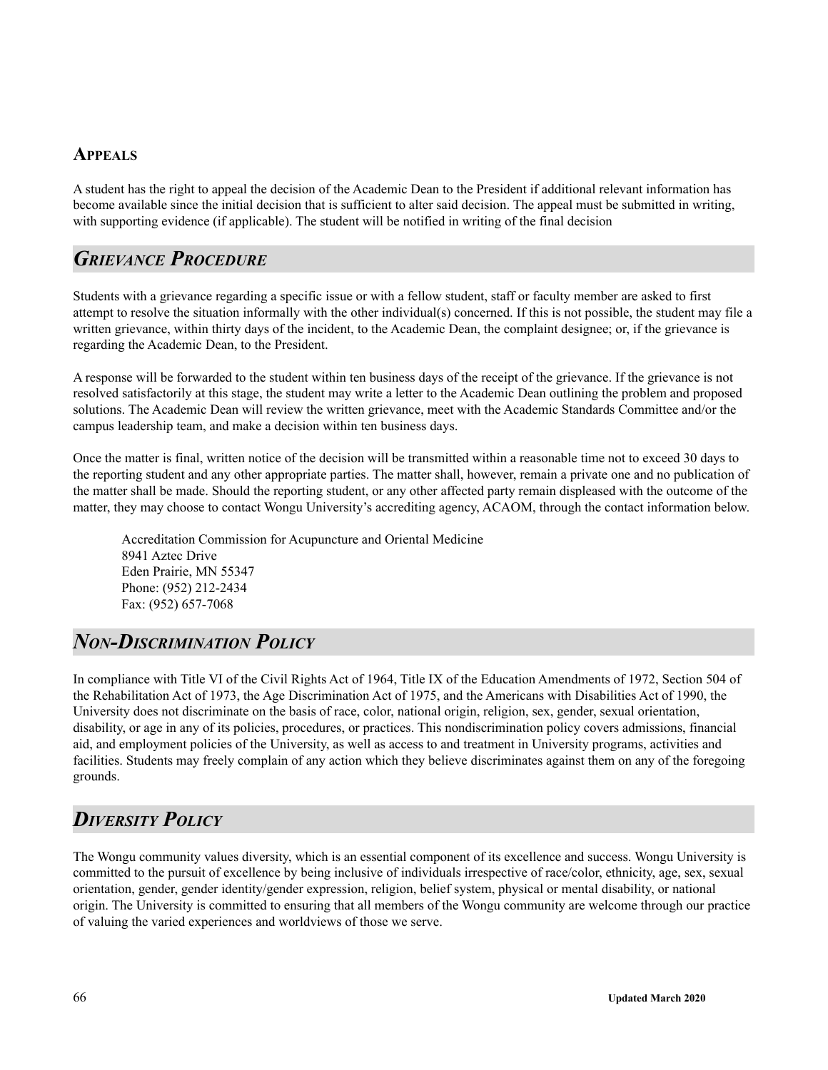### Appeals

A student has the right to appeal the decision of the Academic Dean to the President if additional relevant information has become available since the initial decision that is sufficient to alter said decision. The appeal must be submitted in writing, with supporting evidence (if applicable). The student will be notified in writing of the final decision

## *Grievance Procedure*

Students with a grievance regarding a specific issue or with a fellow student, staff or faculty member are asked to first attempt to resolve the situation informally with the other individual(s) concerned. If this is not possible, the student may file a written grievance, within thirty days of the incident, to the Academic Dean, the complaint designee; or, if the grievance is regarding the Academic Dean, to the President.

A response will be forwarded to the student within ten business days of the receipt of the grievance. If the grievance is not resolved satisfactorily at this stage, the student may write a letter to the Academic Dean outlining the problem and proposed solutions. The Academic Dean will review the written grievance, meet with the Academic Standards Committee and/or the campus leadership team, and make a decision within ten business days.

Once the matter is final, written notice of the decision will be transmitted within a reasonable time not to exceed 30 days to the reporting student and any other appropriate parties. The matter shall, however, remain a private one and no publication of the matter shall be made. Should the reporting student, or any other affected party remain displeased with the outcome of the matter, they may choose to contact Wongu University's accrediting agency, ACAOM, through the contact information below.

> Accreditation Commission for Acupuncture and Oriental Medicine
> 8941 Aztec Drive
> Eden Prairie, MN 55347
> Phone: (952) 212-2434
> Fax: (952) 657-7068

## *Non-Discrimination Policy*

In compliance with Title VI of the Civil Rights Act of 1964, Title IX of the Education Amendments of 1972, Section 504 of the Rehabilitation Act of 1973, the Age Discrimination Act of 1975, and the Americans with Disabilities Act of 1990, the University does not discriminate on the basis of race, color, national origin, religion, sex, gender, sexual orientation, disability, or age in any of its policies, procedures, or practices. This nondiscrimination policy covers admissions, financial aid, and employment policies of the University, as well as access to and treatment in University programs, activities and facilities. Students may freely complain of any action which they believe discriminates against them on any of the foregoing grounds.

## *Diversity Policy*

The Wongu community values diversity, which is an essential component of its excellence and success. Wongu University is committed to the pursuit of excellence by being inclusive of individuals irrespective of race/color, ethnicity, age, sex, sexual orientation, gender, gender identity/gender expression, religion, belief system, physical or mental disability, or national origin. The University is committed to ensuring that all members of the Wongu community are welcome through our practice of valuing the varied experiences and worldviews of those we serve.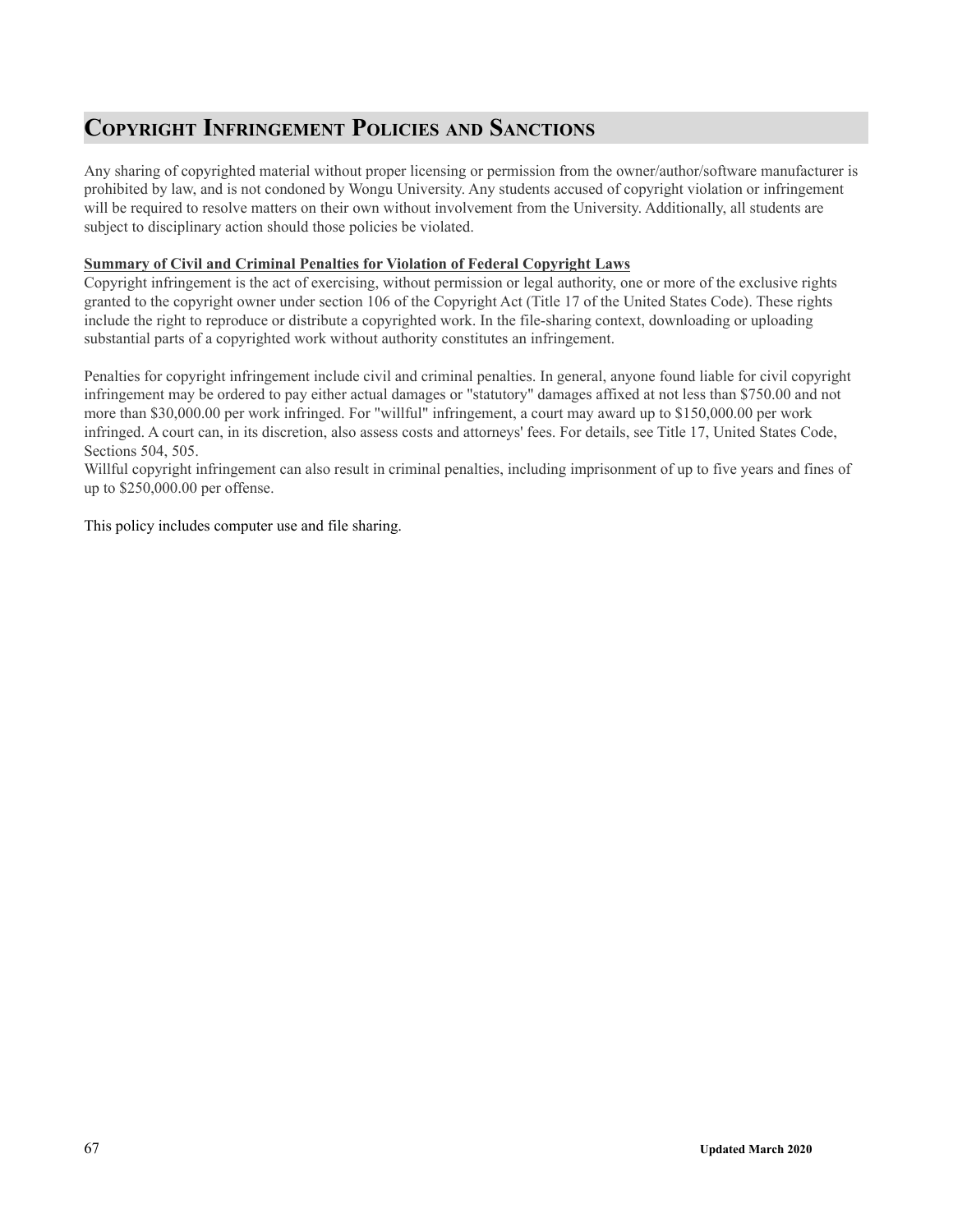## Copyright Infringement Policies and Sanctions

Any sharing of copyrighted material without proper licensing or permission from the owner/author/software manufacturer is prohibited by law, and is not condoned by Wongu University. Any students accused of copyright violation or infringement will be required to resolve matters on their own without involvement from the University. Additionally, all students are subject to disciplinary action should those policies be violated.

**Summary of Civil and Criminal Penalties for Violation of Federal Copyright Laws**

Copyright infringement is the act of exercising, without permission or legal authority, one or more of the exclusive rights granted to the copyright owner under section 106 of the Copyright Act (Title 17 of the United States Code). These rights include the right to reproduce or distribute a copyrighted work. In the file-sharing context, downloading or uploading substantial parts of a copyrighted work without authority constitutes an infringement.

Penalties for copyright infringement include civil and criminal penalties. In general, anyone found liable for civil copyright infringement may be ordered to pay either actual damages or "statutory" damages affixed at not less than $750.00 and not more than $30,000.00 per work infringed. For "willful" infringement, a court may award up to $150,000.00 per work infringed. A court can, in its discretion, also assess costs and attorneys' fees. For details, see Title 17, United States Code, Sections 504, 505.

Willful copyright infringement can also result in criminal penalties, including imprisonment of up to five years and fines of up to $250,000.00 per offense.

This policy includes computer use and file sharing.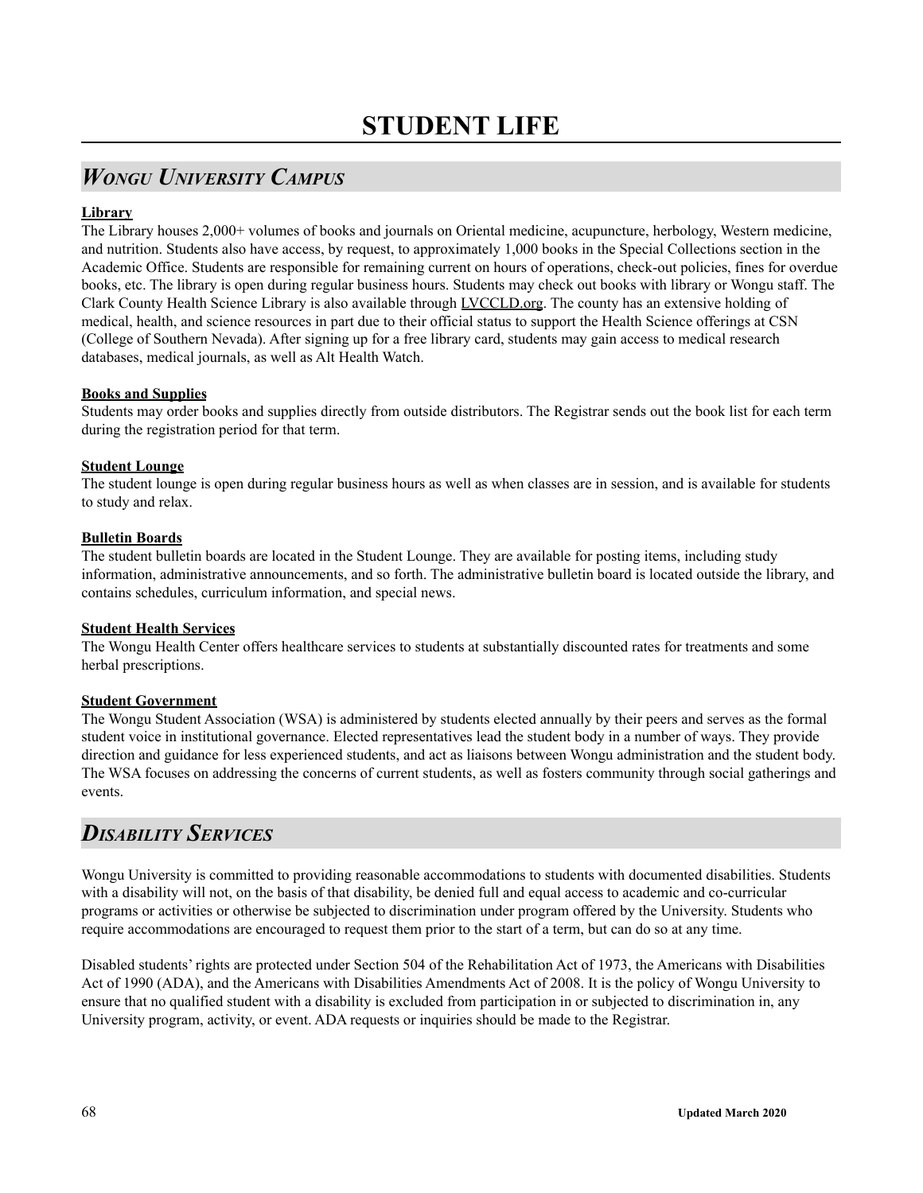# STUDENT LIFE

## *Wongu University Campus*

**Library**

The Library houses 2,000+ volumes of books and journals on Oriental medicine, acupuncture, herbology, Western medicine, and nutrition. Students also have access, by request, to approximately 1,000 books in the Special Collections section in the Academic Office. Students are responsible for remaining current on hours of operations, check-out policies, fines for overdue books, etc. The library is open during regular business hours. Students may check out books with library or Wongu staff. The Clark County Health Science Library is also available through LVCCLD.org. The county has an extensive holding of medical, health, and science resources in part due to their official status to support the Health Science offerings at CSN (College of Southern Nevada). After signing up for a free library card, students may gain access to medical research databases, medical journals, as well as Alt Health Watch.

**Books and Supplies**

Students may order books and supplies directly from outside distributors. The Registrar sends out the book list for each term during the registration period for that term.

**Student Lounge**

The student lounge is open during regular business hours as well as when classes are in session, and is available for students to study and relax.

**Bulletin Boards**

The student bulletin boards are located in the Student Lounge. They are available for posting items, including study information, administrative announcements, and so forth. The administrative bulletin board is located outside the library, and contains schedules, curriculum information, and special news.

**Student Health Services**

The Wongu Health Center offers healthcare services to students at substantially discounted rates for treatments and some herbal prescriptions.

**Student Government**

The Wongu Student Association (WSA) is administered by students elected annually by their peers and serves as the formal student voice in institutional governance. Elected representatives lead the student body in a number of ways. They provide direction and guidance for less experienced students, and act as liaisons between Wongu administration and the student body. The WSA focuses on addressing the concerns of current students, as well as fosters community through social gatherings and events.

## *Disability Services*

Wongu University is committed to providing reasonable accommodations to students with documented disabilities. Students with a disability will not, on the basis of that disability, be denied full and equal access to academic and co-curricular programs or activities or otherwise be subjected to discrimination under program offered by the University. Students who require accommodations are encouraged to request them prior to the start of a term, but can do so at any time.

Disabled students' rights are protected under Section 504 of the Rehabilitation Act of 1973, the Americans with Disabilities Act of 1990 (ADA), and the Americans with Disabilities Amendments Act of 2008. It is the policy of Wongu University to ensure that no qualified student with a disability is excluded from participation in or subjected to discrimination in, any University program, activity, or event. ADA requests or inquiries should be made to the Registrar.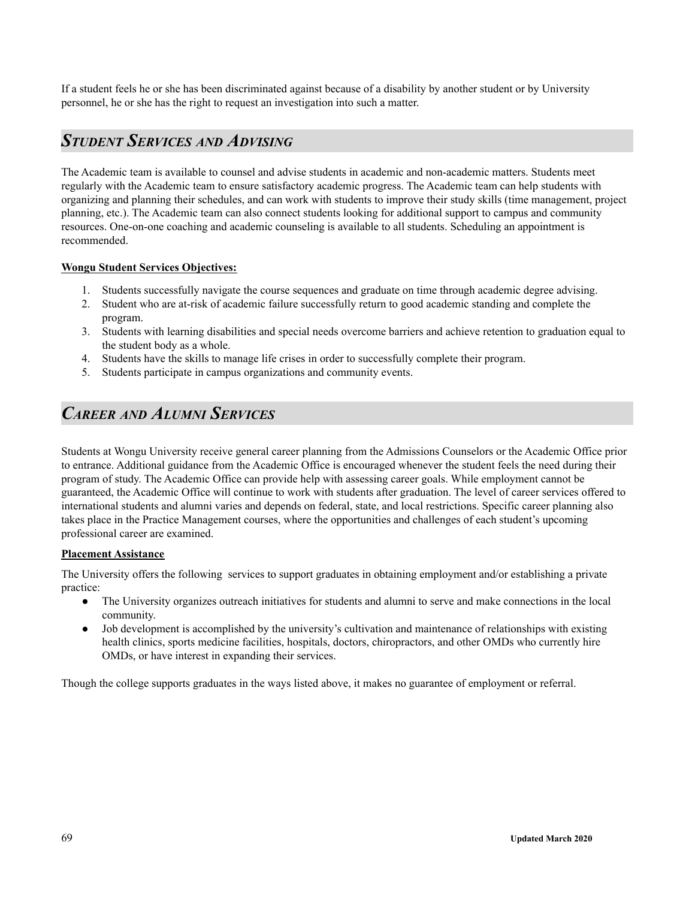If a student feels he or she has been discriminated against because of a disability by another student or by University personnel, he or she has the right to request an investigation into such a matter.

## *Student Services and Advising*

The Academic team is available to counsel and advise students in academic and non-academic matters. Students meet regularly with the Academic team to ensure satisfactory academic progress. The Academic team can help students with organizing and planning their schedules, and can work with students to improve their study skills (time management, project planning, etc.). The Academic team can also connect students looking for additional support to campus and community resources. One-on-one coaching and academic counseling is available to all students. Scheduling an appointment is recommended.

**Wongu Student Services Objectives:**

1. Students successfully navigate the course sequences and graduate on time through academic degree advising.
2. Student who are at-risk of academic failure successfully return to good academic standing and complete the program.
3. Students with learning disabilities and special needs overcome barriers and achieve retention to graduation equal to the student body as a whole.
4. Students have the skills to manage life crises in order to successfully complete their program.
5. Students participate in campus organizations and community events.

## *Career and Alumni Services*

Students at Wongu University receive general career planning from the Admissions Counselors or the Academic Office prior to entrance. Additional guidance from the Academic Office is encouraged whenever the student feels the need during their program of study. The Academic Office can provide help with assessing career goals. While employment cannot be guaranteed, the Academic Office will continue to work with students after graduation. The level of career services offered to international students and alumni varies and depends on federal, state, and local restrictions. Specific career planning also takes place in the Practice Management courses, where the opportunities and challenges of each student's upcoming professional career are examined.

**Placement Assistance**

The University offers the following services to support graduates in obtaining employment and/or establishing a private practice:

- The University organizes outreach initiatives for students and alumni to serve and make connections in the local community.
- Job development is accomplished by the university's cultivation and maintenance of relationships with existing health clinics, sports medicine facilities, hospitals, doctors, chiropractors, and other OMDs who currently hire OMDs, or have interest in expanding their services.

Though the college supports graduates in the ways listed above, it makes no guarantee of employment or referral.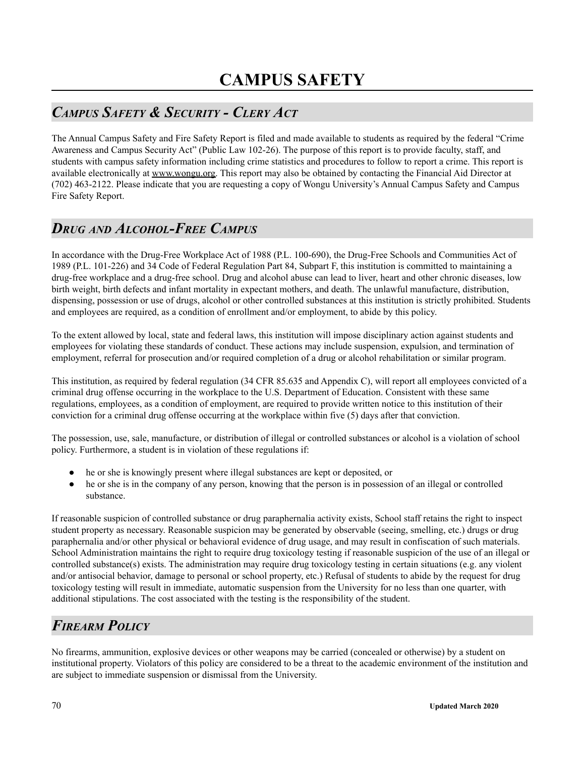# CAMPUS SAFETY

## *Campus Safety & Security - Clery Act*

The Annual Campus Safety and Fire Safety Report is filed and made available to students as required by the federal "Crime Awareness and Campus Security Act" (Public Law 102-26). The purpose of this report is to provide faculty, staff, and students with campus safety information including crime statistics and procedures to follow to report a crime. This report is available electronically at www.wongu.org. This report may also be obtained by contacting the Financial Aid Director at (702) 463-2122. Please indicate that you are requesting a copy of Wongu University's Annual Campus Safety and Campus Fire Safety Report.

## *Drug and Alcohol-Free Campus*

In accordance with the Drug-Free Workplace Act of 1988 (P.L. 100-690), the Drug-Free Schools and Communities Act of 1989 (P.L. 101-226) and 34 Code of Federal Regulation Part 84, Subpart F, this institution is committed to maintaining a drug-free workplace and a drug-free school. Drug and alcohol abuse can lead to liver, heart and other chronic diseases, low birth weight, birth defects and infant mortality in expectant mothers, and death. The unlawful manufacture, distribution, dispensing, possession or use of drugs, alcohol or other controlled substances at this institution is strictly prohibited. Students and employees are required, as a condition of enrollment and/or employment, to abide by this policy.

To the extent allowed by local, state and federal laws, this institution will impose disciplinary action against students and employees for violating these standards of conduct. These actions may include suspension, expulsion, and termination of employment, referral for prosecution and/or required completion of a drug or alcohol rehabilitation or similar program.

This institution, as required by federal regulation (34 CFR 85.635 and Appendix C), will report all employees convicted of a criminal drug offense occurring in the workplace to the U.S. Department of Education. Consistent with these same regulations, employees, as a condition of employment, are required to provide written notice to this institution of their conviction for a criminal drug offense occurring at the workplace within five (5) days after that conviction.

The possession, use, sale, manufacture, or distribution of illegal or controlled substances or alcohol is a violation of school policy. Furthermore, a student is in violation of these regulations if:

- he or she is knowingly present where illegal substances are kept or deposited, or
- he or she is in the company of any person, knowing that the person is in possession of an illegal or controlled substance.

If reasonable suspicion of controlled substance or drug paraphernalia activity exists, School staff retains the right to inspect student property as necessary. Reasonable suspicion may be generated by observable (seeing, smelling, etc.) drugs or drug paraphernalia and/or other physical or behavioral evidence of drug usage, and may result in confiscation of such materials. School Administration maintains the right to require drug toxicology testing if reasonable suspicion of the use of an illegal or controlled substance(s) exists. The administration may require drug toxicology testing in certain situations (e.g. any violent and/or antisocial behavior, damage to personal or school property, etc.) Refusal of students to abide by the request for drug toxicology testing will result in immediate, automatic suspension from the University for no less than one quarter, with additional stipulations. The cost associated with the testing is the responsibility of the student.

## *Firearm Policy*

No firearms, ammunition, explosive devices or other weapons may be carried (concealed or otherwise) by a student on institutional property. Violators of this policy are considered to be a threat to the academic environment of the institution and are subject to immediate suspension or dismissal from the University.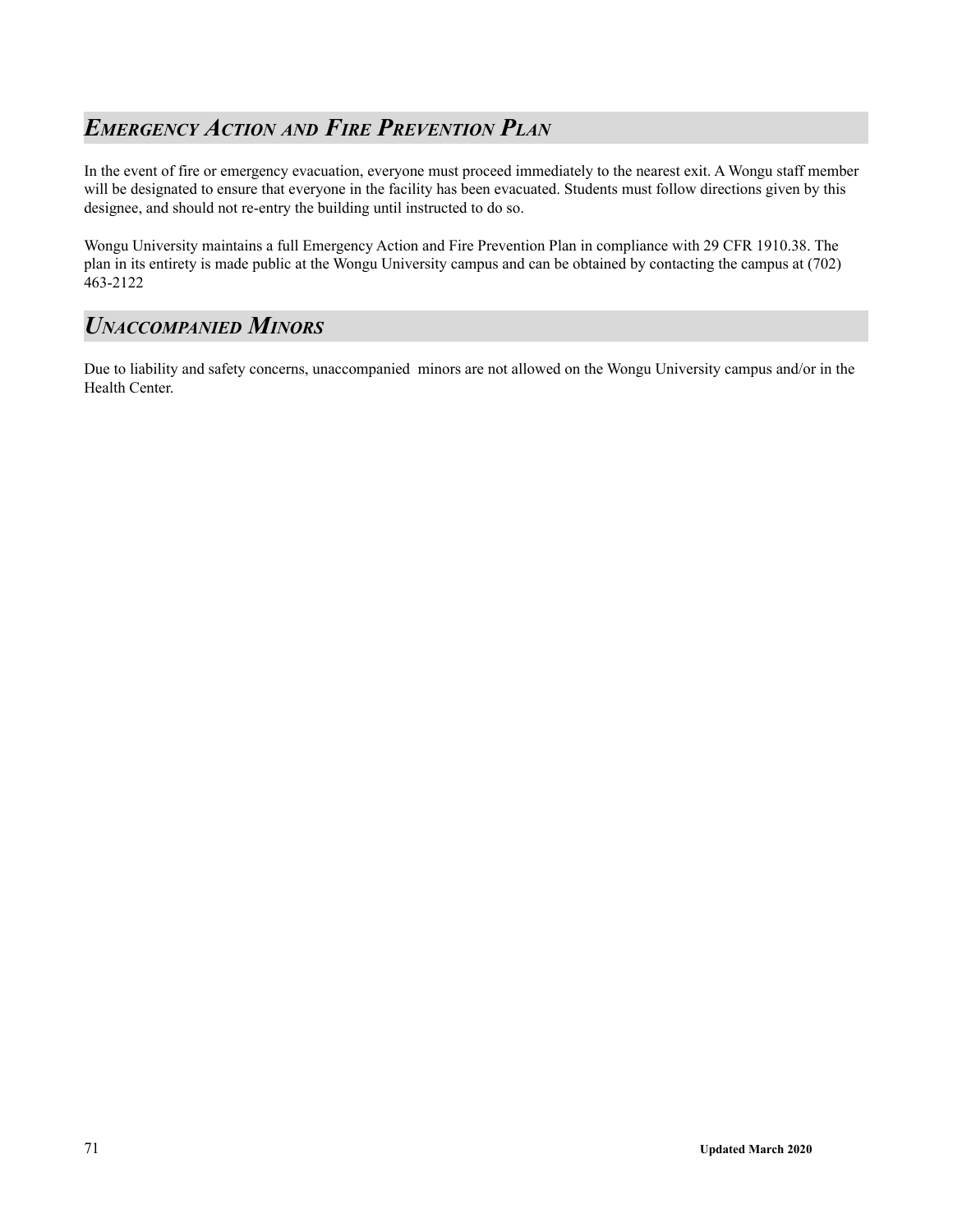## *Emergency Action and Fire Prevention Plan*

In the event of fire or emergency evacuation, everyone must proceed immediately to the nearest exit. A Wongu staff member will be designated to ensure that everyone in the facility has been evacuated. Students must follow directions given by this designee, and should not re-entry the building until instructed to do so.

Wongu University maintains a full Emergency Action and Fire Prevention Plan in compliance with 29 CFR 1910.38. The plan in its entirety is made public at the Wongu University campus and can be obtained by contacting the campus at (702) 463-2122

## *Unaccompanied Minors*

Due to liability and safety concerns, unaccompanied minors are not allowed on the Wongu University campus and/or in the Health Center.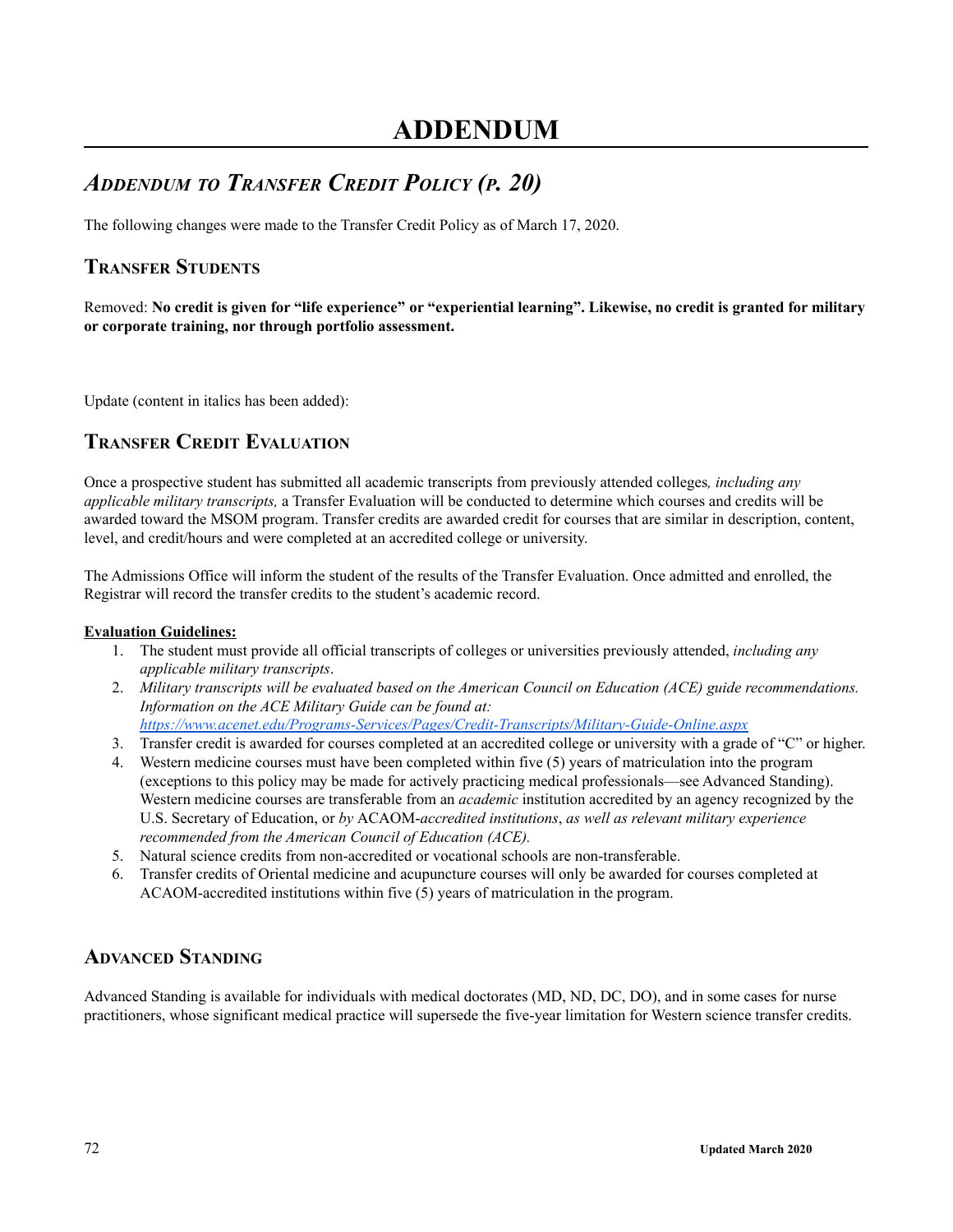# ADDENDUM

## *Addendum to Transfer Credit Policy (p. 20)*

The following changes were made to the Transfer Credit Policy as of March 17, 2020.

### Transfer Students

Removed: **No credit is given for "life experience" or "experiential learning". Likewise, no credit is granted for military or corporate training, nor through portfolio assessment.**

Update (content in italics has been added):

### Transfer Credit Evaluation

Once a prospective student has submitted all academic transcripts from previously attended colleges*, including any applicable military transcripts,* a Transfer Evaluation will be conducted to determine which courses and credits will be awarded toward the MSOM program. Transfer credits are awarded credit for courses that are similar in description, content, level, and credit/hours and were completed at an accredited college or university.

The Admissions Office will inform the student of the results of the Transfer Evaluation. Once admitted and enrolled, the Registrar will record the transfer credits to the student's academic record.

**Evaluation Guidelines:**

1. The student must provide all official transcripts of colleges or universities previously attended, *including any applicable military transcripts*.
2. *Military transcripts will be evaluated based on the American Council on Education (ACE) guide recommendations. Information on the ACE Military Guide can be found at:* [*https://www.acenet.edu/Programs-Services/Pages/Credit-Transcripts/Military-Guide-Online.aspx*](https://www.acenet.edu/Programs-Services/Pages/Credit-Transcripts/Military-Guide-Online.aspx)
3. Transfer credit is awarded for courses completed at an accredited college or university with a grade of "C" or higher.
4. Western medicine courses must have been completed within five (5) years of matriculation into the program (exceptions to this policy may be made for actively practicing medical professionals—see Advanced Standing). Western medicine courses are transferable from an *academic* institution accredited by an agency recognized by the U.S. Secretary of Education, or *by* ACAOM-*accredited institutions*, *as well as relevant military experience recommended from the American Council of Education (ACE).*
5. Natural science credits from non-accredited or vocational schools are non-transferable.
6. Transfer credits of Oriental medicine and acupuncture courses will only be awarded for courses completed at ACAOM-accredited institutions within five (5) years of matriculation in the program.

### Advanced Standing

Advanced Standing is available for individuals with medical doctorates (MD, ND, DC, DO), and in some cases for nurse practitioners, whose significant medical practice will supersede the five-year limitation for Western science transfer credits.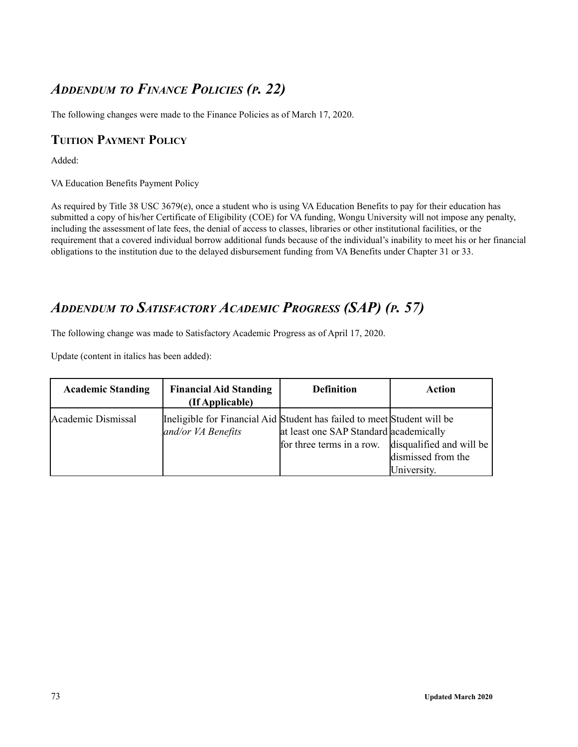## *Addendum to Finance Policies (p. 22)*

The following changes were made to the Finance Policies as of March 17, 2020.

### Tuition Payment Policy

Added:

VA Education Benefits Payment Policy

As required by Title 38 USC 3679(e), once a student who is using VA Education Benefits to pay for their education has submitted a copy of his/her Certificate of Eligibility (COE) for VA funding, Wongu University will not impose any penalty, including the assessment of late fees, the denial of access to classes, libraries or other institutional facilities, or the requirement that a covered individual borrow additional funds because of the individual's inability to meet his or her financial obligations to the institution due to the delayed disbursement funding from VA Benefits under Chapter 31 or 33.

## *Addendum to Satisfactory Academic Progress (SAP) (p. 57)*

The following change was made to Satisfactory Academic Progress as of April 17, 2020.

Update (content in italics has been added):

| Academic Standing | Financial Aid Standing (If Applicable) | Definition | Action |
|---|---|---|---|
| Academic Dismissal | Ineligible for Financial Aid *and/or VA Benefits* | Student has failed to meet at least one SAP Standard for three terms in a row. | Student will be academically disqualified and will be dismissed from the University. |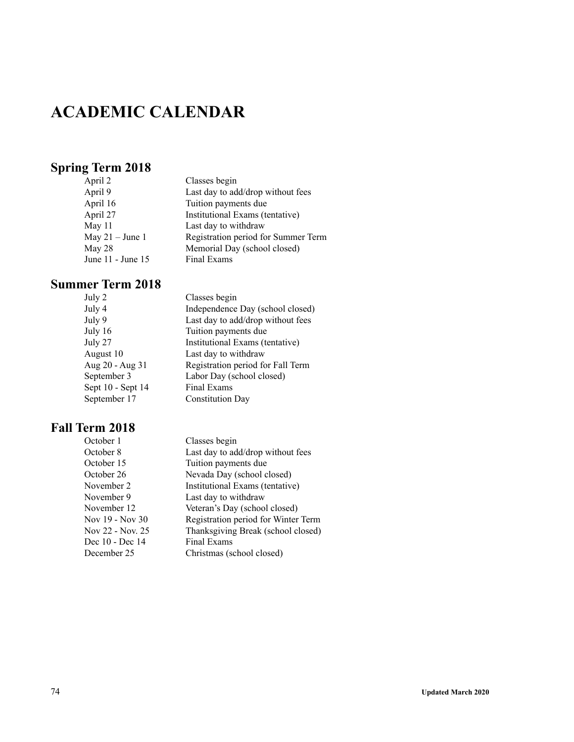# ACADEMIC CALENDAR

## Spring Term 2018

| | |
|---|---|
| April 2 | Classes begin |
| April 9 | Last day to add/drop without fees |
| April 16 | Tuition payments due |
| April 27 | Institutional Exams (tentative) |
| May 11 | Last day to withdraw |
| May 21 – June 1 | Registration period for Summer Term |
| May 28 | Memorial Day (school closed) |
| June 11 - June 15 | Final Exams |

## Summer Term 2018

| | |
|---|---|
| July 2 | Classes begin |
| July 4 | Independence Day (school closed) |
| July 9 | Last day to add/drop without fees |
| July 16 | Tuition payments due |
| July 27 | Institutional Exams (tentative) |
| August 10 | Last day to withdraw |
| Aug 20 - Aug 31 | Registration period for Fall Term |
| September 3 | Labor Day (school closed) |
| Sept 10 - Sept 14 | Final Exams |
| September 17 | Constitution Day |

## Fall Term 2018

| | |
|---|---|
| October 1 | Classes begin |
| October 8 | Last day to add/drop without fees |
| October 15 | Tuition payments due |
| October 26 | Nevada Day (school closed) |
| November 2 | Institutional Exams (tentative) |
| November 9 | Last day to withdraw |
| November 12 | Veteran's Day (school closed) |
| Nov 19 - Nov 30 | Registration period for Winter Term |
| Nov 22 - Nov. 25 | Thanksgiving Break (school closed) |
| Dec 10 - Dec 14 | Final Exams |
| December 25 | Christmas (school closed) |

**Updated March 2020**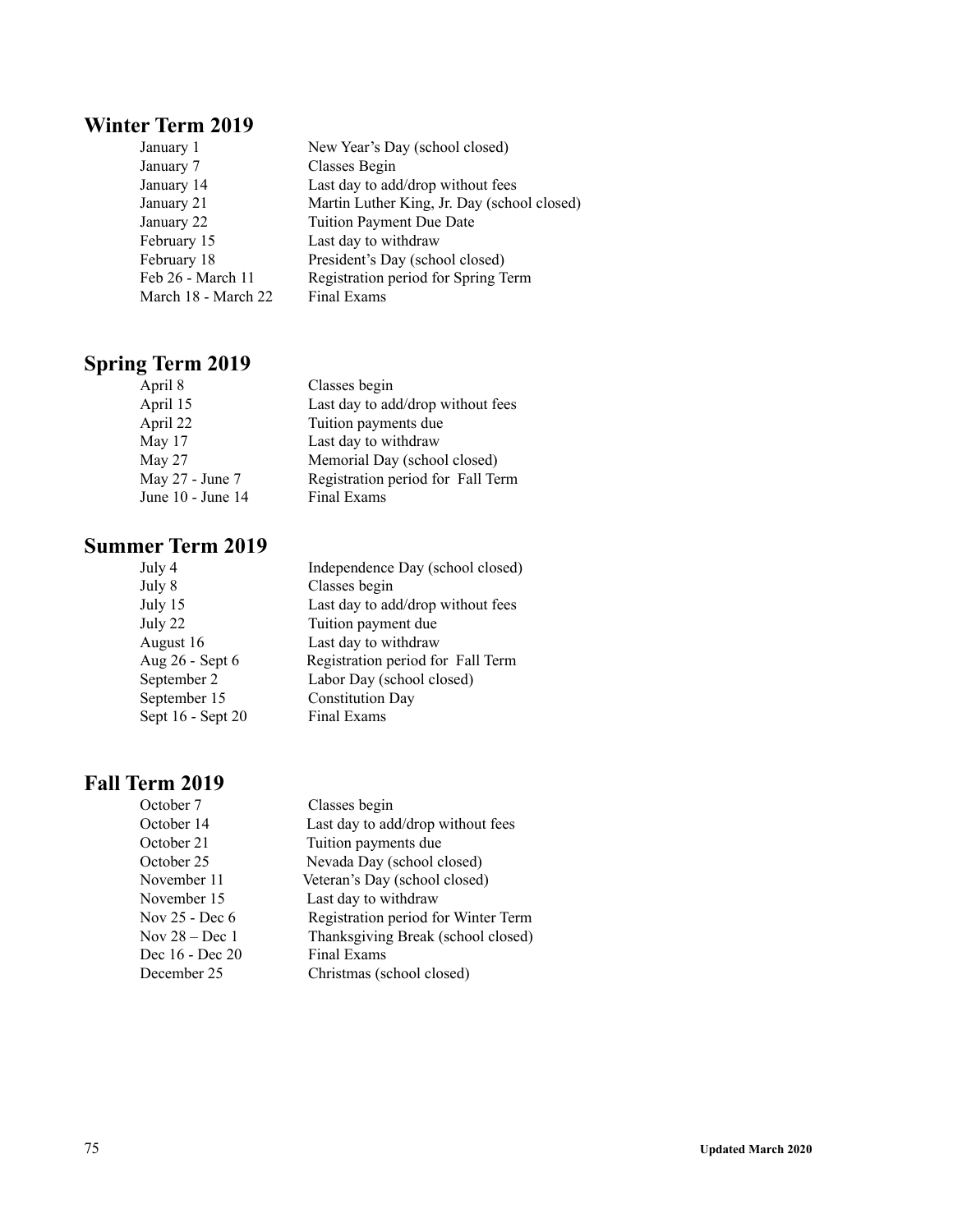## Winter Term 2019

| | |
|---|---|
| January 1 | New Year's Day (school closed) |
| January 7 | Classes Begin |
| January 14 | Last day to add/drop without fees |
| January 21 | Martin Luther King, Jr. Day (school closed) |
| January 22 | Tuition Payment Due Date |
| February 15 | Last day to withdraw |
| February 18 | President's Day (school closed) |
| Feb 26 - March 11 | Registration period for Spring Term |
| March 18 - March 22 | Final Exams |

## Spring Term 2019

| | |
|---|---|
| April 8 | Classes begin |
| April 15 | Last day to add/drop without fees |
| April 22 | Tuition payments due |
| May 17 | Last day to withdraw |
| May 27 | Memorial Day (school closed) |
| May 27 - June 7 | Registration period for Fall Term |
| June 10 - June 14 | Final Exams |

## Summer Term 2019

| | |
|---|---|
| July 4 | Independence Day (school closed) |
| July 8 | Classes begin |
| July 15 | Last day to add/drop without fees |
| July 22 | Tuition payment due |
| August 16 | Last day to withdraw |
| Aug 26 - Sept 6 | Registration period for Fall Term |
| September 2 | Labor Day (school closed) |
| September 15 | Constitution Day |
| Sept 16 - Sept 20 | Final Exams |

## Fall Term 2019

| | |
|---|---|
| October 7 | Classes begin |
| October 14 | Last day to add/drop without fees |
| October 21 | Tuition payments due |
| October 25 | Nevada Day (school closed) |
| November 11 | Veteran's Day (school closed) |
| November 15 | Last day to withdraw |
| Nov 25 - Dec 6 | Registration period for Winter Term |
| Nov 28 – Dec 1 | Thanksgiving Break (school closed) |
| Dec 16 - Dec 20 | Final Exams |
| December 25 | Christmas (school closed) |

**Updated March 2020**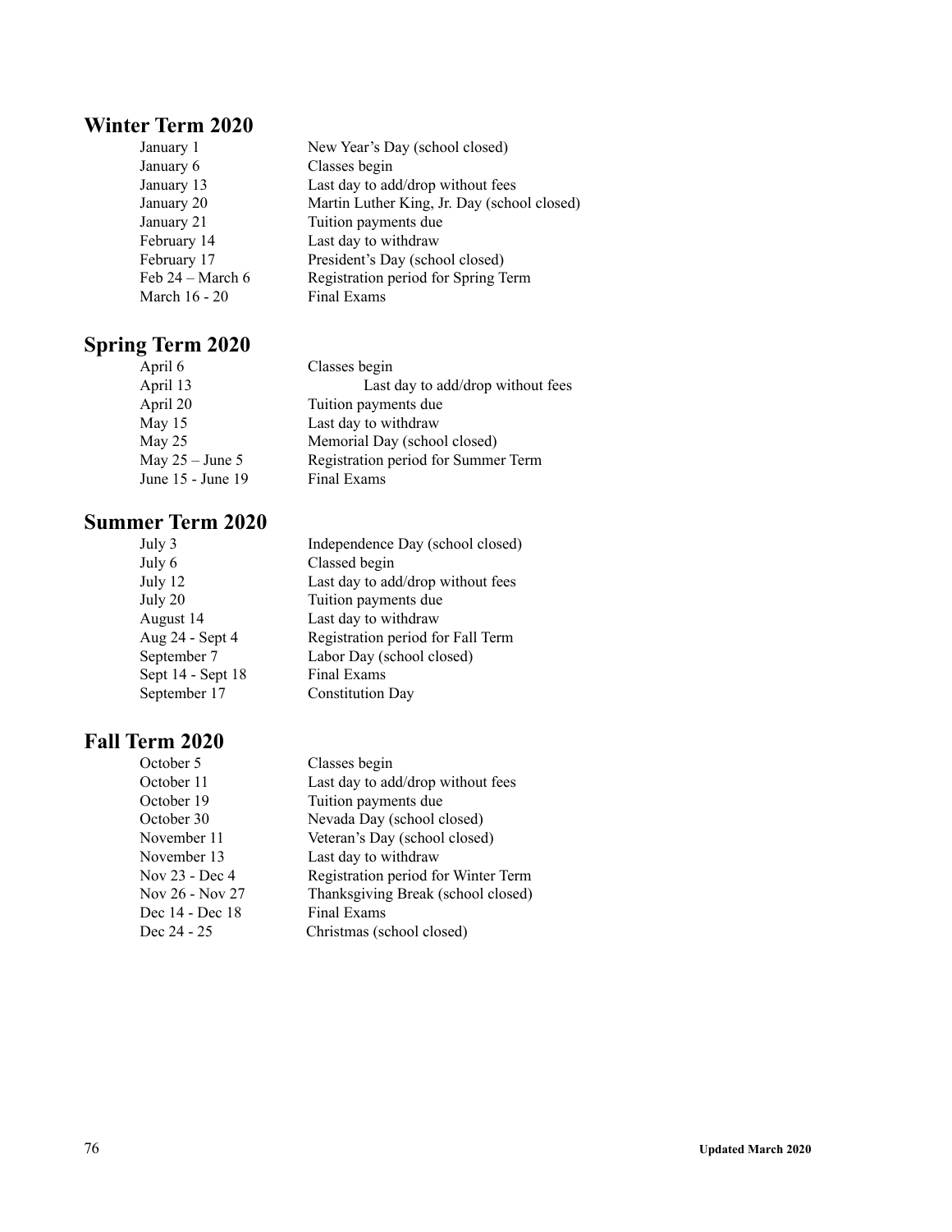## Winter Term 2020

| | |
|---|---|
| January 1 | New Year's Day (school closed) |
| January 6 | Classes begin |
| January 13 | Last day to add/drop without fees |
| January 20 | Martin Luther King, Jr. Day (school closed) |
| January 21 | Tuition payments due |
| February 14 | Last day to withdraw |
| February 17 | President's Day (school closed) |
| Feb 24 – March 6 | Registration period for Spring Term |
| March 16 - 20 | Final Exams |

## Spring Term 2020

| | |
|---|---|
| April 6 | Classes begin |
| April 13 | Last day to add/drop without fees |
| April 20 | Tuition payments due |
| May 15 | Last day to withdraw |
| May 25 | Memorial Day (school closed) |
| May 25 – June 5 | Registration period for Summer Term |
| June 15 - June 19 | Final Exams |

## Summer Term 2020

| | |
|---|---|
| July 3 | Independence Day (school closed) |
| July 6 | Classed begin |
| July 12 | Last day to add/drop without fees |
| July 20 | Tuition payments due |
| August 14 | Last day to withdraw |
| Aug 24 - Sept 4 | Registration period for Fall Term |
| September 7 | Labor Day (school closed) |
| Sept 14 - Sept 18 | Final Exams |
| September 17 | Constitution Day |

## Fall Term 2020

| | |
|---|---|
| October 5 | Classes begin |
| October 11 | Last day to add/drop without fees |
| October 19 | Tuition payments due |
| October 30 | Nevada Day (school closed) |
| November 11 | Veteran's Day (school closed) |
| November 13 | Last day to withdraw |
| Nov 23 - Dec 4 | Registration period for Winter Term |
| Nov 26 - Nov 27 | Thanksgiving Break (school closed) |
| Dec 14 - Dec 18 | Final Exams |
| Dec 24 - 25 | Christmas (school closed) |

**Updated March 2020**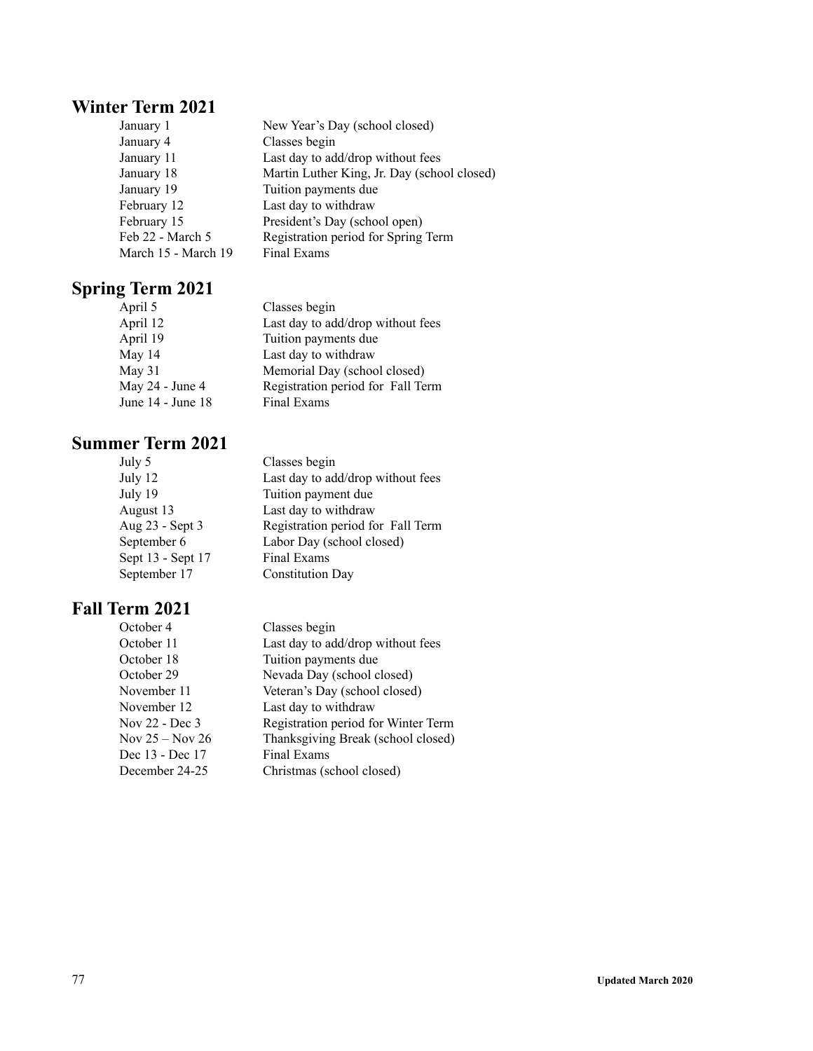## Winter Term 2021

| | |
|---|---|
| January 1 | New Year's Day (school closed) |
| January 4 | Classes begin |
| January 11 | Last day to add/drop without fees |
| January 18 | Martin Luther King, Jr. Day (school closed) |
| January 19 | Tuition payments due |
| February 12 | Last day to withdraw |
| February 15 | President's Day (school open) |
| Feb 22 - March 5 | Registration period for Spring Term |
| March 15 - March 19 | Final Exams |

## Spring Term 2021

| | |
|---|---|
| April 5 | Classes begin |
| April 12 | Last day to add/drop without fees |
| April 19 | Tuition payments due |
| May 14 | Last day to withdraw |
| May 31 | Memorial Day (school closed) |
| May 24 - June 4 | Registration period for Fall Term |
| June 14 - June 18 | Final Exams |

## Summer Term 2021

| | |
|---|---|
| July 5 | Classes begin |
| July 12 | Last day to add/drop without fees |
| July 19 | Tuition payment due |
| August 13 | Last day to withdraw |
| Aug 23 - Sept 3 | Registration period for Fall Term |
| September 6 | Labor Day (school closed) |
| Sept 13 - Sept 17 | Final Exams |
| September 17 | Constitution Day |

## Fall Term 2021

| | |
|---|---|
| October 4 | Classes begin |
| October 11 | Last day to add/drop without fees |
| October 18 | Tuition payments due |
| October 29 | Nevada Day (school closed) |
| November 11 | Veteran's Day (school closed) |
| November 12 | Last day to withdraw |
| Nov 22 - Dec 3 | Registration period for Winter Term |
| Nov 25 – Nov 26 | Thanksgiving Break (school closed) |
| Dec 13 - Dec 17 | Final Exams |
| December 24-25 | Christmas (school closed) |

**Updated March 2020**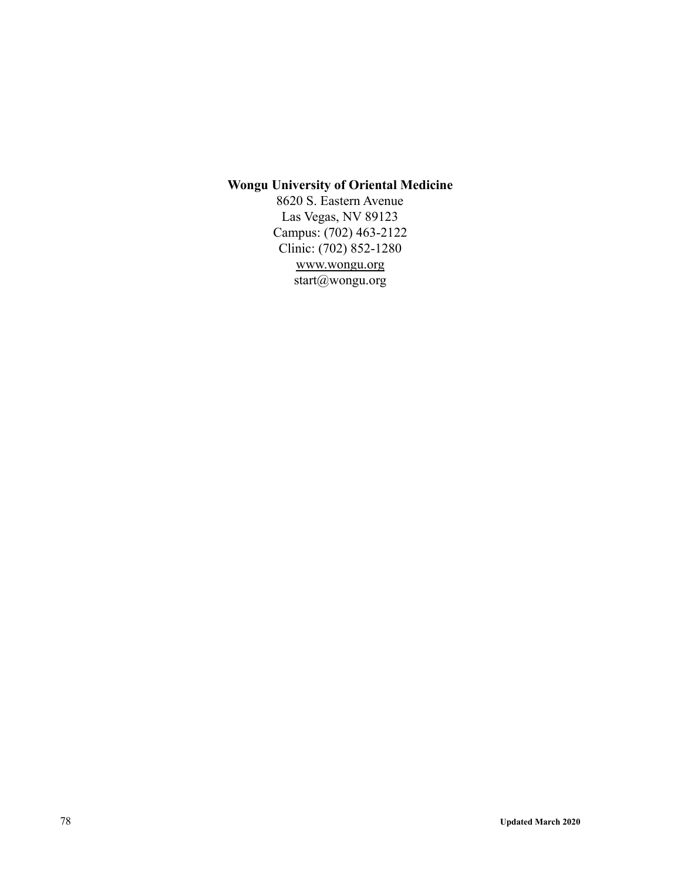**Wongu University of Oriental Medicine**
8620 S. Eastern Avenue
Las Vegas, NV 89123
Campus: (702) 463-2122
Clinic: (702) 852-1280
www.wongu.org
start@wongu.org